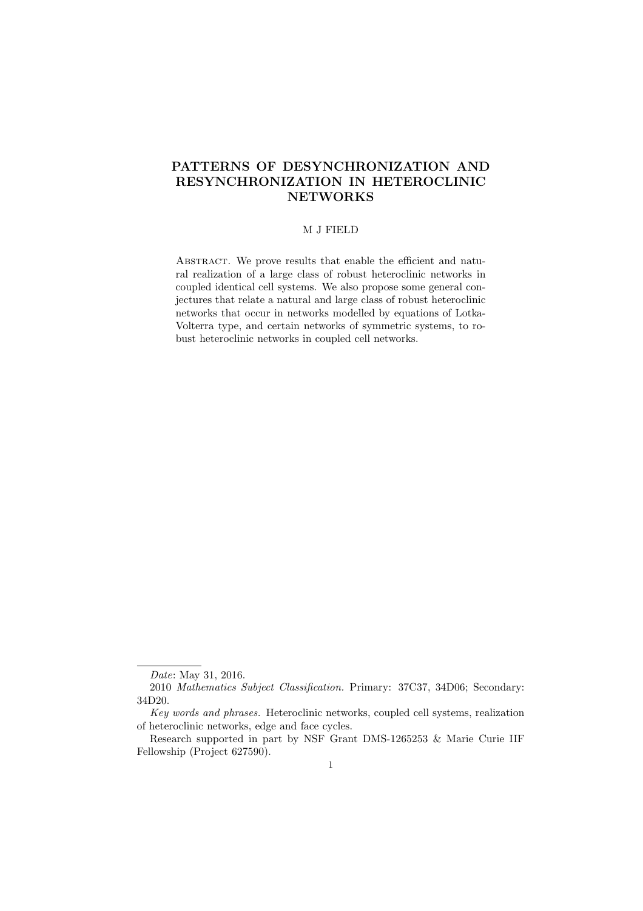# PATTERNS OF DESYNCHRONIZATION AND RESYNCHRONIZATION IN HETEROCLINIC NETWORKS

M J FIELD

Abstract. We prove results that enable the efficient and natural realization of a large class of robust heteroclinic networks in coupled identical cell systems. We also propose some general conjectures that relate a natural and large class of robust heteroclinic networks that occur in networks modelled by equations of Lotka-Volterra type, and certain networks of symmetric systems, to robust heteroclinic networks in coupled cell networks.

---

*Date*: May 31, 2016.

2010 *Mathematics Subject Classification.* Primary: 37C37, 34D06; Secondary: 34D20.

*Key words and phrases.* Heteroclinic networks, coupled cell systems, realization of heteroclinic networks, edge and face cycles.

Research supported in part by NSF Grant DMS-1265253 & Marie Curie IIF Fellowship (Project 627590).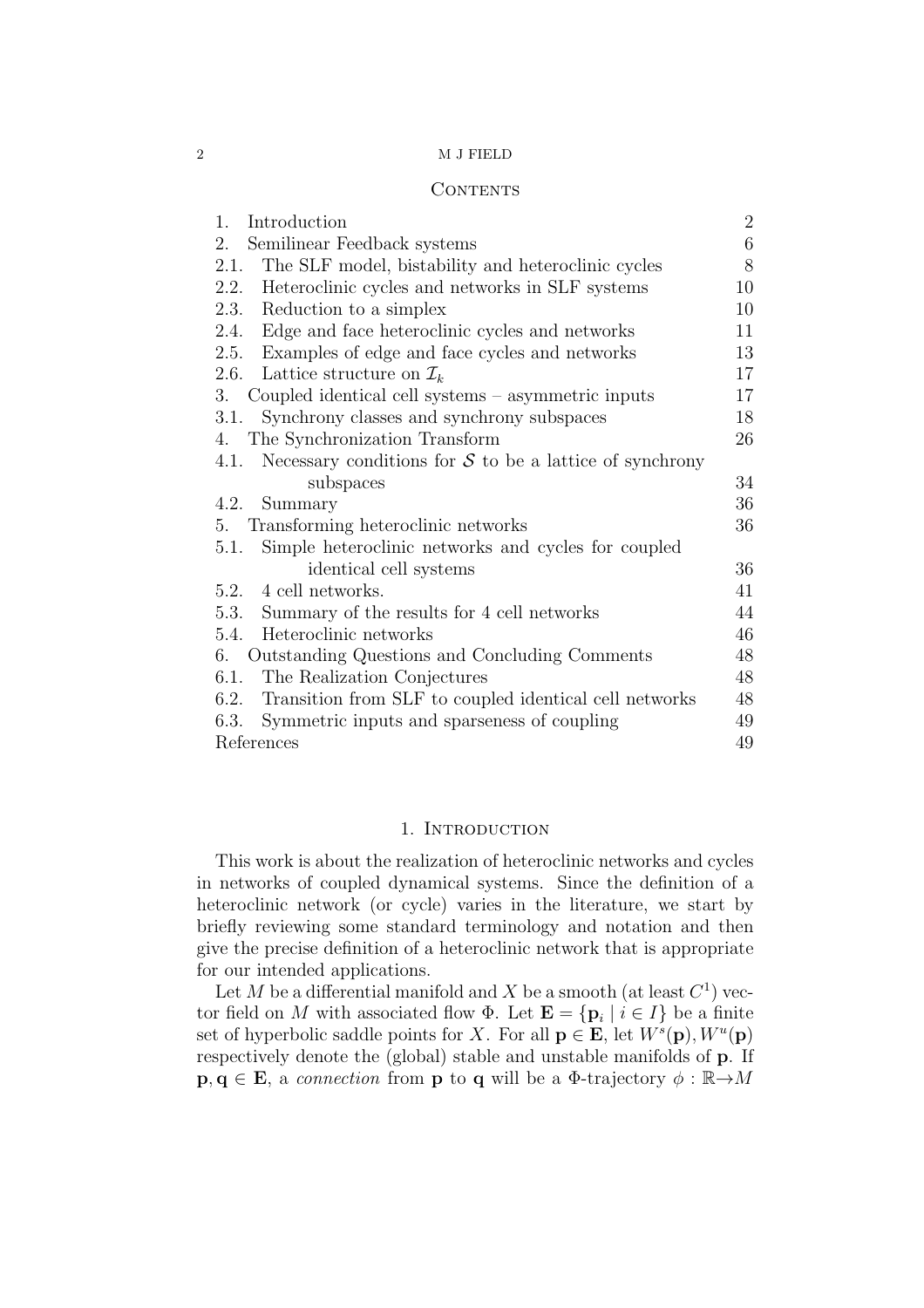## Contents

| | |
|---|---|
| 1. Introduction | 2 |
| 2. Semilinear Feedback systems | 6 |
| 2.1. The SLF model, bistability and heteroclinic cycles | 8 |
| 2.2. Heteroclinic cycles and networks in SLF systems | 10 |
| 2.3. Reduction to a simplex | 10 |
| 2.4. Edge and face heteroclinic cycles and networks | 11 |
| 2.5. Examples of edge and face cycles and networks | 13 |
| 2.6. Lattice structure on $\mathcal{I}_k$ | 17 |
| 3. Coupled identical cell systems – asymmetric inputs | 17 |
| 3.1. Synchrony classes and synchrony subspaces | 18 |
| 4. The Synchronization Transform | 26 |
| 4.1. Necessary conditions for $\mathcal{S}$ to be a lattice of synchrony subspaces | 34 |
| 4.2. Summary | 36 |
| 5. Transforming heteroclinic networks | 36 |
| 5.1. Simple heteroclinic networks and cycles for coupled identical cell systems | 36 |
| 5.2. 4 cell networks. | 41 |
| 5.3. Summary of the results for 4 cell networks | 44 |
| 5.4. Heteroclinic networks | 46 |
| 6. Outstanding Questions and Concluding Comments | 48 |
| 6.1. The Realization Conjectures | 48 |
| 6.2. Transition from SLF to coupled identical cell networks | 48 |
| 6.3. Symmetric inputs and sparseness of coupling | 49 |
| References | 49 |

## 1. Introduction

This work is about the realization of heteroclinic networks and cycles in networks of coupled dynamical systems. Since the definition of a heteroclinic network (or cycle) varies in the literature, we start by briefly reviewing some standard terminology and notation and then give the precise definition of a heteroclinic network that is appropriate for our intended applications.

Let $M$ be a differential manifold and $X$ be a smooth (at least $C^1$) vector field on $M$ with associated flow $\Phi$. Let $\mathbf{E} = \{\mathbf{p}_i \mid i \in I\}$ be a finite set of hyperbolic saddle points for $X$. For all $\mathbf{p} \in \mathbf{E}$, let $W^s(\mathbf{p}), W^u(\mathbf{p})$ respectively denote the (global) stable and unstable manifolds of $\mathbf{p}$. If $\mathbf{p}, \mathbf{q} \in \mathbf{E}$, a *connection* from $\mathbf{p}$ to $\mathbf{q}$ will be a $\Phi$-trajectory $\phi : \mathbb{R} \rightarrow M$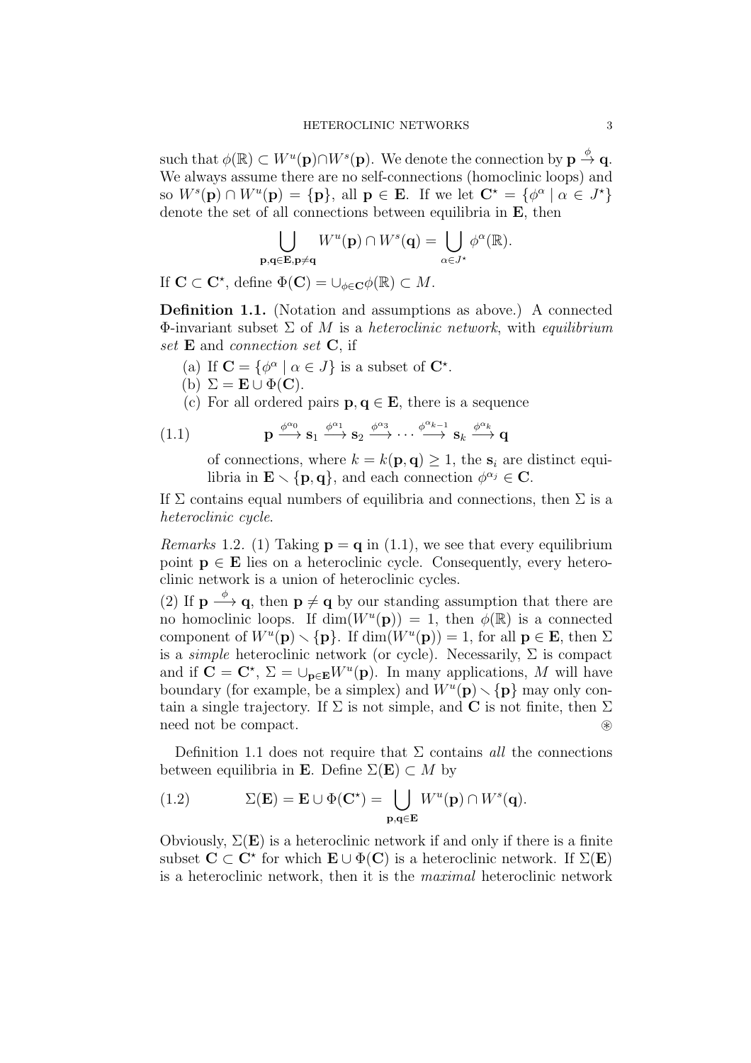such that $\phi(\mathbb{R}) \subset W^u(\mathbf{p}) \cap W^s(\mathbf{p})$. We denote the connection by $\mathbf{p} \overset{\phi}{\to} \mathbf{q}$. We always assume there are no self-connections (homoclinic loops) and so $W^s(\mathbf{p}) \cap W^u(\mathbf{p}) = \{\mathbf{p}\}$, all $\mathbf{p} \in \mathbf{E}$. If we let $\mathbf{C}^\star = \{\phi^\alpha \mid \alpha \in J^\star\}$ denote the set of all connections between equilibria in $\mathbf{E}$, then

$$\bigcup_{\mathbf{p},\mathbf{q} \in \mathbf{E}, \mathbf{p} \neq \mathbf{q}} W^u(\mathbf{p}) \cap W^s(\mathbf{q}) = \bigcup_{\alpha \in J^\star} \phi^\alpha(\mathbb{R}).$$

If $\mathbf{C} \subset \mathbf{C}^\star$, define $\Phi(\mathbf{C}) = \cup_{\phi \in \mathbf{C}} \phi(\mathbb{R}) \subset M$.

**Definition 1.1.** (Notation and assumptions as above.) A connected $\Phi$-invariant subset $\Sigma$ of $M$ is a *heteroclinic network*, with *equilibrium set* $\mathbf{E}$ and *connection set* $\mathbf{C}$, if

(a) If $\mathbf{C} = \{\phi^\alpha \mid \alpha \in J\}$ is a subset of $\mathbf{C}^\star$.

(b) $\Sigma = \mathbf{E} \cup \Phi(\mathbf{C})$.

(c) For all ordered pairs $\mathbf{p}, \mathbf{q} \in \mathbf{E}$, there is a sequence

$$\mathbf{p} \xrightarrow{\phi^{\alpha_0}} \mathbf{s}_1 \xrightarrow{\phi^{\alpha_1}} \mathbf{s}_2 \xrightarrow{\phi^{\alpha_3}} \cdots \xrightarrow{\phi^{\alpha_{k-1}}} \mathbf{s}_k \xrightarrow{\phi^{\alpha_k}} \mathbf{q} \tag{1.1}$$

of connections, where $k = k(\mathbf{p}, \mathbf{q}) \geq 1$, the $\mathbf{s}_i$ are distinct equilibria in $\mathbf{E} \smallsetminus \{\mathbf{p}, \mathbf{q}\}$, and each connection $\phi^{\alpha_j} \in \mathbf{C}$.

If $\Sigma$ contains equal numbers of equilibria and connections, then $\Sigma$ is a *heteroclinic cycle*.

*Remarks* 1.2. (1) Taking $\mathbf{p} = \mathbf{q}$ in (1.1), we see that every equilibrium point $\mathbf{p} \in \mathbf{E}$ lies on a heteroclinic cycle. Consequently, every heteroclinic network is a union of heteroclinic cycles.

(2) If $\mathbf{p} \xrightarrow{\phi} \mathbf{q}$, then $\mathbf{p} \neq \mathbf{q}$ by our standing assumption that there are no homoclinic loops. If $\dim(W^u(\mathbf{p})) = 1$, then $\phi(\mathbb{R})$ is a connected component of $W^u(\mathbf{p}) \smallsetminus \{\mathbf{p}\}$. If $\dim(W^u(\mathbf{p})) = 1$, for all $\mathbf{p} \in \mathbf{E}$, then $\Sigma$ is a *simple* heteroclinic network (or cycle). Necessarily, $\Sigma$ is compact and if $\mathbf{C} = \mathbf{C}^\star$, $\Sigma = \cup_{\mathbf{p} \in \mathbf{E}} W^u(\mathbf{p})$. In many applications, $M$ will have boundary (for example, be a simplex) and $W^u(\mathbf{p}) \smallsetminus \{\mathbf{p}\}$ may only contain a single trajectory. If $\Sigma$ is not simple, and $\mathbf{C}$ is not finite, then $\Sigma$ need not be compact. ⊛

Definition 1.1 does not require that $\Sigma$ contains *all* the connections between equilibria in $\mathbf{E}$. Define $\Sigma(\mathbf{E}) \subset M$ by

$$\Sigma(\mathbf{E}) = \mathbf{E} \cup \Phi(\mathbf{C}^\star) = \bigcup_{\mathbf{p},\mathbf{q} \in \mathbf{E}} W^u(\mathbf{p}) \cap W^s(\mathbf{q}). \tag{1.2}$$

Obviously, $\Sigma(\mathbf{E})$ is a heteroclinic network if and only if there is a finite subset $\mathbf{C} \subset \mathbf{C}^\star$ for which $\mathbf{E} \cup \Phi(\mathbf{C})$ is a heteroclinic network. If $\Sigma(\mathbf{E})$ is a heteroclinic network, then it is the *maximal* heteroclinic network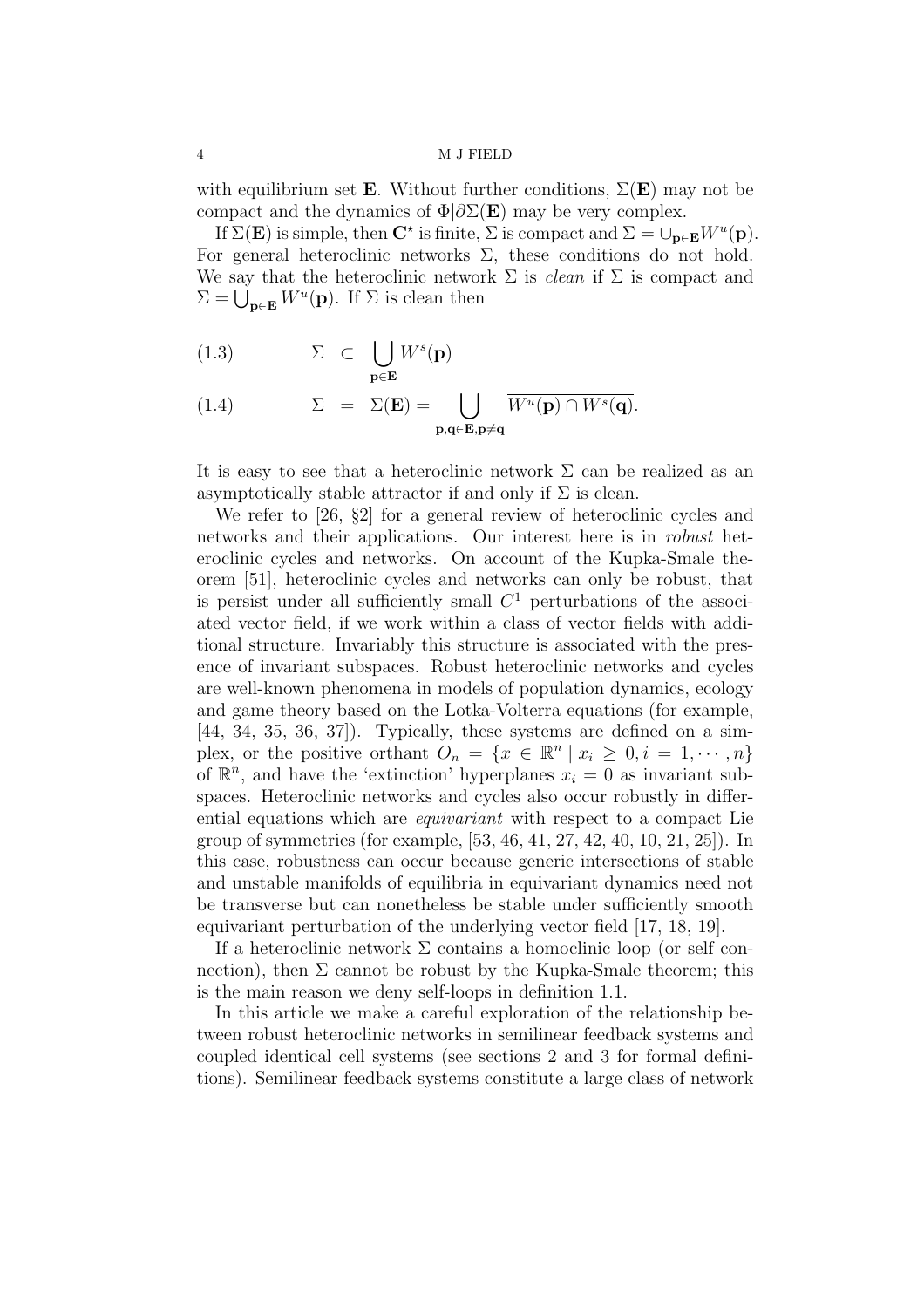with equilibrium set $\mathbf{E}$. Without further conditions, $\Sigma(\mathbf{E})$ may not be compact and the dynamics of $\Phi|\partial\Sigma(\mathbf{E})$ may be very complex.

If $\Sigma(\mathbf{E})$ is simple, then $\mathbf{C}^\star$ is finite, $\Sigma$ is compact and $\Sigma = \cup_{\mathbf{p}\in\mathbf{E}} W^u(\mathbf{p})$. For general heteroclinic networks $\Sigma$, these conditions do not hold. We say that the heteroclinic network $\Sigma$ is *clean* if $\Sigma$ is compact and $\Sigma = \bigcup_{\mathbf{p}\in\mathbf{E}} W^u(\mathbf{p})$. If $\Sigma$ is clean then

$$\Sigma \subset \bigcup_{\mathbf{p}\in\mathbf{E}} W^s(\mathbf{p}) \tag{1.3}$$

$$\Sigma = \Sigma(\mathbf{E}) = \bigcup_{\mathbf{p},\mathbf{q}\in\mathbf{E},\mathbf{p}\neq\mathbf{q}} \overline{W^u(\mathbf{p}) \cap W^s(\mathbf{q})}. \tag{1.4}$$

It is easy to see that a heteroclinic network $\Sigma$ can be realized as an asymptotically stable attractor if and only if $\Sigma$ is clean.

We refer to [26, §2] for a general review of heteroclinic cycles and networks and their applications. Our interest here is in *robust* heteroclinic cycles and networks. On account of the Kupka-Smale theorem [51], heteroclinic cycles and networks can only be robust, that is persist under all sufficiently small $C^1$ perturbations of the associated vector field, if we work within a class of vector fields with additional structure. Invariably this structure is associated with the presence of invariant subspaces. Robust heteroclinic networks and cycles are well-known phenomena in models of population dynamics, ecology and game theory based on the Lotka-Volterra equations (for example, [44, 34, 35, 36, 37]). Typically, these systems are defined on a simplex, or the positive orthant $O_n = \{x \in \mathbb{R}^n \mid x_i \geq 0, i = 1, \cdots, n\}$ of $\mathbb{R}^n$, and have the 'extinction' hyperplanes $x_i = 0$ as invariant subspaces. Heteroclinic networks and cycles also occur robustly in differential equations which are *equivariant* with respect to a compact Lie group of symmetries (for example, [53, 46, 41, 27, 42, 40, 10, 21, 25]). In this case, robustness can occur because generic intersections of stable and unstable manifolds of equilibria in equivariant dynamics need not be transverse but can nonetheless be stable under sufficiently smooth equivariant perturbation of the underlying vector field [17, 18, 19].

If a heteroclinic network $\Sigma$ contains a homoclinic loop (or self connection), then $\Sigma$ cannot be robust by the Kupka-Smale theorem; this is the main reason we deny self-loops in definition 1.1.

In this article we make a careful exploration of the relationship between robust heteroclinic networks in semilinear feedback systems and coupled identical cell systems (see sections 2 and 3 for formal definitions). Semilinear feedback systems constitute a large class of network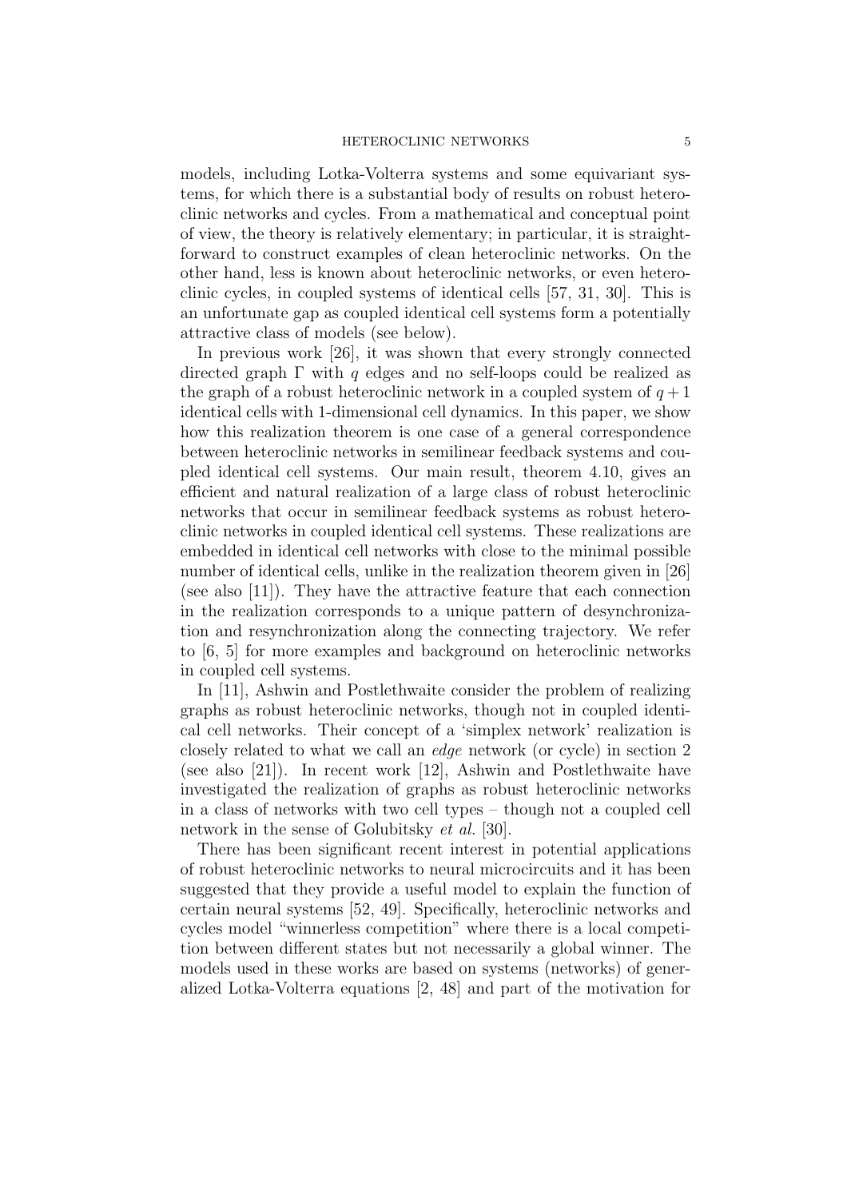models, including Lotka-Volterra systems and some equivariant systems, for which there is a substantial body of results on robust heteroclinic networks and cycles. From a mathematical and conceptual point of view, the theory is relatively elementary; in particular, it is straightforward to construct examples of clean heteroclinic networks. On the other hand, less is known about heteroclinic networks, or even heteroclinic cycles, in coupled systems of identical cells [57, 31, 30]. This is an unfortunate gap as coupled identical cell systems form a potentially attractive class of models (see below).

In previous work [26], it was shown that every strongly connected directed graph $\Gamma$ with $q$ edges and no self-loops could be realized as the graph of a robust heteroclinic network in a coupled system of $q+1$ identical cells with 1-dimensional cell dynamics. In this paper, we show how this realization theorem is one case of a general correspondence between heteroclinic networks in semilinear feedback systems and coupled identical cell systems. Our main result, theorem 4.10, gives an efficient and natural realization of a large class of robust heteroclinic networks that occur in semilinear feedback systems as robust heteroclinic networks in coupled identical cell systems. These realizations are embedded in identical cell networks with close to the minimal possible number of identical cells, unlike in the realization theorem given in [26] (see also [11]). They have the attractive feature that each connection in the realization corresponds to a unique pattern of desynchronization and resynchronization along the connecting trajectory. We refer to [6, 5] for more examples and background on heteroclinic networks in coupled cell systems.

In [11], Ashwin and Postlethwaite consider the problem of realizing graphs as robust heteroclinic networks, though not in coupled identical cell networks. Their concept of a 'simplex network' realization is closely related to what we call an *edge* network (or cycle) in section 2 (see also [21]). In recent work [12], Ashwin and Postlethwaite have investigated the realization of graphs as robust heteroclinic networks in a class of networks with two cell types – though not a coupled cell network in the sense of Golubitsky *et al.* [30].

There has been significant recent interest in potential applications of robust heteroclinic networks to neural microcircuits and it has been suggested that they provide a useful model to explain the function of certain neural systems [52, 49]. Specifically, heteroclinic networks and cycles model "winnerless competition" where there is a local competition between different states but not necessarily a global winner. The models used in these works are based on systems (networks) of generalized Lotka-Volterra equations [2, 48] and part of the motivation for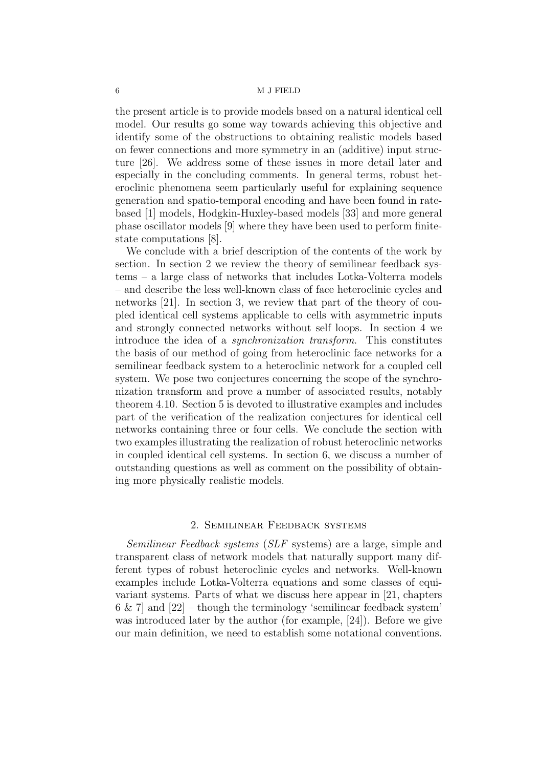the present article is to provide models based on a natural identical cell model. Our results go some way towards achieving this objective and identify some of the obstructions to obtaining realistic models based on fewer connections and more symmetry in an (additive) input structure [26]. We address some of these issues in more detail later and especially in the concluding comments. In general terms, robust heteroclinic phenomena seem particularly useful for explaining sequence generation and spatio-temporal encoding and have been found in rate-based [1] models, Hodgkin-Huxley-based models [33] and more general phase oscillator models [9] where they have been used to perform finite-state computations [8].

We conclude with a brief description of the contents of the work by section. In section 2 we review the theory of semilinear feedback systems – a large class of networks that includes Lotka-Volterra models – and describe the less well-known class of face heteroclinic cycles and networks [21]. In section 3, we review that part of the theory of coupled identical cell systems applicable to cells with asymmetric inputs and strongly connected networks without self loops. In section 4 we introduce the idea of a *synchronization transform*. This constitutes the basis of our method of going from heteroclinic face networks for a semilinear feedback system to a heteroclinic network for a coupled cell system. We pose two conjectures concerning the scope of the synchronization transform and prove a number of associated results, notably theorem 4.10. Section 5 is devoted to illustrative examples and includes part of the verification of the realization conjectures for identical cell networks containing three or four cells. We conclude the section with two examples illustrating the realization of robust heteroclinic networks in coupled identical cell systems. In section 6, we discuss a number of outstanding questions as well as comment on the possibility of obtaining more physically realistic models.

## 2. Semilinear Feedback systems

*Semilinear Feedback systems* (*SLF* systems) are a large, simple and transparent class of network models that naturally support many different types of robust heteroclinic cycles and networks. Well-known examples include Lotka-Volterra equations and some classes of equivariant systems. Parts of what we discuss here appear in [21, chapters 6 & 7] and [22] – though the terminology 'semilinear feedback system' was introduced later by the author (for example, [24]). Before we give our main definition, we need to establish some notational conventions.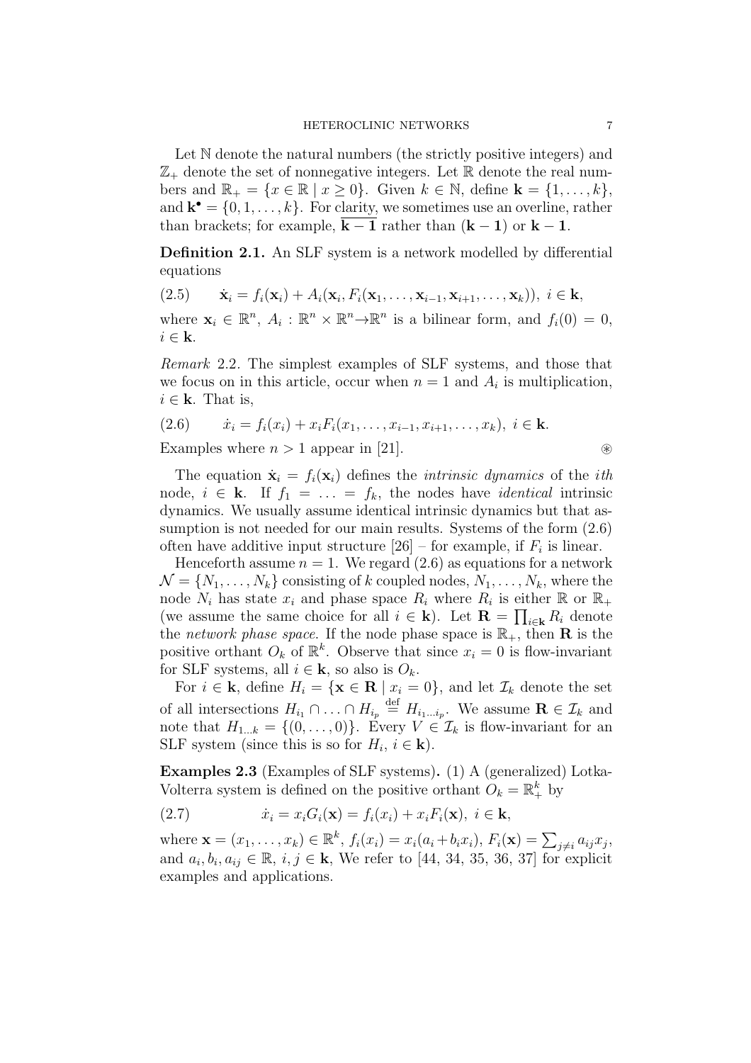Let $\mathbb{N}$ denote the natural numbers (the strictly positive integers) and $\mathbb{Z}_+$ denote the set of nonnegative integers. Let $\mathbb{R}$ denote the real numbers and $\mathbb{R}_+ = \{x \in \mathbb{R} \mid x \geq 0\}$. Given $k \in \mathbb{N}$, define $\mathbf{k} = \{1, \ldots, k\}$, and $\mathbf{k}^\bullet = \{0, 1, \ldots, k\}$. For clarity, we sometimes use an overline, rather than brackets; for example, $\overline{\mathbf{k}-\mathbf{1}}$ rather than $(\mathbf{k}-\mathbf{1})$ or $\mathbf{k}-\mathbf{1}$.

**Definition 2.1.** An SLF system is a network modelled by differential equations

$$\dot{\mathbf{x}}_i = f_i(\mathbf{x}_i) + A_i(\mathbf{x}_i, F_i(\mathbf{x}_1, \ldots, \mathbf{x}_{i-1}, \mathbf{x}_{i+1}, \ldots, \mathbf{x}_k)),\ i \in \mathbf{k}, \tag{2.5}$$

where $\mathbf{x}_i \in \mathbb{R}^n$, $A_i : \mathbb{R}^n \times \mathbb{R}^n \to \mathbb{R}^n$ is a bilinear form, and $f_i(0) = 0$, $i \in \mathbf{k}$.

*Remark* 2.2. The simplest examples of SLF systems, and those that we focus on in this article, occur when $n = 1$ and $A_i$ is multiplication, $i \in \mathbf{k}$. That is,

$$\dot{x}_i = f_i(x_i) + x_i F_i(x_1, \ldots, x_{i-1}, x_{i+1}, \ldots, x_k),\ i \in \mathbf{k}. \tag{2.6}$$

Examples where $n > 1$ appear in [21]. ⊛

The equation $\dot{\mathbf{x}}_i = f_i(\mathbf{x}_i)$ defines the *intrinsic dynamics* of the *ith* node, $i \in \mathbf{k}$. If $f_1 = \ldots = f_k$, the nodes have *identical* intrinsic dynamics. We usually assume identical intrinsic dynamics but that assumption is not needed for our main results. Systems of the form (2.6) often have additive input structure [26] – for example, if $F_i$ is linear.

Henceforth assume $n = 1$. We regard (2.6) as equations for a network $\mathcal{N} = \{N_1, \ldots, N_k\}$ consisting of $k$ coupled nodes, $N_1, \ldots, N_k$, where the node $N_i$ has state $x_i$ and phase space $R_i$ where $R_i$ is either $\mathbb{R}$ or $\mathbb{R}_+$ (we assume the same choice for all $i \in \mathbf{k}$). Let $\mathbf{R} = \prod_{i \in \mathbf{k}} R_i$ denote the *network phase space*. If the node phase space is $\mathbb{R}_+$, then $\mathbf{R}$ is the positive orthant $O_k$ of $\mathbb{R}^k$. Observe that since $x_i = 0$ is flow-invariant for SLF systems, all $i \in \mathbf{k}$, so also is $O_k$.

For $i \in \mathbf{k}$, define $H_i = \{\mathbf{x} \in \mathbf{R} \mid x_i = 0\}$, and let $\mathcal{I}_k$ denote the set of all intersections $H_{i_1} \cap \ldots \cap H_{i_p} \stackrel{\text{def}}{=} H_{i_1 \ldots i_p}$. We assume $\mathbf{R} \in \mathcal{I}_k$ and note that $H_{1\ldots k} = \{(0, \ldots, 0)\}$. Every $V \in \mathcal{I}_k$ is flow-invariant for an SLF system (since this is so for $H_i$, $i \in \mathbf{k}$).

**Examples 2.3** (Examples of SLF systems)**.** (1) A (generalized) Lotka-Volterra system is defined on the positive orthant $O_k = \mathbb{R}^k_+$ by

$$\dot{x}_i = x_i G_i(\mathbf{x}) = f_i(x_i) + x_i F_i(\mathbf{x}),\ i \in \mathbf{k}, \tag{2.7}$$

where $\mathbf{x} = (x_1, \ldots, x_k) \in \mathbb{R}^k$, $f_i(x_i) = x_i(a_i + b_i x_i)$, $F_i(\mathbf{x}) = \sum_{j \neq i} a_{ij} x_j$, and $a_i, b_i, a_{ij} \in \mathbb{R}$, $i, j \in \mathbf{k}$, We refer to [44, 34, 35, 36, 37] for explicit examples and applications.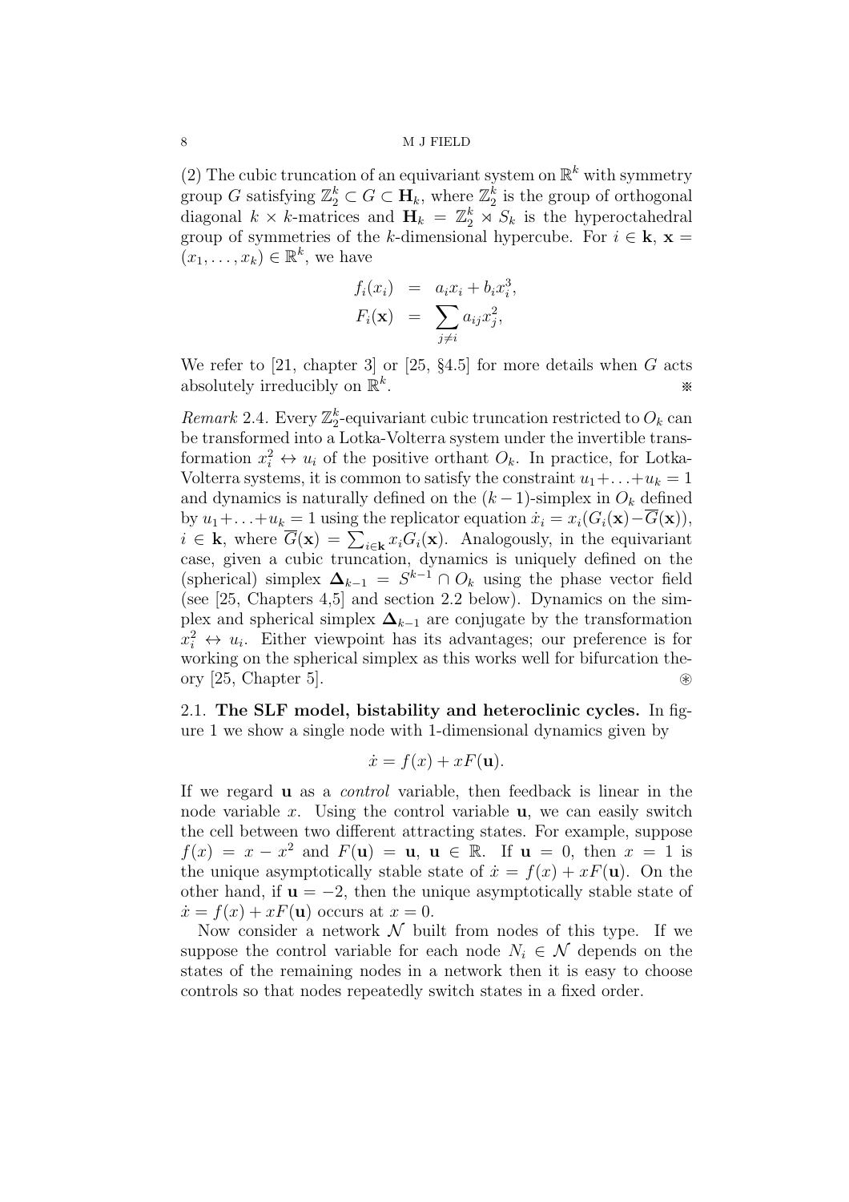(2) The cubic truncation of an equivariant system on $\mathbb{R}^k$ with symmetry group $G$ satisfying $\mathbb{Z}_2^k \subset G \subset \mathbf{H}_k$, where $\mathbb{Z}_2^k$ is the group of orthogonal diagonal $k \times k$-matrices and $\mathbf{H}_k = \mathbb{Z}_2^k \rtimes S_k$ is the hyperoctahedral group of symmetries of the $k$-dimensional hypercube. For $i \in \mathbf{k}$, $\mathbf{x} = (x_1, \ldots, x_k) \in \mathbb{R}^k$, we have

$$
\begin{aligned}
f_i(x_i) &= a_i x_i + b_i x_i^3, \\
F_i(\mathbf{x}) &= \sum_{j \neq i} a_{ij} x_j^2,
\end{aligned}
$$

We refer to [21, chapter 3] or [25, §4.5] for more details when $G$ acts absolutely irreducibly on $\mathbb{R}^k$. ※

*Remark* 2.4. Every $\mathbb{Z}_2^k$-equivariant cubic truncation restricted to $O_k$ can be transformed into a Lotka-Volterra system under the invertible transformation $x_i^2 \leftrightarrow u_i$ of the positive orthant $O_k$. In practice, for Lotka-Volterra systems, it is common to satisfy the constraint $u_1 + \ldots + u_k = 1$ and dynamics is naturally defined on the $(k-1)$-simplex in $O_k$ defined by $u_1 + \ldots + u_k = 1$ using the replicator equation $\dot{x}_i = x_i(G_i(\mathbf{x}) - \overline{G}(\mathbf{x}))$, $i \in \mathbf{k}$, where $\overline{G}(\mathbf{x}) = \sum_{i \in \mathbf{k}} x_i G_i(\mathbf{x})$. Analogously, in the equivariant case, given a cubic truncation, dynamics is uniquely defined on the (spherical) simplex $\mathbf{\Delta}_{k-1} = S^{k-1} \cap O_k$ using the phase vector field (see [25, Chapters 4,5] and section 2.2 below). Dynamics on the simplex and spherical simplex $\mathbf{\Delta}_{k-1}$ are conjugate by the transformation $x_i^2 \leftrightarrow u_i$. Either viewpoint has its advantages; our preference is for working on the spherical simplex as this works well for bifurcation theory [25, Chapter 5]. ⊛

### 2.1. The SLF model, bistability and heteroclinic cycles.

In figure 1 we show a single node with 1-dimensional dynamics given by

$$
\dot{x} = f(x) + xF(\mathbf{u}).
$$

If we regard $\mathbf{u}$ as a *control* variable, then feedback is linear in the node variable $x$. Using the control variable $\mathbf{u}$, we can easily switch the cell between two different attracting states. For example, suppose $f(x) = x - x^2$ and $F(\mathbf{u}) = \mathbf{u}$, $\mathbf{u} \in \mathbb{R}$. If $\mathbf{u} = 0$, then $x = 1$ is the unique asymptotically stable state of $\dot{x} = f(x) + xF(\mathbf{u})$. On the other hand, if $\mathbf{u} = -2$, then the unique asymptotically stable state of $\dot{x} = f(x) + xF(\mathbf{u})$ occurs at $x = 0$.

Now consider a network $\mathcal{N}$ built from nodes of this type. If we suppose the control variable for each node $N_i \in \mathcal{N}$ depends on the states of the remaining nodes in a network then it is easy to choose controls so that nodes repeatedly switch states in a fixed order.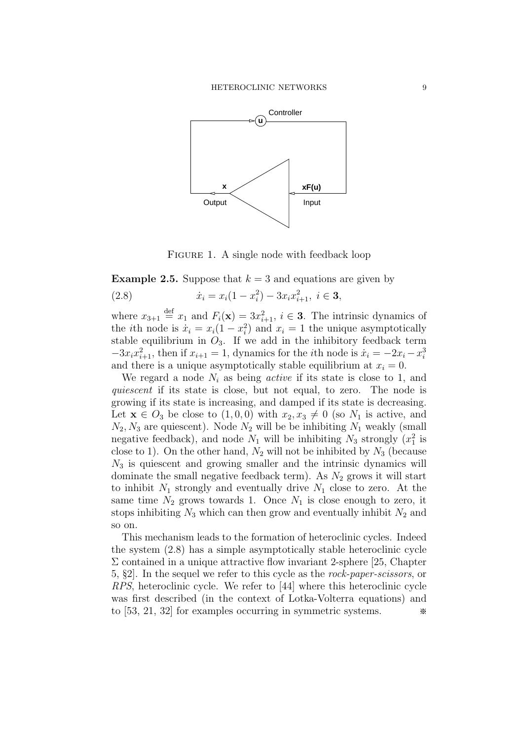FIGURE 1. A single node with feedback loop

**Example 2.5.** Suppose that $k = 3$ and equations are given by

$$\dot{x}_i = x_i(1 - x_i^2) - 3x_i x_{i+1}^2, \ i \in \mathbf{3}, \tag{2.8}$$

where $x_{3+1} \stackrel{\text{def}}{=} x_1$ and $F_i(\mathbf{x}) = 3x_{i+1}^2$, $i \in \mathbf{3}$. The intrinsic dynamics of the $i$th node is $\dot{x}_i = x_i(1 - x_i^2)$ and $x_i = 1$ the unique asymptotically stable equilibrium in $O_3$. If we add in the inhibitory feedback term $-3x_i x_{i+1}^2$, then if $x_{i+1} = 1$, dynamics for the $i$th node is $\dot{x}_i = -2x_i - x_i^3$ and there is a unique asymptotically stable equilibrium at $x_i = 0$.

We regard a node $N_i$ as being *active* if its state is close to 1, and *quiescent* if its state is close, but not equal, to zero. The node is growing if its state is increasing, and damped if its state is decreasing. Let $\mathbf{x} \in O_3$ be close to $(1, 0, 0)$ with $x_2, x_3 \neq 0$ (so $N_1$ is active, and $N_2, N_3$ are quiescent). Node $N_2$ will be be inhibiting $N_1$ weakly (small negative feedback), and node $N_1$ will be inhibiting $N_3$ strongly ($x_1^2$ is close to 1). On the other hand, $N_2$ will not be inhibited by $N_3$ (because $N_3$ is quiescent and growing smaller and the intrinsic dynamics will dominate the small negative feedback term). As $N_2$ grows it will start to inhibit $N_1$ strongly and eventually drive $N_1$ close to zero. At the same time $N_2$ grows towards 1. Once $N_1$ is close enough to zero, it stops inhibiting $N_3$ which can then grow and eventually inhibit $N_2$ and so on.

This mechanism leads to the formation of heteroclinic cycles. Indeed the system (2.8) has a simple asymptotically stable heteroclinic cycle $\Sigma$ contained in a unique attractive flow invariant 2-sphere [25, Chapter 5, §2]. In the sequel we refer to this cycle as the *rock-paper-scissors*, or *RPS*, heteroclinic cycle. We refer to [44] where this heteroclinic cycle was first described (in the context of Lotka-Volterra equations) and to [53, 21, 32] for examples occurring in symmetric systems. ※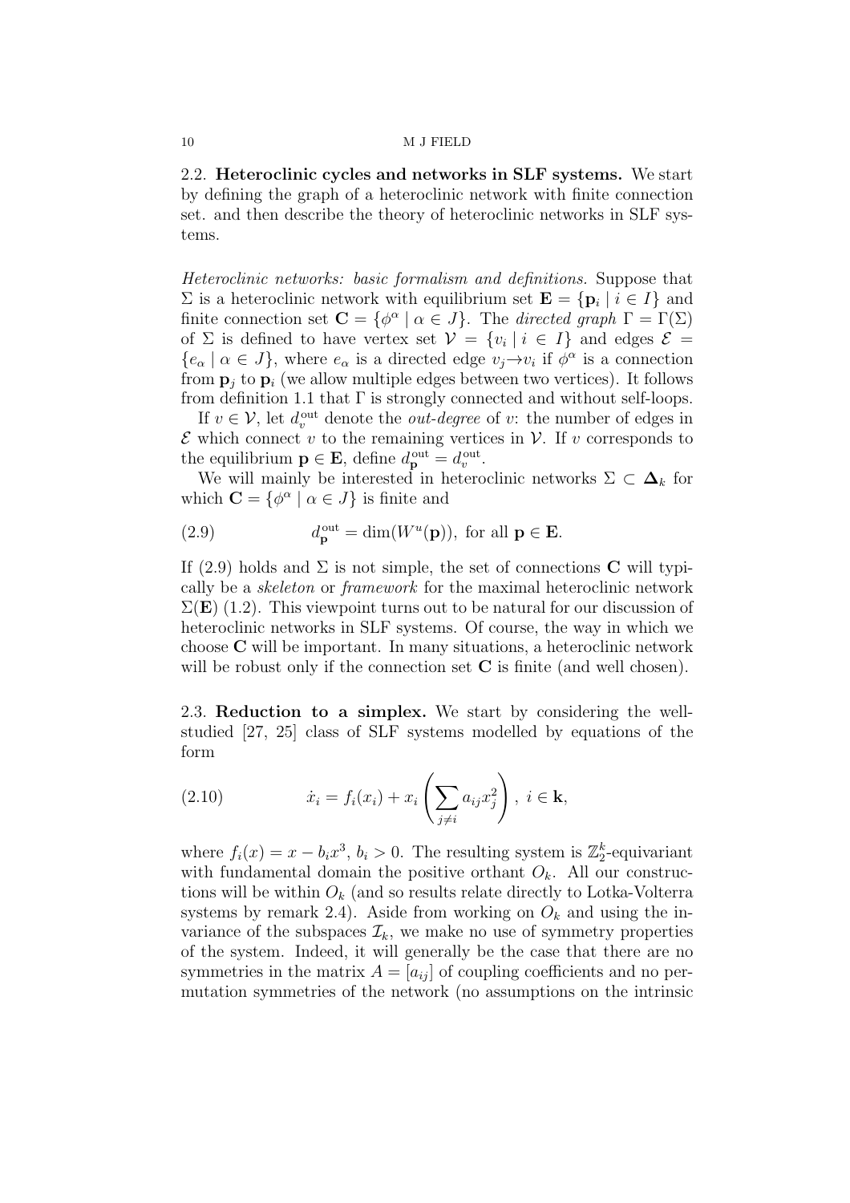### 2.2. **Heteroclinic cycles and networks in SLF systems.**

We start by defining the graph of a heteroclinic network with finite connection set. and then describe the theory of heteroclinic networks in SLF systems.

*Heteroclinic networks: basic formalism and definitions.* Suppose that $\Sigma$ is a heteroclinic network with equilibrium set $\mathbf{E} = \{\mathbf{p}_i \mid i \in I\}$ and finite connection set $\mathbf{C} = \{\phi^\alpha \mid \alpha \in J\}$. The *directed graph* $\Gamma = \Gamma(\Sigma)$ of $\Sigma$ is defined to have vertex set $\mathcal{V} = \{v_i \mid i \in I\}$ and edges $\mathcal{E} = \{e_\alpha \mid \alpha \in J\}$, where $e_\alpha$ is a directed edge $v_j \to v_i$ if $\phi^\alpha$ is a connection from $\mathbf{p}_j$ to $\mathbf{p}_i$ (we allow multiple edges between two vertices). It follows from definition 1.1 that $\Gamma$ is strongly connected and without self-loops.

If $v \in \mathcal{V}$, let $d_v^{\text{out}}$ denote the *out-degree* of $v$: the number of edges in $\mathcal{E}$ which connect $v$ to the remaining vertices in $\mathcal{V}$. If $v$ corresponds to the equilibrium $\mathbf{p} \in \mathbf{E}$, define $d_{\mathbf{p}}^{\text{out}} = d_v^{\text{out}}$.

We will mainly be interested in heteroclinic networks $\Sigma \subset \mathbf{\Delta}_k$ for which $\mathbf{C} = \{\phi^\alpha \mid \alpha \in J\}$ is finite and

$$d_{\mathbf{p}}^{\text{out}} = \dim(W^u(\mathbf{p})), \text{ for all } \mathbf{p} \in \mathbf{E}. \tag{2.9}$$

If (2.9) holds and $\Sigma$ is not simple, the set of connections $\mathbf{C}$ will typically be a *skeleton* or *framework* for the maximal heteroclinic network $\Sigma(\mathbf{E})$ (1.2). This viewpoint turns out to be natural for our discussion of heteroclinic networks in SLF systems. Of course, the way in which we choose $\mathbf{C}$ will be important. In many situations, a heteroclinic network will be robust only if the connection set $\mathbf{C}$ is finite (and well chosen).

### 2.3. **Reduction to a simplex.**

We start by considering the well-studied [27, 25] class of SLF systems modelled by equations of the form

$$\dot{x}_i = f_i(x_i) + x_i \left( \sum_{j \neq i} a_{ij} x_j^2 \right), \ i \in \mathbf{k}, \tag{2.10}$$

where $f_i(x) = x - b_i x^3$, $b_i > 0$. The resulting system is $\mathbb{Z}_2^k$-equivariant with fundamental domain the positive orthant $O_k$. All our constructions will be within $O_k$ (and so results relate directly to Lotka-Volterra systems by remark 2.4). Aside from working on $O_k$ and using the invariance of the subspaces $\mathcal{I}_k$, we make no use of symmetry properties of the system. Indeed, it will generally be the case that there are no symmetries in the matrix $A = [a_{ij}]$ of coupling coefficients and no permutation symmetries of the network (no assumptions on the intrinsic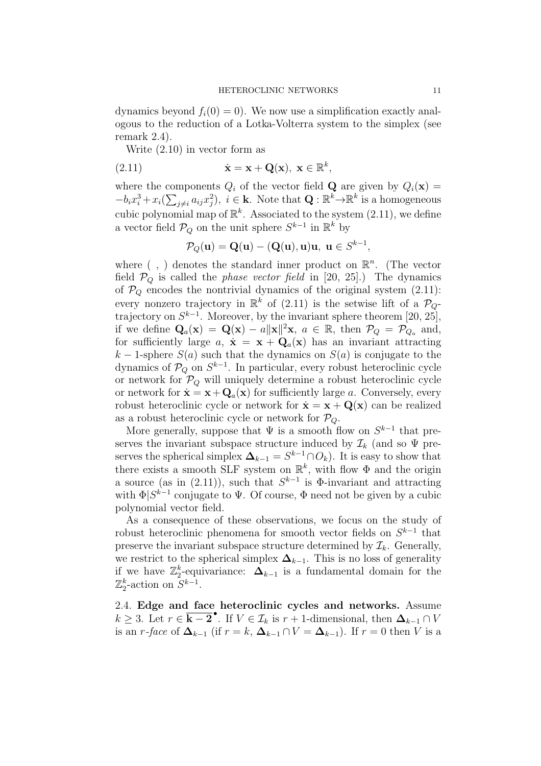dynamics beyond $f_i(0) = 0$). We now use a simplification exactly analogous to the reduction of a Lotka-Volterra system to the simplex (see remark 2.4).

Write (2.10) in vector form as

$$\dot{\mathbf{x}} = \mathbf{x} + \mathbf{Q}(\mathbf{x}),\ \mathbf{x} \in \mathbb{R}^k, \tag{2.11}$$

where the components $Q_i$ of the vector field $\mathbf{Q}$ are given by $Q_i(\mathbf{x}) = -b_i x_i^3 + x_i(\sum_{j\neq i} a_{ij}x_j^2),\ i \in \mathbf{k}$. Note that $\mathbf{Q} : \mathbb{R}^k \to \mathbb{R}^k$ is a homogeneous cubic polynomial map of $\mathbb{R}^k$. Associated to the system (2.11), we define a vector field $\mathcal{P}_Q$ on the unit sphere $S^{k-1}$ in $\mathbb{R}^k$ by

$$\mathcal{P}_Q(\mathbf{u}) = \mathbf{Q}(\mathbf{u}) - (\mathbf{Q}(\mathbf{u}), \mathbf{u})\mathbf{u},\ \mathbf{u} \in S^{k-1},$$

where $(\ ,\ )$ denotes the standard inner product on $\mathbb{R}^n$. (The vector field $\mathcal{P}_Q$ is called the *phase vector field* in [20, 25].) The dynamics of $\mathcal{P}_Q$ encodes the nontrivial dynamics of the original system (2.11): every nonzero trajectory in $\mathbb{R}^k$ of (2.11) is the setwise lift of a $\mathcal{P}_Q$-trajectory on $S^{k-1}$. Moreover, by the invariant sphere theorem [20, 25], if we define $\mathbf{Q}_a(\mathbf{x}) = \mathbf{Q}(\mathbf{x}) - a\|\mathbf{x}\|^2\mathbf{x},\ a \in \mathbb{R}$, then $\mathcal{P}_Q = \mathcal{P}_{Q_a}$ and, for sufficiently large $a$, $\dot{\mathbf{x}} = \mathbf{x} + \mathbf{Q}_a(\mathbf{x})$ has an invariant attracting $k-1$-sphere $S(a)$ such that the dynamics on $S(a)$ is conjugate to the dynamics of $\mathcal{P}_Q$ on $S^{k-1}$. In particular, every robust heteroclinic cycle or network for $\mathcal{P}_Q$ will uniquely determine a robust heteroclinic cycle or network for $\dot{\mathbf{x}} = \mathbf{x} + \mathbf{Q}_a(\mathbf{x})$ for sufficiently large $a$. Conversely, every robust heteroclinic cycle or network for $\dot{\mathbf{x}} = \mathbf{x} + \mathbf{Q}(\mathbf{x})$ can be realized as a robust heteroclinic cycle or network for $\mathcal{P}_Q$.

More generally, suppose that $\Psi$ is a smooth flow on $S^{k-1}$ that preserves the invariant subspace structure induced by $\mathcal{I}_k$ (and so $\Psi$ preserves the spherical simplex $\mathbf{\Delta}_{k-1} = S^{k-1} \cap O_k$). It is easy to show that there exists a smooth SLF system on $\mathbb{R}^k$, with flow $\Phi$ and the origin a source (as in (2.11)), such that $S^{k-1}$ is $\Phi$-invariant and attracting with $\Phi|S^{k-1}$ conjugate to $\Psi$. Of course, $\Phi$ need not be given by a cubic polynomial vector field.

As a consequence of these observations, we focus on the study of robust heteroclinic phenomena for smooth vector fields on $S^{k-1}$ that preserve the invariant subspace structure determined by $\mathcal{I}_k$. Generally, we restrict to the spherical simplex $\mathbf{\Delta}_{k-1}$. This is no loss of generality if we have $\mathbb{Z}_2^k$-equivariance: $\mathbf{\Delta}_{k-1}$ is a fundamental domain for the $\mathbb{Z}_2^k$-action on $S^{k-1}$.

2.4. **Edge and face heteroclinic cycles and networks.** Assume $k \geq 3$. Let $r \in \overline{\mathbf{k-2}}^{\bullet}$. If $V \in \mathcal{I}_k$ is $r+1$-dimensional, then $\mathbf{\Delta}_{k-1} \cap V$ is an *r-face* of $\mathbf{\Delta}_{k-1}$ (if $r = k$, $\mathbf{\Delta}_{k-1} \cap V = \mathbf{\Delta}_{k-1}$). If $r = 0$ then $V$ is a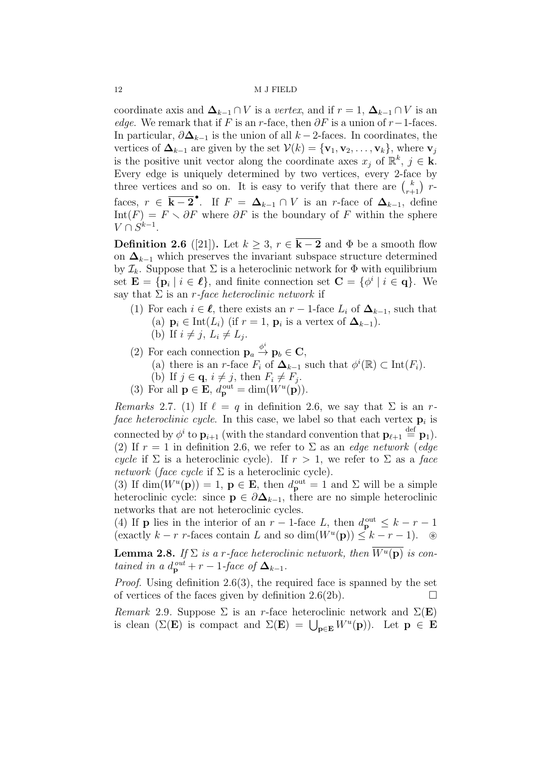coordinate axis and $\mathbf{\Delta}_{k-1} \cap V$ is a *vertex*, and if $r = 1$, $\mathbf{\Delta}_{k-1} \cap V$ is an *edge*. We remark that if $F$ is an $r$-face, then $\partial F$ is a union of $r-1$-faces. In particular, $\partial \mathbf{\Delta}_{k-1}$ is the union of all $k-2$-faces. In coordinates, the vertices of $\mathbf{\Delta}_{k-1}$ are given by the set $\mathcal{V}(k) = \{\mathbf{v}_1, \mathbf{v}_2, \ldots, \mathbf{v}_k\}$, where $\mathbf{v}_j$ is the positive unit vector along the coordinate axes $x_j$ of $\mathbb{R}^k$, $j \in \mathbf{k}$. Every edge is uniquely determined by two vertices, every 2-face by three vertices and so on. It is easy to verify that there are $\binom{k}{r+1}$ $r$-faces, $r \in \overline{\mathbf{k-2}}^\bullet$. If $F = \mathbf{\Delta}_{k-1} \cap V$ is an $r$-face of $\mathbf{\Delta}_{k-1}$, define $\mathrm{Int}(F) = F \smallsetminus \partial F$ where $\partial F$ is the boundary of $F$ within the sphere $V \cap S^{k-1}$.

**Definition 2.6** ([21])**.** Let $k \geq 3$, $r \in \overline{\mathbf{k-2}}$ and $\Phi$ be a smooth flow on $\mathbf{\Delta}_{k-1}$ which preserves the invariant subspace structure determined by $\mathcal{I}_k$. Suppose that $\Sigma$ is a heteroclinic network for $\Phi$ with equilibrium set $\mathbf{E} = \{\mathbf{p}_i \mid i \in \boldsymbol{\ell}\}$, and finite connection set $\mathbf{C} = \{\phi^i \mid i \in \mathbf{q}\}$. We say that $\Sigma$ is an *$r$-face heteroclinic network* if

1. For each $i \in \boldsymbol{\ell}$, there exists an $r-1$-face $L_i$ of $\mathbf{\Delta}_{k-1}$, such that
   (a) $\mathbf{p}_i \in \mathrm{Int}(L_i)$ (if $r = 1$, $\mathbf{p}_i$ is a vertex of $\mathbf{\Delta}_{k-1}$).
   (b) If $i \neq j$, $L_i \neq L_j$.
2. For each connection $\mathbf{p}_a \overset{\phi^i}{\to} \mathbf{p}_b \in \mathbf{C}$,
   (a) there is an $r$-face $F_i$ of $\mathbf{\Delta}_{k-1}$ such that $\phi^i(\mathbb{R}) \subset \mathrm{Int}(F_i)$.
   (b) If $j \in \mathbf{q}$, $i \neq j$, then $F_i \neq F_j$.
3. For all $\mathbf{p} \in \mathbf{E}$, $d^{\mathrm{out}}_{\mathbf{p}} = \dim(W^u(\mathbf{p}))$.

*Remarks* 2.7. (1) If $\ell = q$ in definition 2.6, we say that $\Sigma$ is an *$r$-face heteroclinic cycle*. In this case, we label so that each vertex $\mathbf{p}_i$ is connected by $\phi^i$ to $\mathbf{p}_{i+1}$ (with the standard convention that $\mathbf{p}_{\ell+1} \overset{\mathrm{def}}{=} \mathbf{p}_1$).
(2) If $r = 1$ in definition 2.6, we refer to $\Sigma$ as an *edge network* (*edge cycle* if $\Sigma$ is a heteroclinic cycle). If $r > 1$, we refer to $\Sigma$ as a *face network* (*face cycle* if $\Sigma$ is a heteroclinic cycle).
(3) If $\dim(W^u(\mathbf{p})) = 1$, $\mathbf{p} \in \mathbf{E}$, then $d^{\mathrm{out}}_{\mathbf{p}} = 1$ and $\Sigma$ will be a simple heteroclinic cycle: since $\mathbf{p} \in \partial \mathbf{\Delta}_{k-1}$, there are no simple heteroclinic networks that are not heteroclinic cycles.
(4) If $\mathbf{p}$ lies in the interior of an $r-1$-face $L$, then $d^{\mathrm{out}}_{\mathbf{p}} \leq k-r-1$ (exactly $k-r$ $r$-faces contain $L$ and so $\dim(W^u(\mathbf{p})) \leq k-r-1$). ⊛

**Lemma 2.8.** *If $\Sigma$ is a $r$-face heteroclinic network, then $\overline{W^u(\mathbf{p})}$ is contained in a $d^{out}_{\mathbf{p}} + r - 1$-face of $\mathbf{\Delta}_{k-1}$.*

*Proof.* Using definition 2.6(3), the required face is spanned by the set of vertices of the faces given by definition 2.6(2b). □

*Remark* 2.9. Suppose $\Sigma$ is an $r$-face heteroclinic network and $\Sigma(\mathbf{E})$ is clean ($\Sigma(\mathbf{E})$ is compact and $\Sigma(\mathbf{E}) = \bigcup_{\mathbf{p} \in \mathbf{E}} W^u(\mathbf{p})$). Let $\mathbf{p} \in \mathbf{E}$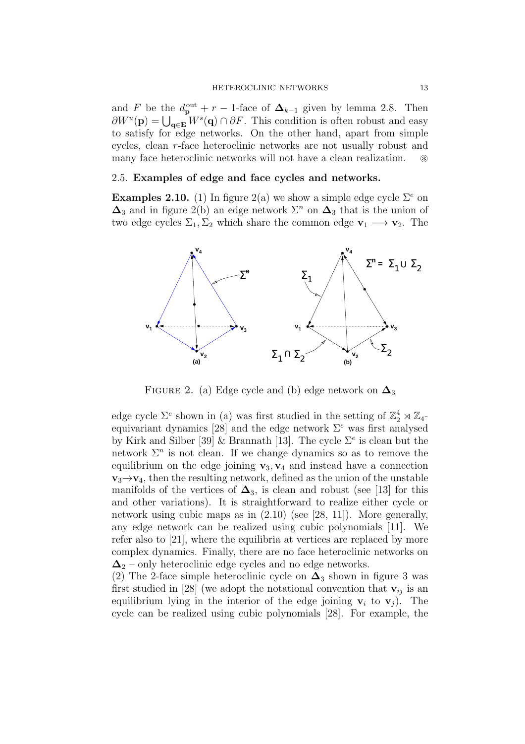and $F$ be the $d_{\mathbf{p}}^{\text{out}} + r - 1$-face of $\mathbf{\Delta}_{k-1}$ given by lemma 2.8. Then $\partial W^u(\mathbf{p}) = \bigcup_{\mathbf{q}\in\mathbf{E}} W^s(\mathbf{q}) \cap \partial F$. This condition is often robust and easy to satisfy for edge networks. On the other hand, apart from simple cycles, clean $r$-face heteroclinic networks are not usually robust and many face heteroclinic networks will not have a clean realization. ⊛

### 2.5. **Examples of edge and face cycles and networks.**

**Examples 2.10.** (1) In figure 2(a) we show a simple edge cycle $\Sigma^e$ on $\mathbf{\Delta}_3$ and in figure 2(b) an edge network $\Sigma^n$ on $\mathbf{\Delta}_3$ that is the union of two edge cycles $\Sigma_1, \Sigma_2$ which share the common edge $\mathbf{v}_1 \longrightarrow \mathbf{v}_2$. The

FIGURE 2. (a) Edge cycle and (b) edge network on $\mathbf{\Delta}_3$

edge cycle $\Sigma^e$ shown in (a) was first studied in the setting of $\mathbb{Z}_2^4 \rtimes \mathbb{Z}_4$-equivariant dynamics [28] and the edge network $\Sigma^e$ was first analysed by Kirk and Silber [39] & Brannath [13]. The cycle $\Sigma^e$ is clean but the network $\Sigma^n$ is not clean. If we change dynamics so as to remove the equilibrium on the edge joining $\mathbf{v}_3, \mathbf{v}_4$ and instead have a connection $\mathbf{v}_3 \to \mathbf{v}_4$, then the resulting network, defined as the union of the unstable manifolds of the vertices of $\mathbf{\Delta}_3$, is clean and robust (see [13] for this and other variations). It is straightforward to realize either cycle or network using cubic maps as in (2.10) (see [28, 11]). More generally, any edge network can be realized using cubic polynomials [11]. We refer also to [21], where the equilibria at vertices are replaced by more complex dynamics. Finally, there are no face heteroclinic networks on $\mathbf{\Delta}_2$ – only heteroclinic edge cycles and no edge networks.

(2) The 2-face simple heteroclinic cycle on $\mathbf{\Delta}_3$ shown in figure 3 was first studied in [28] (we adopt the notational convention that $\mathbf{v}_{ij}$ is an equilibrium lying in the interior of the edge joining $\mathbf{v}_i$ to $\mathbf{v}_j$). The cycle can be realized using cubic polynomials [28]. For example, the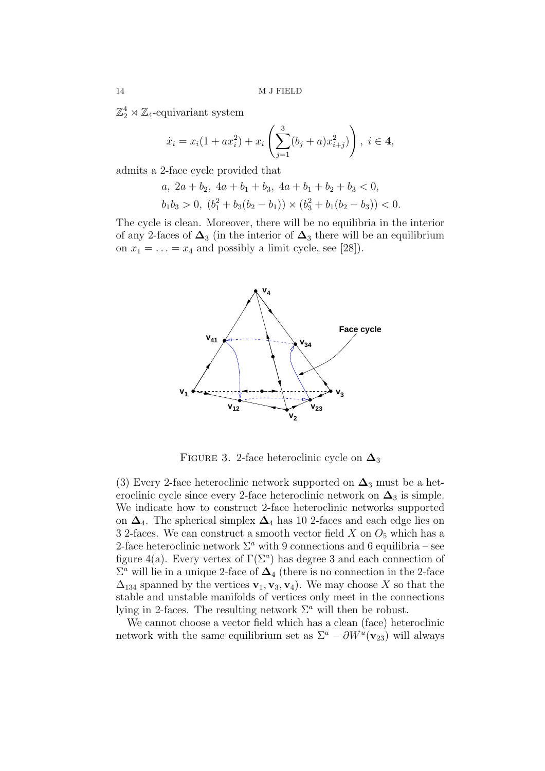$\mathbb{Z}_2^4 \rtimes \mathbb{Z}_4$-equivariant system

$$\dot{x}_i = x_i(1 + ax_i^2) + x_i \left( \sum_{j=1}^{3} (b_j + a) x_{i+j}^2 \right), \; i \in \mathbf{4},$$

admits a 2-face cycle provided that

$$a, \; 2a + b_2, \; 4a + b_1 + b_3, \; 4a + b_1 + b_2 + b_3 < 0,$$
$$b_1 b_3 > 0, \; (b_1^2 + b_3(b_2 - b_1)) \times (b_3^2 + b_1(b_2 - b_3)) < 0.$$

The cycle is clean. Moreover, there will be no equilibria in the interior of any 2-faces of $\mathbf{\Delta}_3$ (in the interior of $\mathbf{\Delta}_3$ there will be an equilibrium on $x_1 = \ldots = x_4$ and possibly a limit cycle, see [28]).

FIGURE 3. 2-face heteroclinic cycle on $\mathbf{\Delta}_3$

(3) Every 2-face heteroclinic network supported on $\mathbf{\Delta}_3$ must be a heteroclinic cycle since every 2-face heteroclinic network on $\mathbf{\Delta}_3$ is simple. We indicate how to construct 2-face heteroclinic networks supported on $\mathbf{\Delta}_4$. The spherical simplex $\mathbf{\Delta}_4$ has 10 2-faces and each edge lies on 3 2-faces. We can construct a smooth vector field $X$ on $O_5$ which has a 2-face heteroclinic network $\Sigma^a$ with 9 connections and 6 equilibria – see figure 4(a). Every vertex of $\Gamma(\Sigma^a)$ has degree 3 and each connection of $\Sigma^a$ will lie in a unique 2-face of $\mathbf{\Delta}_4$ (there is no connection in the 2-face $\Delta_{134}$ spanned by the vertices $\mathbf{v}_1, \mathbf{v}_3, \mathbf{v}_4$). We may choose $X$ so that the stable and unstable manifolds of vertices only meet in the connections lying in 2-faces. The resulting network $\Sigma^a$ will then be robust.

We cannot choose a vector field which has a clean (face) heteroclinic network with the same equilibrium set as $\Sigma^a$ – $\partial W^u(\mathbf{v}_{23})$ will always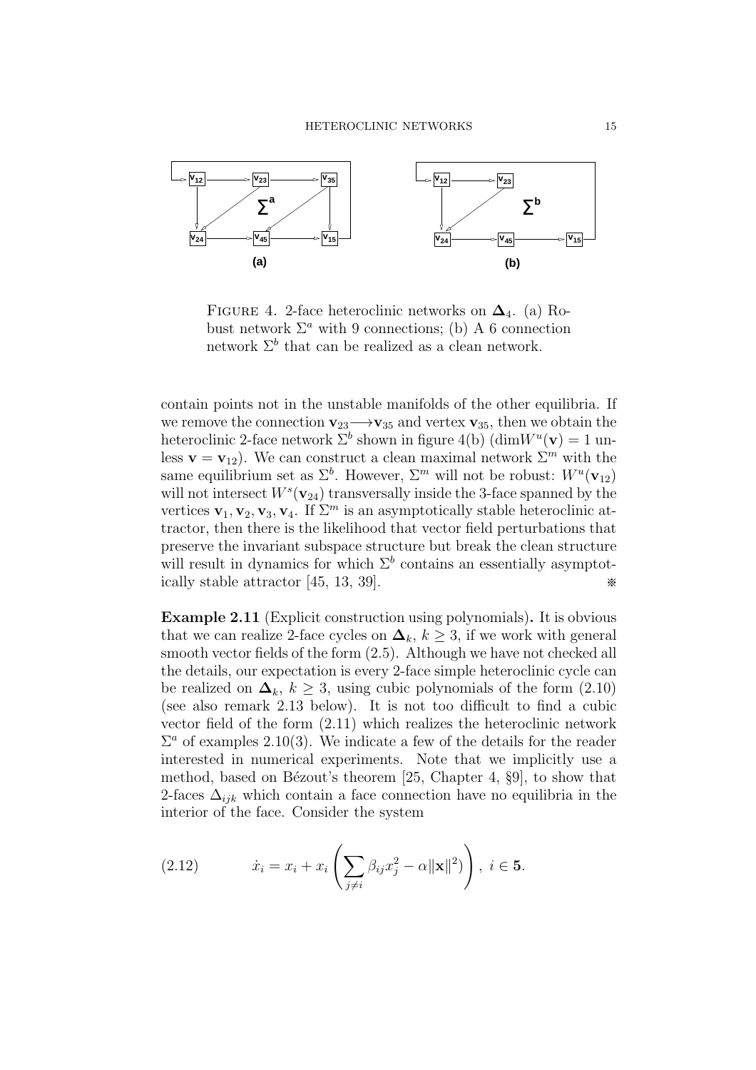FIGURE 4. 2-face heteroclinic networks on $\mathbf{\Delta}_4$. (a) Robust network $\Sigma^a$ with 9 connections; (b) A 6 connection network $\Sigma^b$ that can be realized as a clean network.

contain points not in the unstable manifolds of the other equilibria. If we remove the connection $\mathbf{v}_{23} \longrightarrow \mathbf{v}_{35}$ and vertex $\mathbf{v}_{35}$, then we obtain the heteroclinic 2-face network $\Sigma^b$ shown in figure 4(b) ($\dim W^u(\mathbf{v}) = 1$ unless $\mathbf{v} = \mathbf{v}_{12}$). We can construct a clean maximal network $\Sigma^m$ with the same equilibrium set as $\Sigma^b$. However, $\Sigma^m$ will not be robust: $W^u(\mathbf{v}_{12})$ will not intersect $W^s(\mathbf{v}_{24})$ transversally inside the 3-face spanned by the vertices $\mathbf{v}_1, \mathbf{v}_2, \mathbf{v}_3, \mathbf{v}_4$. If $\Sigma^m$ is an asymptotically stable heteroclinic attractor, then there is the likelihood that vector field perturbations that preserve the invariant subspace structure but break the clean structure will result in dynamics for which $\Sigma^b$ contains an essentially asymptotically stable attractor [45, 13, 39]. ※

**Example 2.11** (Explicit construction using polynomials)**.** It is obvious that we can realize 2-face cycles on $\mathbf{\Delta}_k$, $k \geq 3$, if we work with general smooth vector fields of the form (2.5). Although we have not checked all the details, our expectation is every 2-face simple heteroclinic cycle can be realized on $\mathbf{\Delta}_k$, $k \geq 3$, using cubic polynomials of the form (2.10) (see also remark 2.13 below). It is not too difficult to find a cubic vector field of the form (2.11) which realizes the heteroclinic network $\Sigma^a$ of examples 2.10(3). We indicate a few of the details for the reader interested in numerical experiments. Note that we implicitly use a method, based on Bézout's theorem [25, Chapter 4, §9], to show that 2-faces $\Delta_{ijk}$ which contain a face connection have no equilibria in the interior of the face. Consider the system

$$\dot{x}_i = x_i + x_i \left( \sum_{j \neq i} \beta_{ij} x_j^2 - \alpha \|\mathbf{x}\|^2) \right), \ i \in \mathbf{5}. \tag{2.12}$$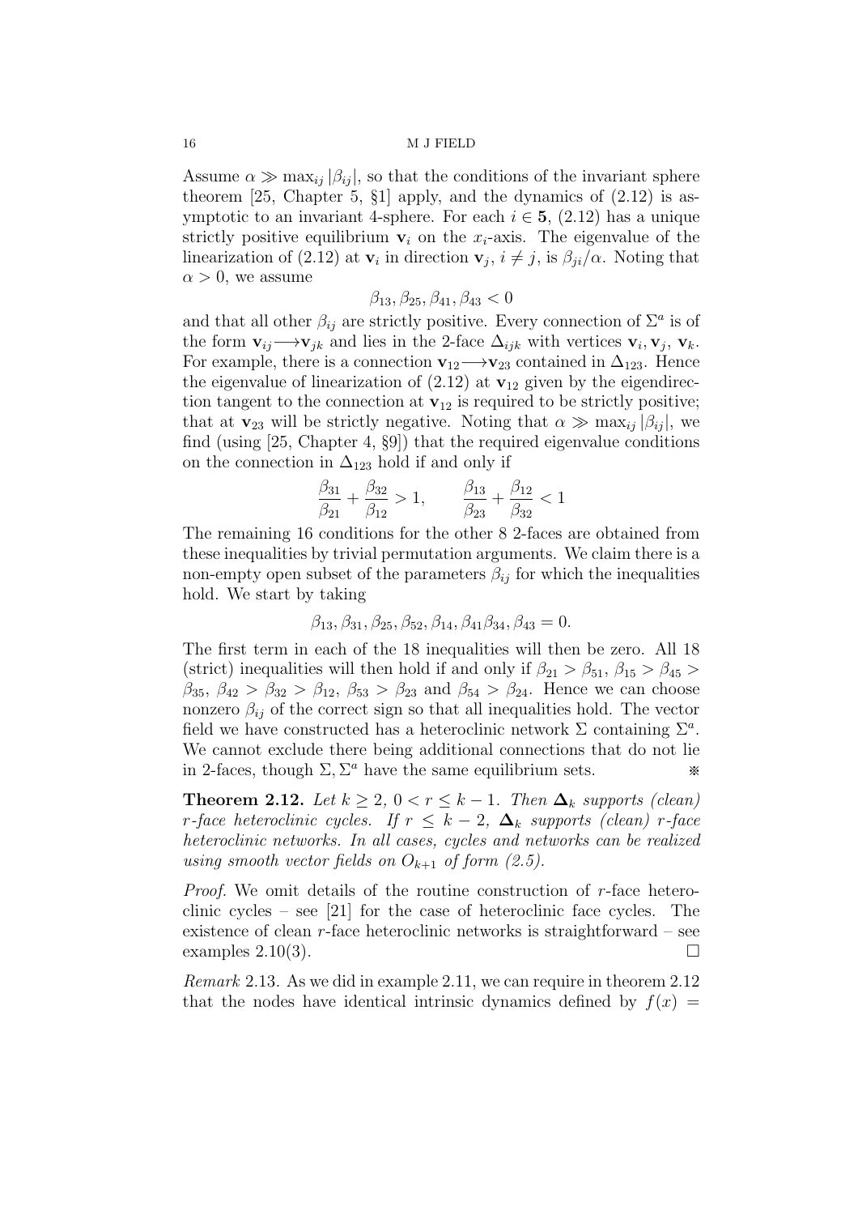Assume $\alpha \gg \max_{ij} |\beta_{ij}|$, so that the conditions of the invariant sphere theorem [25, Chapter 5, §1] apply, and the dynamics of (2.12) is asymptotic to an invariant 4-sphere. For each $i \in \mathbf{5}$, (2.12) has a unique strictly positive equilibrium $\mathbf{v}_i$ on the $x_i$-axis. The eigenvalue of the linearization of (2.12) at $\mathbf{v}_i$ in direction $\mathbf{v}_j$, $i \neq j$, is $\beta_{ji}/\alpha$. Noting that $\alpha > 0$, we assume

$$\beta_{13}, \beta_{25}, \beta_{41}, \beta_{43} < 0$$

and that all other $\beta_{ij}$ are strictly positive. Every connection of $\Sigma^a$ is of the form $\mathbf{v}_{ij} \longrightarrow \mathbf{v}_{jk}$ and lies in the 2-face $\Delta_{ijk}$ with vertices $\mathbf{v}_i, \mathbf{v}_j, \mathbf{v}_k$. For example, there is a connection $\mathbf{v}_{12} \longrightarrow \mathbf{v}_{23}$ contained in $\Delta_{123}$. Hence the eigenvalue of linearization of (2.12) at $\mathbf{v}_{12}$ given by the eigendirection tangent to the connection at $\mathbf{v}_{12}$ is required to be strictly positive; that at $\mathbf{v}_{23}$ will be strictly negative. Noting that $\alpha \gg \max_{ij} |\beta_{ij}|$, we find (using [25, Chapter 4, §9]) that the required eigenvalue conditions on the connection in $\Delta_{123}$ hold if and only if

$$\frac{\beta_{31}}{\beta_{21}} + \frac{\beta_{32}}{\beta_{12}} > 1, \qquad \frac{\beta_{13}}{\beta_{23}} + \frac{\beta_{12}}{\beta_{32}} < 1$$

The remaining 16 conditions for the other 8 2-faces are obtained from these inequalities by trivial permutation arguments. We claim there is a non-empty open subset of the parameters $\beta_{ij}$ for which the inequalities hold. We start by taking

$$\beta_{13}, \beta_{31}, \beta_{25}, \beta_{52}, \beta_{14}, \beta_{41}\beta_{34}, \beta_{43} = 0.$$

The first term in each of the 18 inequalities will then be zero. All 18 (strict) inequalities will then hold if and only if $\beta_{21} > \beta_{51}$, $\beta_{15} > \beta_{45} > \beta_{35}$, $\beta_{42} > \beta_{32} > \beta_{12}$, $\beta_{53} > \beta_{23}$ and $\beta_{54} > \beta_{24}$. Hence we can choose nonzero $\beta_{ij}$ of the correct sign so that all inequalities hold. The vector field we have constructed has a heteroclinic network $\Sigma$ containing $\Sigma^a$. We cannot exclude there being additional connections that do not lie in 2-faces, though $\Sigma, \Sigma^a$ have the same equilibrium sets. ※

**Theorem 2.12.** *Let $k \geq 2$, $0 < r \leq k-1$. Then $\mathbf{\Delta}_k$ supports (clean) $r$-face heteroclinic cycles. If $r \leq k-2$, $\mathbf{\Delta}_k$ supports (clean) $r$-face heteroclinic networks. In all cases, cycles and networks can be realized using smooth vector fields on $O_{k+1}$ of form (2.5).*

*Proof.* We omit details of the routine construction of $r$-face heteroclinic cycles – see [21] for the case of heteroclinic face cycles. The existence of clean $r$-face heteroclinic networks is straightforward – see examples 2.10(3). □

*Remark* 2.13. As we did in example 2.11, we can require in theorem 2.12 that the nodes have identical intrinsic dynamics defined by $f(x) =$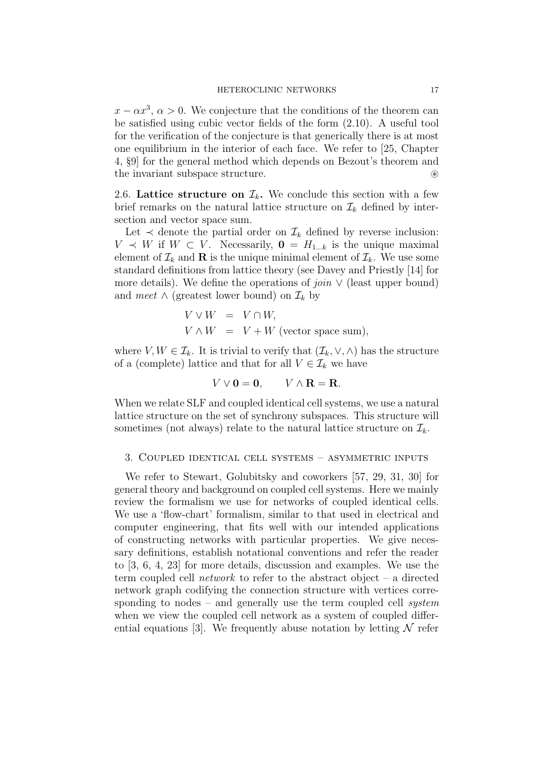$x - \alpha x^3$, $\alpha > 0$. We conjecture that the conditions of the theorem can be satisfied using cubic vector fields of the form (2.10). A useful tool for the verification of the conjecture is that generically there is at most one equilibrium in the interior of each face. We refer to [25, Chapter 4, §9] for the general method which depends on Bezout's theorem and the invariant subspace structure. ⊛

2.6. **Lattice structure on $\mathcal{I}_k$.** We conclude this section with a few brief remarks on the natural lattice structure on $\mathcal{I}_k$ defined by intersection and vector space sum.

Let $\prec$ denote the partial order on $\mathcal{I}_k$ defined by reverse inclusion: $V \prec W$ if $W \subset V$. Necessarily, $\mathbf{0} = H_{1\ldots k}$ is the unique maximal element of $\mathcal{I}_k$ and $\mathbf{R}$ is the unique minimal element of $\mathcal{I}_k$. We use some standard definitions from lattice theory (see Davey and Priestly [14] for more details). We define the operations of *join* $\vee$ (least upper bound) and *meet* $\wedge$ (greatest lower bound) on $\mathcal{I}_k$ by

$$
\begin{aligned}
V \vee W &= V \cap W, \\
V \wedge W &= V + W \text{ (vector space sum)},
\end{aligned}
$$

where $V, W \in \mathcal{I}_k$. It is trivial to verify that $(\mathcal{I}_k, \vee, \wedge)$ has the structure of a (complete) lattice and that for all $V \in \mathcal{I}_k$ we have

$$
V \vee \mathbf{0} = \mathbf{0}, \qquad V \wedge \mathbf{R} = \mathbf{R}.
$$

When we relate SLF and coupled identical cell systems, we use a natural lattice structure on the set of synchrony subspaces. This structure will sometimes (not always) relate to the natural lattice structure on $\mathcal{I}_k$.

## 3. Coupled identical cell systems – asymmetric inputs

We refer to Stewart, Golubitsky and coworkers [57, 29, 31, 30] for general theory and background on coupled cell systems. Here we mainly review the formalism we use for networks of coupled identical cells. We use a 'flow-chart' formalism, similar to that used in electrical and computer engineering, that fits well with our intended applications of constructing networks with particular properties. We give necessary definitions, establish notational conventions and refer the reader to [3, 6, 4, 23] for more details, discussion and examples. We use the term coupled cell *network* to refer to the abstract object – a directed network graph codifying the connection structure with vertices corresponding to nodes – and generally use the term coupled cell *system* when we view the coupled cell network as a system of coupled differential equations [3]. We frequently abuse notation by letting $\mathcal{N}$ refer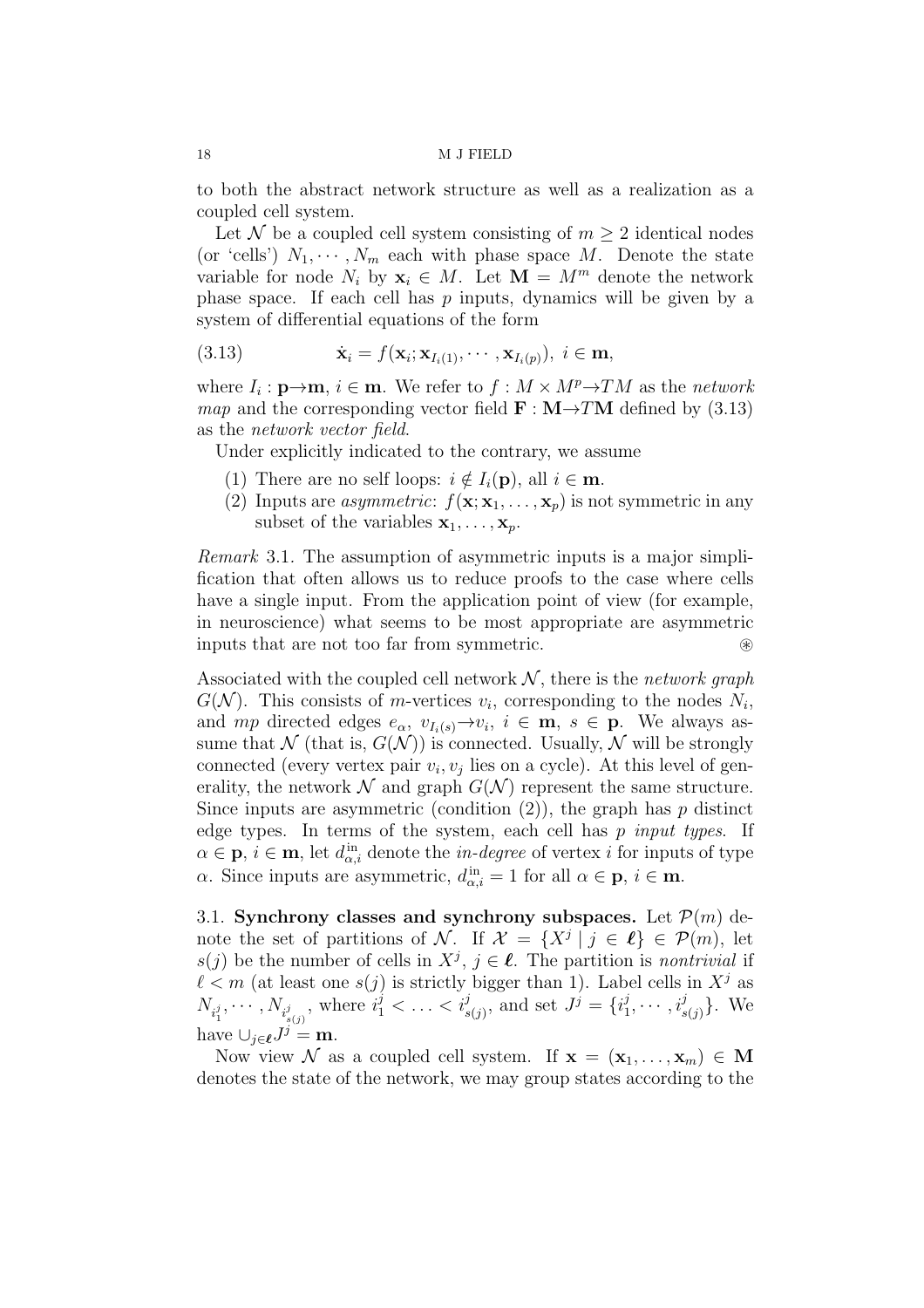to both the abstract network structure as well as a realization as a coupled cell system.

Let $\mathcal{N}$ be a coupled cell system consisting of $m \geq 2$ identical nodes (or 'cells') $N_1, \cdots, N_m$ each with phase space $M$. Denote the state variable for node $N_i$ by $\mathbf{x}_i \in M$. Let $\mathbf{M} = M^m$ denote the network phase space. If each cell has $p$ inputs, dynamics will be given by a system of differential equations of the form

$$\dot{\mathbf{x}}_i = f(\mathbf{x}_i; \mathbf{x}_{I_i(1)}, \cdots, \mathbf{x}_{I_i(p)}),\ i \in \mathbf{m}, \tag{3.13}$$

where $I_i : \mathbf{p} \to \mathbf{m}$, $i \in \mathbf{m}$. We refer to $f : M \times M^p \to TM$ as the *network map* and the corresponding vector field $\mathbf{F} : \mathbf{M} \to T\mathbf{M}$ defined by (3.13) as the *network vector field*.

Under explicitly indicated to the contrary, we assume

1. There are no self loops: $i \notin I_i(\mathbf{p})$, all $i \in \mathbf{m}$.
2. Inputs are *asymmetric*: $f(\mathbf{x}; \mathbf{x}_1, \ldots, \mathbf{x}_p)$ is not symmetric in any subset of the variables $\mathbf{x}_1, \ldots, \mathbf{x}_p$.

*Remark* 3.1. The assumption of asymmetric inputs is a major simplification that often allows us to reduce proofs to the case where cells have a single input. From the application point of view (for example, in neuroscience) what seems to be most appropriate are asymmetric inputs that are not too far from symmetric. ⊛

Associated with the coupled cell network $\mathcal{N}$, there is the *network graph* $G(\mathcal{N})$. This consists of $m$-vertices $v_i$, corresponding to the nodes $N_i$, and $mp$ directed edges $e_\alpha$, $v_{I_i(s)} \to v_i$, $i \in \mathbf{m}$, $s \in \mathbf{p}$. We always assume that $\mathcal{N}$ (that is, $G(\mathcal{N})$) is connected. Usually, $\mathcal{N}$ will be strongly connected (every vertex pair $v_i, v_j$ lies on a cycle). At this level of generality, the network $\mathcal{N}$ and graph $G(\mathcal{N})$ represent the same structure. Since inputs are asymmetric (condition (2)), the graph has $p$ distinct edge types. In terms of the system, each cell has $p$ *input types*. If $\alpha \in \mathbf{p}$, $i \in \mathbf{m}$, let $d^{\text{in}}_{\alpha,i}$ denote the *in-degree* of vertex $i$ for inputs of type $\alpha$. Since inputs are asymmetric, $d^{\text{in}}_{\alpha,i} = 1$ for all $\alpha \in \mathbf{p}$, $i \in \mathbf{m}$.

3.1. **Synchrony classes and synchrony subspaces.** Let $\mathcal{P}(m)$ denote the set of partitions of $\mathcal{N}$. If $\mathcal{X} = \{X^j \mid j \in \boldsymbol{\ell}\} \in \mathcal{P}(m)$, let $s(j)$ be the number of cells in $X^j$, $j \in \boldsymbol{\ell}$. The partition is *nontrivial* if $\ell < m$ (at least one $s(j)$ is strictly bigger than 1). Label cells in $X^j$ as $N_{i^j_1}, \cdots, N_{i^j_{s(j)}}$, where $i^j_1 < \ldots < i^j_{s(j)}$, and set $J^j = \{i^j_1, \cdots, i^j_{s(j)}\}$. We have $\cup_{j \in \boldsymbol{\ell}} J^j = \mathbf{m}$.

Now view $\mathcal{N}$ as a coupled cell system. If $\mathbf{x} = (\mathbf{x}_1, \ldots, \mathbf{x}_m) \in \mathbf{M}$ denotes the state of the network, we may group states according to the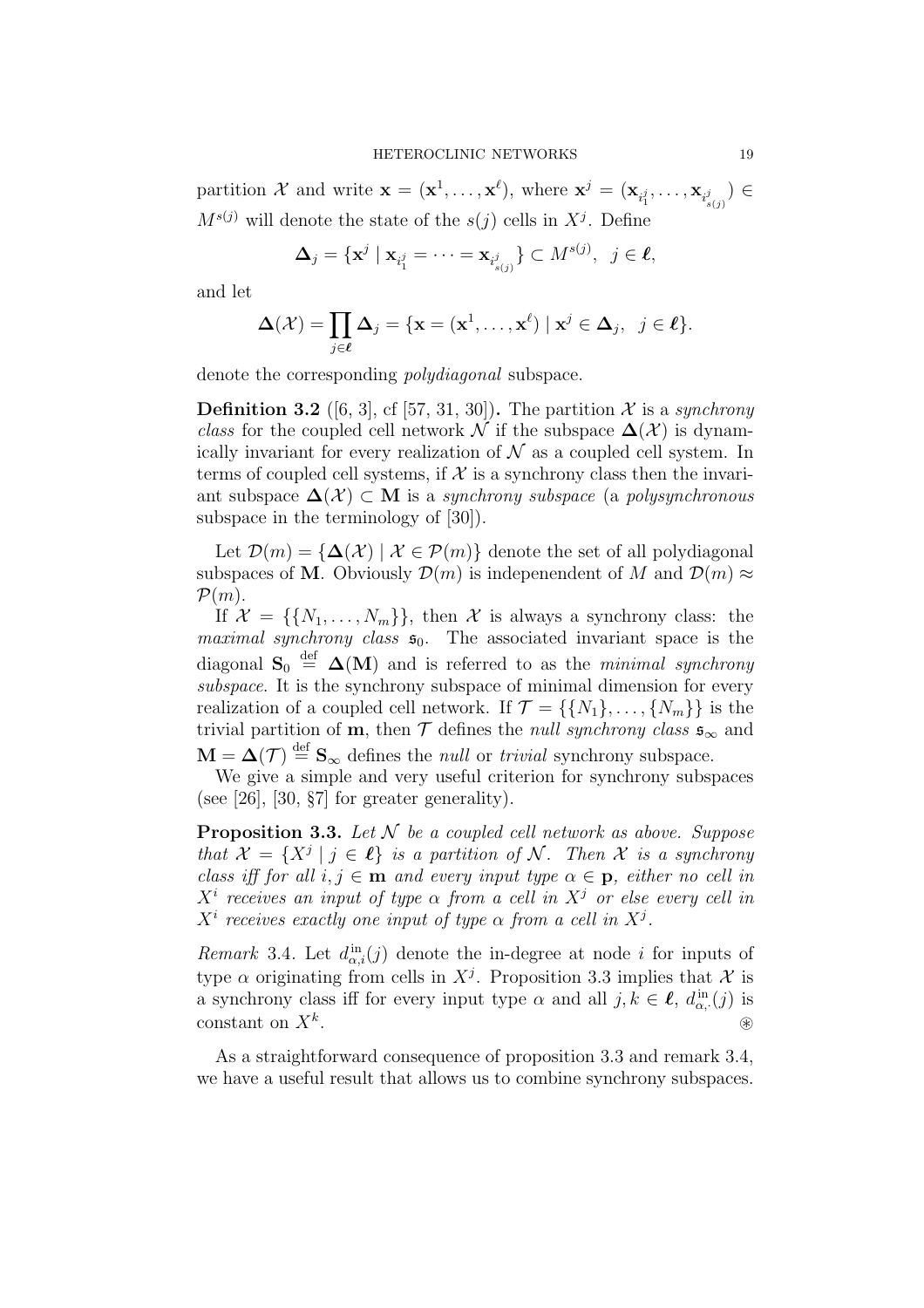partition $\mathcal{X}$ and write $\mathbf{x} = (\mathbf{x}^1, \ldots, \mathbf{x}^\ell)$, where $\mathbf{x}^j = (\mathbf{x}_{i_1^j}, \ldots, \mathbf{x}_{i_{s(j)}^j}) \in M^{s(j)}$ will denote the state of the $s(j)$ cells in $X^j$. Define

$$\mathbf{\Delta}_j = \{\mathbf{x}^j \mid \mathbf{x}_{i_1^j} = \cdots = \mathbf{x}_{i_{s(j)}^j}\} \subset M^{s(j)}, \;\; j \in \boldsymbol{\ell},$$

and let

$$\mathbf{\Delta}(\mathcal{X}) = \prod_{j \in \boldsymbol{\ell}} \mathbf{\Delta}_j = \{\mathbf{x} = (\mathbf{x}^1, \ldots, \mathbf{x}^\ell) \mid \mathbf{x}^j \in \mathbf{\Delta}_j, \;\; j \in \boldsymbol{\ell}\}.$$

denote the corresponding *polydiagonal* subspace.

**Definition 3.2** ([6, 3], cf [57, 31, 30])**.** The partition $\mathcal{X}$ is a *synchrony class* for the coupled cell network $\mathcal{N}$ if the subspace $\mathbf{\Delta}(\mathcal{X})$ is dynamically invariant for every realization of $\mathcal{N}$ as a coupled cell system. In terms of coupled cell systems, if $\mathcal{X}$ is a synchrony class then the invariant subspace $\mathbf{\Delta}(\mathcal{X}) \subset \mathbf{M}$ is a *synchrony subspace* (a *polysynchronous* subspace in the terminology of [30]).

Let $\mathcal{D}(m) = \{\mathbf{\Delta}(\mathcal{X}) \mid \mathcal{X} \in \mathcal{P}(m)\}$ denote the set of all polydiagonal subspaces of $\mathbf{M}$. Obviously $\mathcal{D}(m)$ is indepenendent of $M$ and $\mathcal{D}(m) \approx \mathcal{P}(m)$.

If $\mathcal{X} = \{\{N_1, \ldots, N_m\}\}$, then $\mathcal{X}$ is always a synchrony class: the *maximal synchrony class* $\mathfrak{s}_0$. The associated invariant space is the diagonal $\mathbf{S}_0 \stackrel{\text{def}}{=} \mathbf{\Delta}(\mathbf{M})$ and is referred to as the *minimal synchrony subspace*. It is the synchrony subspace of minimal dimension for every realization of a coupled cell network. If $\mathcal{T} = \{\{N_1\}, \ldots, \{N_m\}\}$ is the trivial partition of $\mathbf{m}$, then $\mathcal{T}$ defines the *null synchrony class* $\mathfrak{s}_\infty$ and $\mathbf{M} = \mathbf{\Delta}(\mathcal{T}) \stackrel{\text{def}}{=} \mathbf{S}_\infty$ defines the *null* or *trivial* synchrony subspace.

We give a simple and very useful criterion for synchrony subspaces (see [26], [30, §7] for greater generality).

**Proposition 3.3.** *Let $\mathcal{N}$ be a coupled cell network as above. Suppose that $\mathcal{X} = \{X^j \mid j \in \boldsymbol{\ell}\}$ is a partition of $\mathcal{N}$. Then $\mathcal{X}$ is a synchrony class iff for all $i, j \in \mathbf{m}$ and every input type $\alpha \in \mathbf{p}$, either no cell in $X^i$ receives an input of type $\alpha$ from a cell in $X^j$ or else every cell in $X^i$ receives exactly one input of type $\alpha$ from a cell in $X^j$.*

*Remark* 3.4. Let $d^{\text{in}}_{\alpha,i}(j)$ denote the in-degree at node $i$ for inputs of type $\alpha$ originating from cells in $X^j$. Proposition 3.3 implies that $\mathcal{X}$ is a synchrony class iff for every input type $\alpha$ and all $j, k \in \boldsymbol{\ell}$, $d^{\text{in}}_{\alpha,\cdot}(j)$ is constant on $X^k$. ⊛

As a straightforward consequence of proposition 3.3 and remark 3.4, we have a useful result that allows us to combine synchrony subspaces.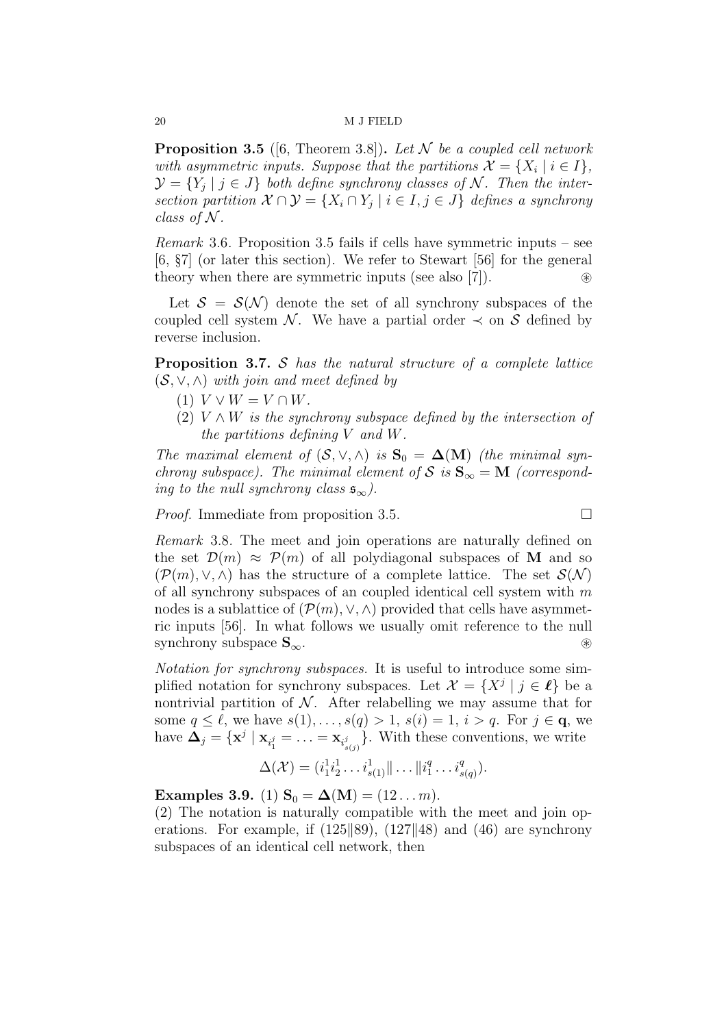**Proposition 3.5** ([6, Theorem 3.8])**.** *Let $\mathcal{N}$ be a coupled cell network with asymmetric inputs. Suppose that the partitions $\mathcal{X} = \{X_i \mid i \in I\}$, $\mathcal{Y} = \{Y_j \mid j \in J\}$ both define synchrony classes of $\mathcal{N}$. Then the intersection partition $\mathcal{X} \cap \mathcal{Y} = \{X_i \cap Y_j \mid i \in I, j \in J\}$ defines a synchrony class of $\mathcal{N}$.*

*Remark* 3.6. Proposition 3.5 fails if cells have symmetric inputs – see [6, §7] (or later this section). We refer to Stewart [56] for the general theory when there are symmetric inputs (see also [7]). $\circledast$

Let $\mathcal{S} = \mathcal{S}(\mathcal{N})$ denote the set of all synchrony subspaces of the coupled cell system $\mathcal{N}$. We have a partial order $\prec$ on $\mathcal{S}$ defined by reverse inclusion.

**Proposition 3.7.** *$\mathcal{S}$ has the natural structure of a complete lattice $(\mathcal{S}, \vee, \wedge)$ with join and meet defined by*

1. *$V \vee W = V \cap W$.*
2. *$V \wedge W$ is the synchrony subspace defined by the intersection of the partitions defining $V$ and $W$.*

*The maximal element of $(\mathcal{S}, \vee, \wedge)$ is $\mathbf{S}_0 = \mathbf{\Delta}(\mathbf{M})$ (the minimal synchrony subspace). The minimal element of $\mathcal{S}$ is $\mathbf{S}_\infty = \mathbf{M}$ (corresponding to the null synchrony class $\mathfrak{s}_\infty$).*

*Proof.* Immediate from proposition 3.5. $\square$

*Remark* 3.8. The meet and join operations are naturally defined on the set $\mathcal{D}(m) \approx \mathcal{P}(m)$ of all polydiagonal subspaces of $\mathbf{M}$ and so $(\mathcal{P}(m), \vee, \wedge)$ has the structure of a complete lattice. The set $\mathcal{S}(\mathcal{N})$ of all synchrony subspaces of an coupled identical cell system with $m$ nodes is a sublattice of $(\mathcal{P}(m), \vee, \wedge)$ provided that cells have asymmetric inputs [56]. In what follows we usually omit reference to the null synchrony subspace $\mathbf{S}_\infty$. $\circledast$

*Notation for synchrony subspaces.* It is useful to introduce some simplified notation for synchrony subspaces. Let $\mathcal{X} = \{X^j \mid j \in \boldsymbol{\ell}\}$ be a nontrivial partition of $\mathcal{N}$. After relabelling we may assume that for some $q \leq \ell$, we have $s(1), \ldots, s(q) > 1$, $s(i) = 1$, $i > q$. For $j \in \mathbf{q}$, we have $\mathbf{\Delta}_j = \{\mathbf{x}^j \mid \mathbf{x}_{i_1^j} = \ldots = \mathbf{x}_{i_{s(j)}^j}\}$. With these conventions, we write

$$\Delta(\mathcal{X}) = (i_1^1 i_2^1 \ldots i_{s(1)}^1 \| \ldots \| i_1^q \ldots i_{s(q)}^q).$$

**Examples 3.9.** (1) $\mathbf{S}_0 = \mathbf{\Delta}(\mathbf{M}) = (12 \ldots m)$.
(2) The notation is naturally compatible with the meet and join operations. For example, if $(125\|89)$, $(127\|48)$ and $(46)$ are synchrony subspaces of an identical cell network, then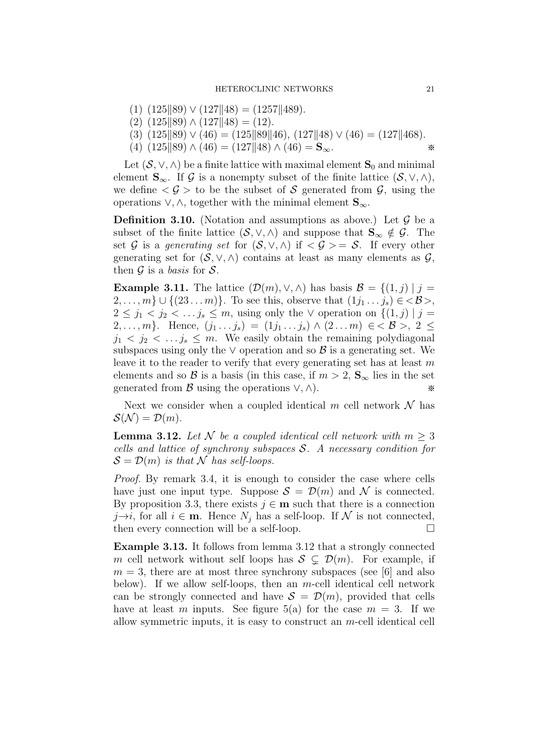(1) $(125\|89) \vee (127\|48) = (1257\|489)$.

(2) $(125\|89) \wedge (127\|48) = (12)$.

(3) $(125\|89) \vee (46) = (125\|89\|46)$, $(127\|48) \vee (46) = (127\|468)$.

(4) $(125\|89) \wedge (46) = (127\|48) \wedge (46) = \mathbf{S}_\infty$. ※

Let $(\mathcal{S}, \vee, \wedge)$ be a finite lattice with maximal element $\mathbf{S}_0$ and minimal element $\mathbf{S}_\infty$. If $\mathcal{G}$ is a nonempty subset of the finite lattice $(\mathcal{S}, \vee, \wedge)$, we define $<\mathcal{G}>$ to be the subset of $\mathcal{S}$ generated from $\mathcal{G}$, using the operations $\vee, \wedge$, together with the minimal element $\mathbf{S}_\infty$.

**Definition 3.10.** (Notation and assumptions as above.) Let $\mathcal{G}$ be a subset of the finite lattice $(\mathcal{S}, \vee, \wedge)$ and suppose that $\mathbf{S}_\infty \notin \mathcal{G}$. The set $\mathcal{G}$ is a *generating set* for $(\mathcal{S}, \vee, \wedge)$ if $<\mathcal{G}> = \mathcal{S}$. If every other generating set for $(\mathcal{S}, \vee, \wedge)$ contains at least as many elements as $\mathcal{G}$, then $\mathcal{G}$ is a *basis* for $\mathcal{S}$.

**Example 3.11.** The lattice $(\mathcal{D}(m), \vee, \wedge)$ has basis $\mathcal{B} = \{(1,j) \mid j = 2, \dots, m\} \cup \{(23\dots m)\}$. To see this, observe that $(1j_1 \dots j_s) \in <\mathcal{B}>$, $2 \le j_1 < j_2 < \dots j_s \le m$, using only the $\vee$ operation on $\{(1,j) \mid j = 2, \dots, m\}$. Hence, $(j_1 \dots j_s) = (1j_1 \dots j_s) \wedge (2 \dots m) \in <\mathcal{B}>$, $2 \le j_1 < j_2 < \dots j_s \le m$. We easily obtain the remaining polydiagonal subspaces using only the $\vee$ operation and so $\mathcal{B}$ is a generating set. We leave it to the reader to verify that every generating set has at least $m$ elements and so $\mathcal{B}$ is a basis (in this case, if $m > 2$, $\mathbf{S}_\infty$ lies in the set generated from $\mathcal{B}$ using the operations $\vee, \wedge$). ※

Next we consider when a coupled identical $m$ cell network $\mathcal{N}$ has $\mathcal{S}(\mathcal{N}) = \mathcal{D}(m)$.

**Lemma 3.12.** *Let $\mathcal{N}$ be a coupled identical cell network with $m \ge 3$ cells and lattice of synchrony subspaces $\mathcal{S}$. A necessary condition for $\mathcal{S} = \mathcal{D}(m)$ is that $\mathcal{N}$ has self-loops.*

*Proof.* By remark 3.4, it is enough to consider the case where cells have just one input type. Suppose $\mathcal{S} = \mathcal{D}(m)$ and $\mathcal{N}$ is connected. By proposition 3.3, there exists $j \in \mathbf{m}$ such that there is a connection $j \to i$, for all $i \in \mathbf{m}$. Hence $N_j$ has a self-loop. If $\mathcal{N}$ is not connected, then every connection will be a self-loop. □

**Example 3.13.** It follows from lemma 3.12 that a strongly connected $m$ cell network without self loops has $\mathcal{S} \subsetneq \mathcal{D}(m)$. For example, if $m = 3$, there are at most three synchrony subspaces (see [6] and also below). If we allow self-loops, then an $m$-cell identical cell network can be strongly connected and have $\mathcal{S} = \mathcal{D}(m)$, provided that cells have at least $m$ inputs. See figure 5(a) for the case $m = 3$. If we allow symmetric inputs, it is easy to construct an $m$-cell identical cell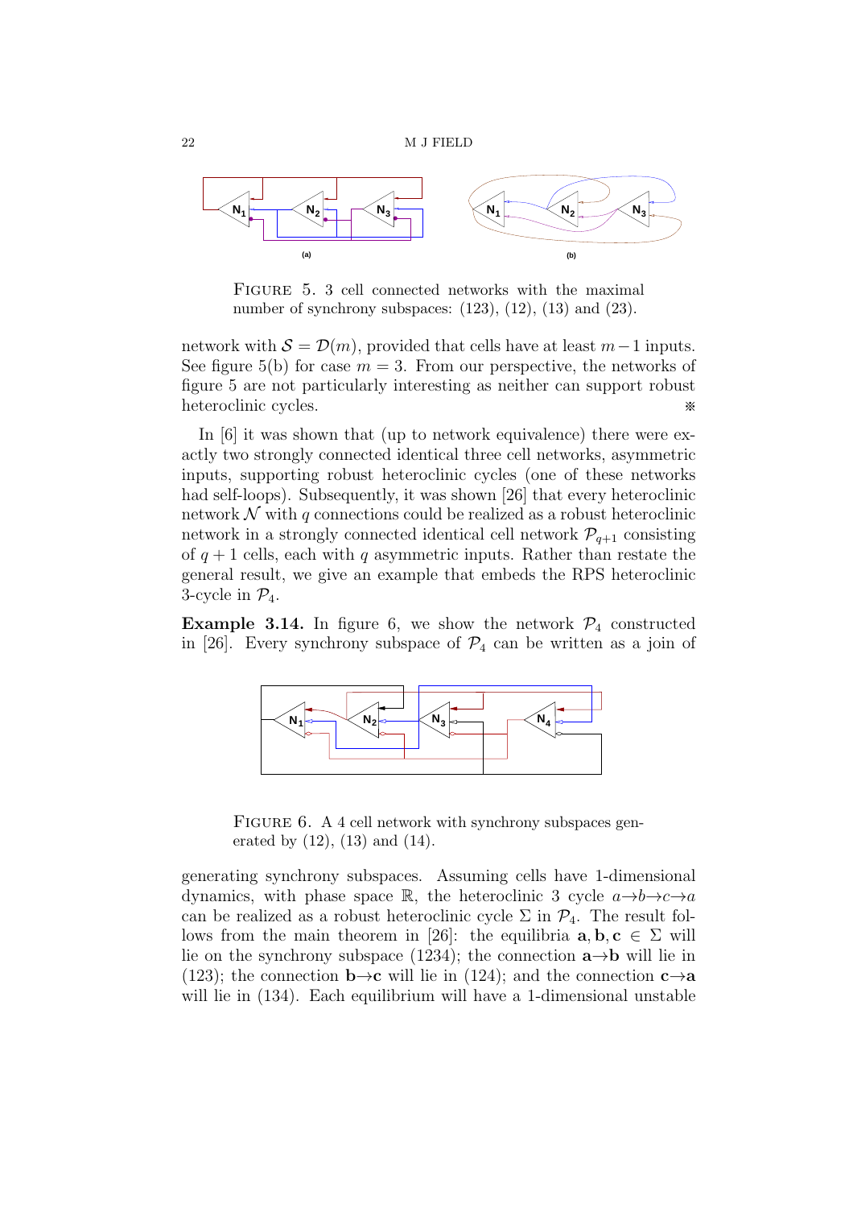FIGURE 5. 3 cell connected networks with the maximal number of synchrony subspaces: (123), (12), (13) and (23).

network with $\mathcal{S} = \mathcal{D}(m)$, provided that cells have at least $m-1$ inputs. See figure 5(b) for case $m = 3$. From our perspective, the networks of figure 5 are not particularly interesting as neither can support robust heteroclinic cycles. ※

In [6] it was shown that (up to network equivalence) there were exactly two strongly connected identical three cell networks, asymmetric inputs, supporting robust heteroclinic cycles (one of these networks had self-loops). Subsequently, it was shown [26] that every heteroclinic network $\mathcal{N}$ with $q$ connections could be realized as a robust heteroclinic network in a strongly connected identical cell network $\mathcal{P}_{q+1}$ consisting of $q+1$ cells, each with $q$ asymmetric inputs. Rather than restate the general result, we give an example that embeds the RPS heteroclinic 3-cycle in $\mathcal{P}_4$.

**Example 3.14.** In figure 6, we show the network $\mathcal{P}_4$ constructed in [26]. Every synchrony subspace of $\mathcal{P}_4$ can be written as a join of

FIGURE 6. A 4 cell network with synchrony subspaces generated by (12), (13) and (14).

generating synchrony subspaces. Assuming cells have 1-dimensional dynamics, with phase space $\mathbb{R}$, the heteroclinic 3 cycle $a\to b\to c\to a$ can be realized as a robust heteroclinic cycle $\Sigma$ in $\mathcal{P}_4$. The result follows from the main theorem in [26]: the equilibria $\mathbf{a}, \mathbf{b}, \mathbf{c} \in \Sigma$ will lie on the synchrony subspace (1234); the connection $\mathbf{a}\to\mathbf{b}$ will lie in (123); the connection $\mathbf{b}\to\mathbf{c}$ will lie in (124); and the connection $\mathbf{c}\to\mathbf{a}$ will lie in (134). Each equilibrium will have a 1-dimensional unstable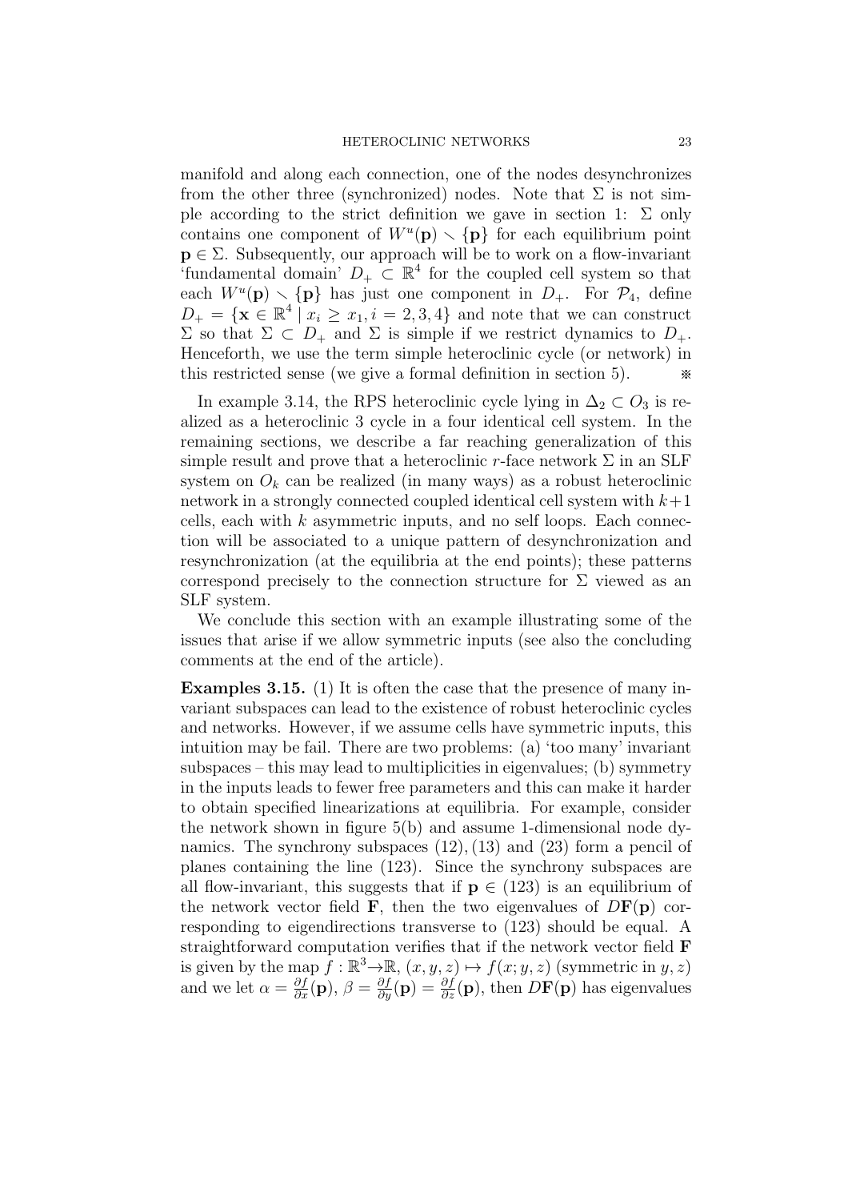manifold and along each connection, one of the nodes desynchronizes from the other three (synchronized) nodes. Note that $\Sigma$ is not simple according to the strict definition we gave in section 1: $\Sigma$ only contains one component of $W^u(\mathbf{p}) \smallsetminus \{\mathbf{p}\}$ for each equilibrium point $\mathbf{p} \in \Sigma$. Subsequently, our approach will be to work on a flow-invariant 'fundamental domain' $D_+ \subset \mathbb{R}^4$ for the coupled cell system so that each $W^u(\mathbf{p}) \smallsetminus \{\mathbf{p}\}$ has just one component in $D_+$. For $\mathcal{P}_4$, define $D_+ = \{\mathbf{x} \in \mathbb{R}^4 \mid x_i \geq x_1, i = 2, 3, 4\}$ and note that we can construct $\Sigma$ so that $\Sigma \subset D_+$ and $\Sigma$ is simple if we restrict dynamics to $D_+$. Henceforth, we use the term simple heteroclinic cycle (or network) in this restricted sense (we give a formal definition in section 5). ※

In example 3.14, the RPS heteroclinic cycle lying in $\Delta_2 \subset O_3$ is realized as a heteroclinic 3 cycle in a four identical cell system. In the remaining sections, we describe a far reaching generalization of this simple result and prove that a heteroclinic $r$-face network $\Sigma$ in an SLF system on $O_k$ can be realized (in many ways) as a robust heteroclinic network in a strongly connected coupled identical cell system with $k+1$ cells, each with $k$ asymmetric inputs, and no self loops. Each connection will be associated to a unique pattern of desynchronization and resynchronization (at the equilibria at the end points); these patterns correspond precisely to the connection structure for $\Sigma$ viewed as an SLF system.

We conclude this section with an example illustrating some of the issues that arise if we allow symmetric inputs (see also the concluding comments at the end of the article).

**Examples 3.15.** (1) It is often the case that the presence of many invariant subspaces can lead to the existence of robust heteroclinic cycles and networks. However, if we assume cells have symmetric inputs, this intuition may be fail. There are two problems: (a) 'too many' invariant subspaces – this may lead to multiplicities in eigenvalues; (b) symmetry in the inputs leads to fewer free parameters and this can make it harder to obtain specified linearizations at equilibria. For example, consider the network shown in figure 5(b) and assume 1-dimensional node dynamics. The synchrony subspaces $(12), (13)$ and $(23)$ form a pencil of planes containing the line $(123)$. Since the synchrony subspaces are all flow-invariant, this suggests that if $\mathbf{p} \in (123)$ is an equilibrium of the network vector field $\mathbf{F}$, then the two eigenvalues of $D\mathbf{F}(\mathbf{p})$ corresponding to eigendirections transverse to $(123)$ should be equal. A straightforward computation verifies that if the network vector field $\mathbf{F}$ is given by the map $f : \mathbb{R}^3 \to \mathbb{R}$, $(x, y, z) \mapsto f(x; y, z)$ (symmetric in $y, z$) and we let $\alpha = \frac{\partial f}{\partial x}(\mathbf{p})$, $\beta = \frac{\partial f}{\partial y}(\mathbf{p}) = \frac{\partial f}{\partial z}(\mathbf{p})$, then $D\mathbf{F}(\mathbf{p})$ has eigenvalues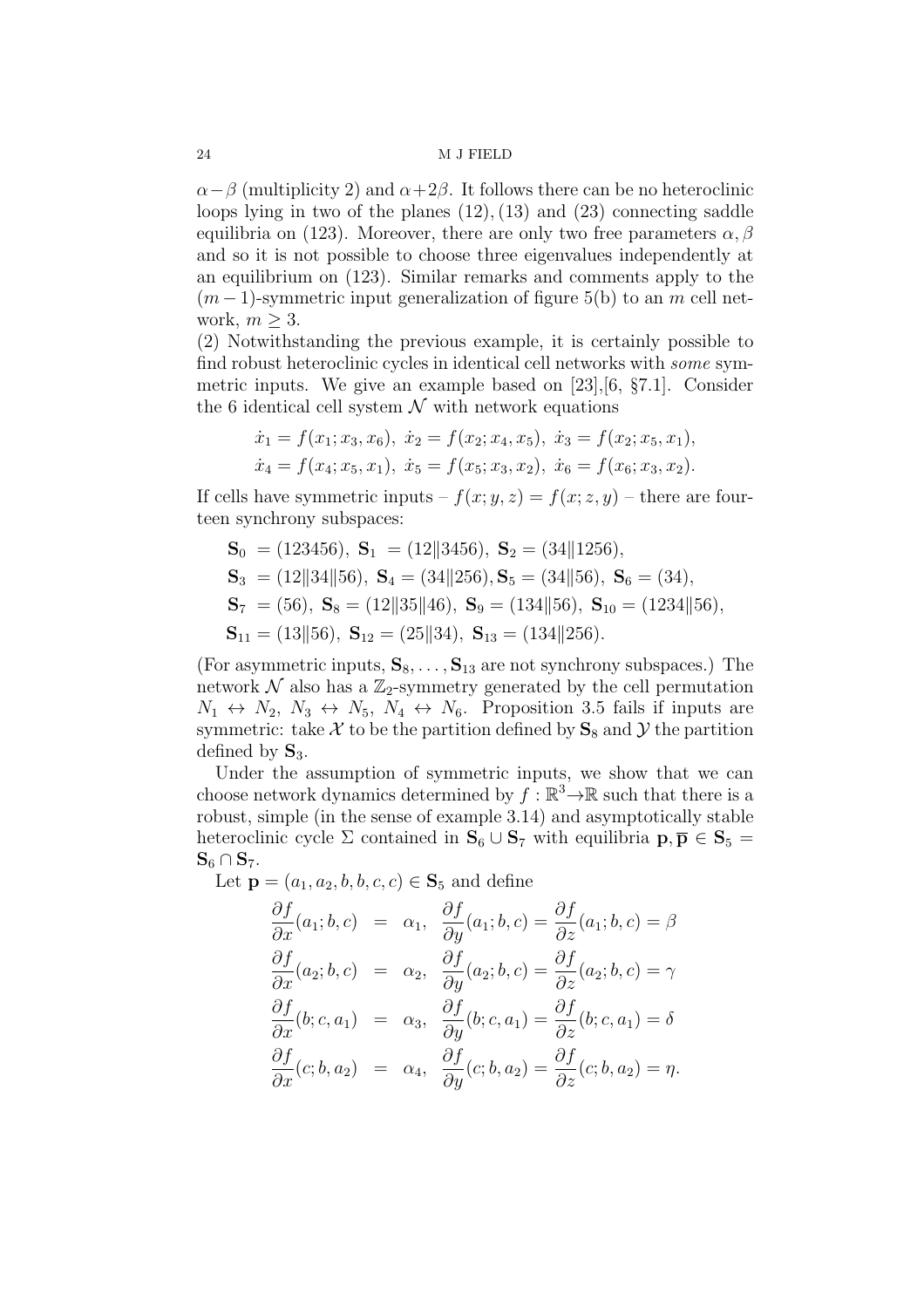$\alpha - \beta$ (multiplicity 2) and $\alpha + 2\beta$. It follows there can be no heteroclinic loops lying in two of the planes $(12), (13)$ and $(23)$ connecting saddle equilibria on $(123)$. Moreover, there are only two free parameters $\alpha, \beta$ and so it is not possible to choose three eigenvalues independently at an equilibrium on $(123)$. Similar remarks and comments apply to the $(m-1)$-symmetric input generalization of figure 5(b) to an $m$ cell network, $m \geq 3$.

(2) Notwithstanding the previous example, it is certainly possible to find robust heteroclinic cycles in identical cell networks with *some* symmetric inputs. We give an example based on [23],[6, §7.1]. Consider the 6 identical cell system $\mathcal{N}$ with network equations

$$\dot{x}_1 = f(x_1; x_3, x_6),\ \dot{x}_2 = f(x_2; x_4, x_5),\ \dot{x}_3 = f(x_2; x_5, x_1),$$
$$\dot{x}_4 = f(x_4; x_5, x_1),\ \dot{x}_5 = f(x_5; x_3, x_2),\ \dot{x}_6 = f(x_6; x_3, x_2).$$

If cells have symmetric inputs – $f(x; y, z) = f(x; z, y)$ – there are fourteen synchrony subspaces:

$$\begin{aligned}
&\mathbf{S}_0 = (123456),\ \mathbf{S}_1 = (12\|3456),\ \mathbf{S}_2 = (34\|1256),\\
&\mathbf{S}_3 = (12\|34\|56),\ \mathbf{S}_4 = (34\|256), \mathbf{S}_5 = (34\|56),\ \mathbf{S}_6 = (34),\\
&\mathbf{S}_7 = (56),\ \mathbf{S}_8 = (12\|35\|46),\ \mathbf{S}_9 = (134\|56),\ \mathbf{S}_{10} = (1234\|56),\\
&\mathbf{S}_{11} = (13\|56),\ \mathbf{S}_{12} = (25\|34),\ \mathbf{S}_{13} = (134\|256).
\end{aligned}$$

(For asymmetric inputs, $\mathbf{S}_8, \ldots, \mathbf{S}_{13}$ are not synchrony subspaces.) The network $\mathcal{N}$ also has a $\mathbb{Z}_2$-symmetry generated by the cell permutation $N_1 \leftrightarrow N_2$, $N_3 \leftrightarrow N_5$, $N_4 \leftrightarrow N_6$. Proposition 3.5 fails if inputs are symmetric: take $\mathcal{X}$ to be the partition defined by $\mathbf{S}_8$ and $\mathcal{Y}$ the partition defined by $\mathbf{S}_3$.

Under the assumption of symmetric inputs, we show that we can choose network dynamics determined by $f : \mathbb{R}^3 \to \mathbb{R}$ such that there is a robust, simple (in the sense of example 3.14) and asymptotically stable heteroclinic cycle $\Sigma$ contained in $\mathbf{S}_6 \cup \mathbf{S}_7$ with equilibria $\mathbf{p}, \overline{\mathbf{p}} \in \mathbf{S}_5 = \mathbf{S}_6 \cap \mathbf{S}_7$.

Let $\mathbf{p} = (a_1, a_2, b, b, c, c) \in \mathbf{S}_5$ and define

$$\begin{aligned}
\frac{\partial f}{\partial x}(a_1; b, c) &= \alpha_1,\ \ \frac{\partial f}{\partial y}(a_1; b, c) = \frac{\partial f}{\partial z}(a_1; b, c) = \beta\\
\frac{\partial f}{\partial x}(a_2; b, c) &= \alpha_2,\ \ \frac{\partial f}{\partial y}(a_2; b, c) = \frac{\partial f}{\partial z}(a_2; b, c) = \gamma\\
\frac{\partial f}{\partial x}(b; c, a_1) &= \alpha_3,\ \ \frac{\partial f}{\partial y}(b; c, a_1) = \frac{\partial f}{\partial z}(b; c, a_1) = \delta\\
\frac{\partial f}{\partial x}(c; b, a_2) &= \alpha_4,\ \ \frac{\partial f}{\partial y}(c; b, a_2) = \frac{\partial f}{\partial z}(c; b, a_2) = \eta.
\end{aligned}$$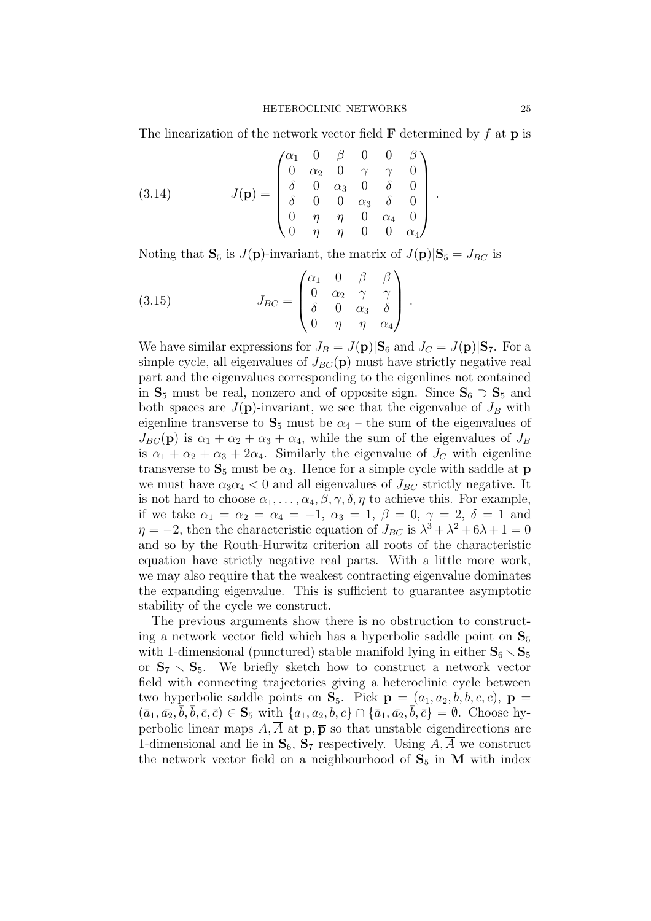The linearization of the network vector field $\mathbf{F}$ determined by $f$ at $\mathbf{p}$ is

$$J(\mathbf{p}) = \begin{pmatrix} \alpha_1 & 0 & \beta & 0 & 0 & \beta \\ 0 & \alpha_2 & 0 & \gamma & \gamma & 0 \\ \delta & 0 & \alpha_3 & 0 & \delta & 0 \\ \delta & 0 & 0 & \alpha_3 & \delta & 0 \\ 0 & \eta & \eta & 0 & \alpha_4 & 0 \\ 0 & \eta & \eta & 0 & 0 & \alpha_4 \end{pmatrix}. \tag{3.14}$$

Noting that $\mathbf{S}_5$ is $J(\mathbf{p})$-invariant, the matrix of $J(\mathbf{p})|\mathbf{S}_5 = J_{BC}$ is

$$J_{BC} = \begin{pmatrix} \alpha_1 & 0 & \beta & \beta \\ 0 & \alpha_2 & \gamma & \gamma \\ \delta & 0 & \alpha_3 & \delta \\ 0 & \eta & \eta & \alpha_4 \end{pmatrix}. \tag{3.15}$$

We have similar expressions for $J_B = J(\mathbf{p})|\mathbf{S}_6$ and $J_C = J(\mathbf{p})|\mathbf{S}_7$. For a simple cycle, all eigenvalues of $J_{BC}(\mathbf{p})$ must have strictly negative real part and the eigenvalues corresponding to the eigenlines not contained in $\mathbf{S}_5$ must be real, nonzero and of opposite sign. Since $\mathbf{S}_6 \supset \mathbf{S}_5$ and both spaces are $J(\mathbf{p})$-invariant, we see that the eigenvalue of $J_B$ with eigenline transverse to $\mathbf{S}_5$ must be $\alpha_4$ – the sum of the eigenvalues of $J_{BC}(\mathbf{p})$ is $\alpha_1 + \alpha_2 + \alpha_3 + \alpha_4$, while the sum of the eigenvalues of $J_B$ is $\alpha_1 + \alpha_2 + \alpha_3 + 2\alpha_4$. Similarly the eigenvalue of $J_C$ with eigenline transverse to $\mathbf{S}_5$ must be $\alpha_3$. Hence for a simple cycle with saddle at $\mathbf{p}$ we must have $\alpha_3\alpha_4 < 0$ and all eigenvalues of $J_{BC}$ strictly negative. It is not hard to choose $\alpha_1, \ldots, \alpha_4, \beta, \gamma, \delta, \eta$ to achieve this. For example, if we take $\alpha_1 = \alpha_2 = \alpha_4 = -1$, $\alpha_3 = 1$, $\beta = 0$, $\gamma = 2$, $\delta = 1$ and $\eta = -2$, then the characteristic equation of $J_{BC}$ is $\lambda^3 + \lambda^2 + 6\lambda + 1 = 0$ and so by the Routh-Hurwitz criterion all roots of the characteristic equation have strictly negative real parts. With a little more work, we may also require that the weakest contracting eigenvalue dominates the expanding eigenvalue. This is sufficient to guarantee asymptotic stability of the cycle we construct.

The previous arguments show there is no obstruction to constructing a network vector field which has a hyperbolic saddle point on $\mathbf{S}_5$ with 1-dimensional (punctured) stable manifold lying in either $\mathbf{S}_6 \setminus \mathbf{S}_5$ or $\mathbf{S}_7 \setminus \mathbf{S}_5$. We briefly sketch how to construct a network vector field with connecting trajectories giving a heteroclinic cycle between two hyperbolic saddle points on $\mathbf{S}_5$. Pick $\mathbf{p} = (a_1, a_2, b, b, c, c)$, $\overline{\mathbf{p}} = (\bar{a}_1, \bar{a}_2, \bar{b}, \bar{b}, \bar{c}, \bar{c}) \in \mathbf{S}_5$ with $\{a_1, a_2, b, c\} \cap \{\bar{a}_1, \bar{a}_2, \bar{b}, \bar{c}\} = \emptyset$. Choose hyperbolic linear maps $A, \overline{A}$ at $\mathbf{p}, \overline{\mathbf{p}}$ so that unstable eigendirections are 1-dimensional and lie in $\mathbf{S}_6$, $\mathbf{S}_7$ respectively. Using $A, \overline{A}$ we construct the network vector field on a neighbourhood of $\mathbf{S}_5$ in $\mathbf{M}$ with index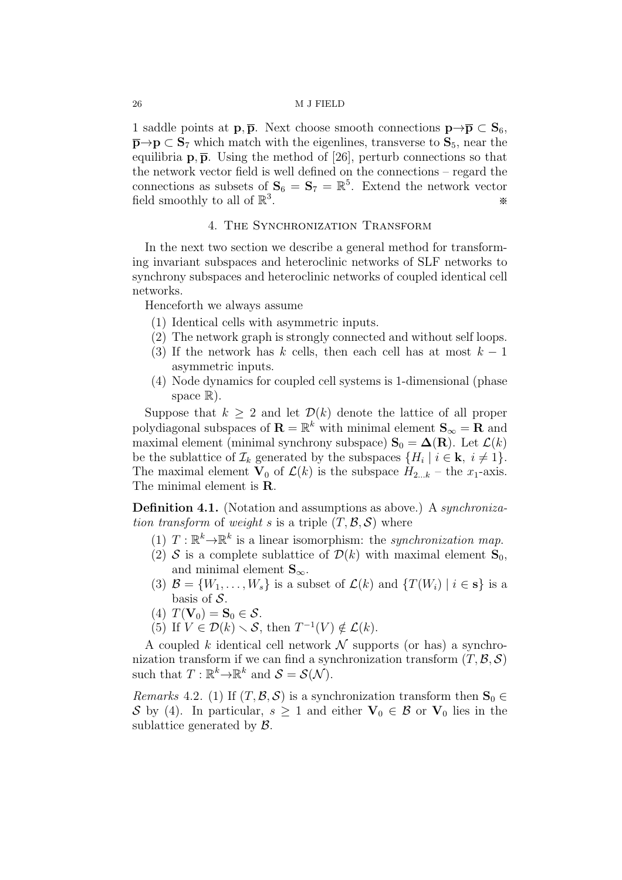1 saddle points at $\mathbf{p}, \overline{\mathbf{p}}$. Next choose smooth connections $\mathbf{p} \rightarrow \overline{\mathbf{p}} \subset \mathbf{S}_6$, $\overline{\mathbf{p}} \rightarrow \mathbf{p} \subset \mathbf{S}_7$ which match with the eigenlines, transverse to $\mathbf{S}_5$, near the equilibria $\mathbf{p}, \overline{\mathbf{p}}$. Using the method of [26], perturb connections so that the network vector field is well defined on the connections – regard the connections as subsets of $\mathbf{S}_6 = \mathbf{S}_7 = \mathbb{R}^5$. Extend the network vector field smoothly to all of $\mathbb{R}^3$. ※

## 4. The Synchronization Transform

In the next two section we describe a general method for transforming invariant subspaces and heteroclinic networks of SLF networks to synchrony subspaces and heteroclinic networks of coupled identical cell networks.

Henceforth we always assume

1. Identical cells with asymmetric inputs.
2. The network graph is strongly connected and without self loops.
3. If the network has $k$ cells, then each cell has at most $k-1$ asymmetric inputs.
4. Node dynamics for coupled cell systems is 1-dimensional (phase space $\mathbb{R}$).

Suppose that $k \geq 2$ and let $\mathcal{D}(k)$ denote the lattice of all proper polydiagonal subspaces of $\mathbf{R} = \mathbb{R}^k$ with minimal element $\mathbf{S}_\infty = \mathbf{R}$ and maximal element (minimal synchrony subspace) $\mathbf{S}_0 = \mathbf{\Delta}(\mathbf{R})$. Let $\mathcal{L}(k)$ be the sublattice of $\mathcal{I}_k$ generated by the subspaces $\{H_i \mid i \in \mathbf{k},\ i \neq 1\}$. The maximal element $\mathbf{V}_0$ of $\mathcal{L}(k)$ is the subspace $H_{2\ldots k}$ – the $x_1$-axis. The minimal element is $\mathbf{R}$.

**Definition 4.1.** (Notation and assumptions as above.) A *synchronization transform* of *weight* $s$ is a triple $(T, \mathcal{B}, \mathcal{S})$ where

1. $T : \mathbb{R}^k \rightarrow \mathbb{R}^k$ is a linear isomorphism: the *synchronization map*.
2. $\mathcal{S}$ is a complete sublattice of $\mathcal{D}(k)$ with maximal element $\mathbf{S}_0$, and minimal element $\mathbf{S}_\infty$.
3. $\mathcal{B} = \{W_1, \ldots, W_s\}$ is a subset of $\mathcal{L}(k)$ and $\{T(W_i) \mid i \in \mathbf{s}\}$ is a basis of $\mathcal{S}$.
4. $T(\mathbf{V}_0) = \mathbf{S}_0 \in \mathcal{S}$.
5. If $V \in \mathcal{D}(k) \smallsetminus \mathcal{S}$, then $T^{-1}(V) \notin \mathcal{L}(k)$.

A coupled $k$ identical cell network $\mathcal{N}$ supports (or has) a synchronization transform if we can find a synchronization transform $(T, \mathcal{B}, \mathcal{S})$ such that $T : \mathbb{R}^k \rightarrow \mathbb{R}^k$ and $\mathcal{S} = \mathcal{S}(\mathcal{N})$.

*Remarks* 4.2. (1) If $(T, \mathcal{B}, \mathcal{S})$ is a synchronization transform then $\mathbf{S}_0 \in \mathcal{S}$ by (4). In particular, $s \geq 1$ and either $\mathbf{V}_0 \in \mathcal{B}$ or $\mathbf{V}_0$ lies in the sublattice generated by $\mathcal{B}$.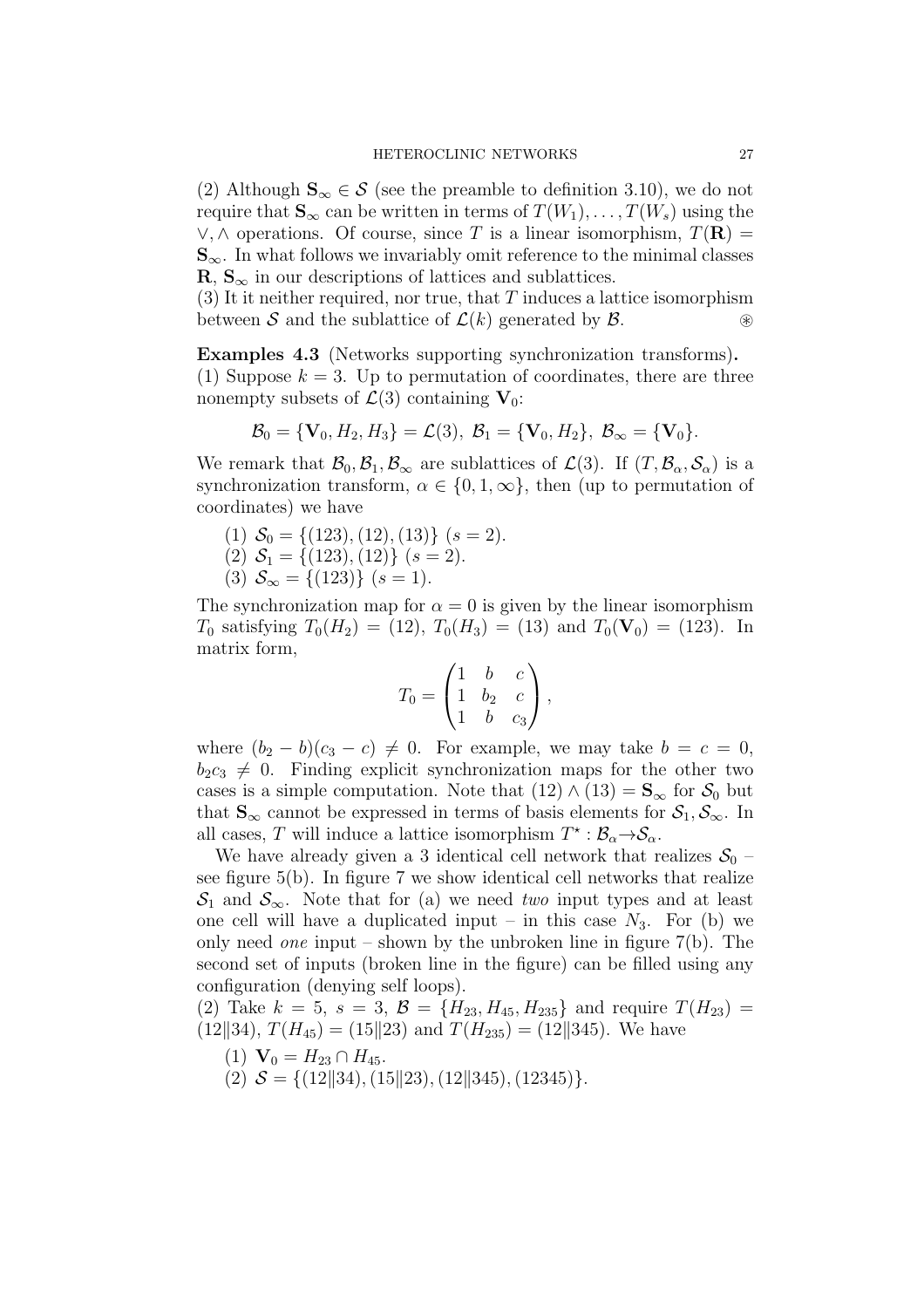(2) Although $\mathbf{S}_\infty \in \mathcal{S}$ (see the preamble to definition 3.10), we do not require that $\mathbf{S}_\infty$ can be written in terms of $T(W_1), \ldots, T(W_s)$ using the $\vee, \wedge$ operations. Of course, since $T$ is a linear isomorphism, $T(\mathbf{R}) = \mathbf{S}_\infty$. In what follows we invariably omit reference to the minimal classes $\mathbf{R}$, $\mathbf{S}_\infty$ in our descriptions of lattices and sublattices.
(3) It it neither required, nor true, that $T$ induces a lattice isomorphism between $\mathcal{S}$ and the sublattice of $\mathcal{L}(k)$ generated by $\mathcal{B}$. ⊛

**Examples 4.3** (Networks supporting synchronization transforms)**.**
(1) Suppose $k = 3$. Up to permutation of coordinates, there are three nonempty subsets of $\mathcal{L}(3)$ containing $\mathbf{V}_0$:

$$\mathcal{B}_0 = \{\mathbf{V}_0, H_2, H_3\} = \mathcal{L}(3),\ \mathcal{B}_1 = \{\mathbf{V}_0, H_2\},\ \mathcal{B}_\infty = \{\mathbf{V}_0\}.$$

We remark that $\mathcal{B}_0, \mathcal{B}_1, \mathcal{B}_\infty$ are sublattices of $\mathcal{L}(3)$. If $(T, \mathcal{B}_\alpha, \mathcal{S}_\alpha)$ is a synchronization transform, $\alpha \in \{0, 1, \infty\}$, then (up to permutation of coordinates) we have

(1) $\mathcal{S}_0 = \{(123), (12), (13)\}$ $(s = 2)$.
(2) $\mathcal{S}_1 = \{(123), (12)\}$ $(s = 2)$.
(3) $\mathcal{S}_\infty = \{(123)\}$ $(s = 1)$.

The synchronization map for $\alpha = 0$ is given by the linear isomorphism $T_0$ satisfying $T_0(H_2) = (12)$, $T_0(H_3) = (13)$ and $T_0(\mathbf{V}_0) = (123)$. In matrix form,

$$T_0 = \begin{pmatrix} 1 & b & c \\ 1 & b_2 & c \\ 1 & b & c_3 \end{pmatrix},$$

where $(b_2 - b)(c_3 - c) \neq 0$. For example, we may take $b = c = 0$, $b_2 c_3 \neq 0$. Finding explicit synchronization maps for the other two cases is a simple computation. Note that $(12) \wedge (13) = \mathbf{S}_\infty$ for $\mathcal{S}_0$ but that $\mathbf{S}_\infty$ cannot be expressed in terms of basis elements for $\mathcal{S}_1, \mathcal{S}_\infty$. In all cases, $T$ will induce a lattice isomorphism $T^\star : \mathcal{B}_\alpha \to \mathcal{S}_\alpha$.

We have already given a 3 identical cell network that realizes $\mathcal{S}_0$ – see figure 5(b). In figure 7 we show identical cell networks that realize $\mathcal{S}_1$ and $\mathcal{S}_\infty$. Note that for (a) we need *two* input types and at least one cell will have a duplicated input – in this case $N_3$. For (b) we only need *one* input – shown by the unbroken line in figure 7(b). The second set of inputs (broken line in the figure) can be filled using any configuration (denying self loops).
(2) Take $k = 5$, $s = 3$, $\mathcal{B} = \{H_{23}, H_{45}, H_{235}\}$ and require $T(H_{23}) = (12\|34)$, $T(H_{45}) = (15\|23)$ and $T(H_{235}) = (12\|345)$. We have

(1) $\mathbf{V}_0 = H_{23} \cap H_{45}$.
(2) $\mathcal{S} = \{(12\|34), (15\|23), (12\|345), (12345)\}$.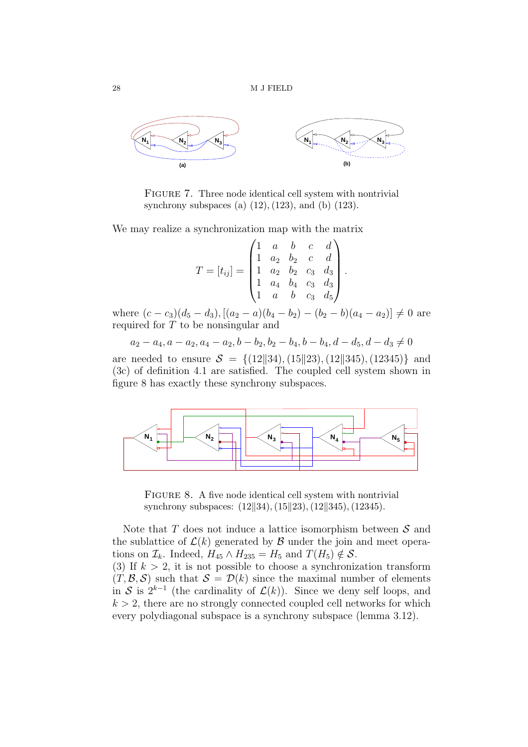FIGURE 7. Three node identical cell system with nontrivial synchrony subspaces (a) $(12), (123)$, and (b) $(123)$.

We may realize a synchronization map with the matrix

$$T = [t_{ij}] = \begin{pmatrix} 1 & a & b & c & d \\ 1 & a_2 & b_2 & c & d \\ 1 & a_2 & b_2 & c_3 & d_3 \\ 1 & a_4 & b_4 & c_3 & d_3 \\ 1 & a & b & c_3 & d_5 \end{pmatrix}.$$

where $(c - c_3)(d_5 - d_3), [(a_2 - a)(b_4 - b_2) - (b_2 - b)(a_4 - a_2)] \neq 0$ are required for $T$ to be nonsingular and

$$a_2 - a_4, a - a_2, a_4 - a_2, b - b_2, b_2 - b_4, b - b_4, d - d_5, d - d_3 \neq 0$$

are needed to ensure $\mathcal{S} = \{(12\|34), (15\|23), (12\|345), (12345)\}$ and (3c) of definition 4.1 are satisfied. The coupled cell system shown in figure 8 has exactly these synchrony subspaces.

FIGURE 8. A five node identical cell system with nontrivial synchrony subspaces: $(12\|34), (15\|23), (12\|345), (12345)$.

Note that $T$ does not induce a lattice isomorphism between $\mathcal{S}$ and the sublattice of $\mathcal{L}(k)$ generated by $\mathcal{B}$ under the join and meet operations on $\mathcal{I}_k$. Indeed, $H_{45} \wedge H_{235} = H_5$ and $T(H_5) \notin \mathcal{S}$.

(3) If $k > 2$, it is not possible to choose a synchronization transform $(T, \mathcal{B}, \mathcal{S})$ such that $\mathcal{S} = \mathcal{D}(k)$ since the maximal number of elements in $\mathcal{S}$ is $2^{k-1}$ (the cardinality of $\mathcal{L}(k)$). Since we deny self loops, and $k > 2$, there are no strongly connected coupled cell networks for which every polydiagonal subspace is a synchrony subspace (lemma 3.12).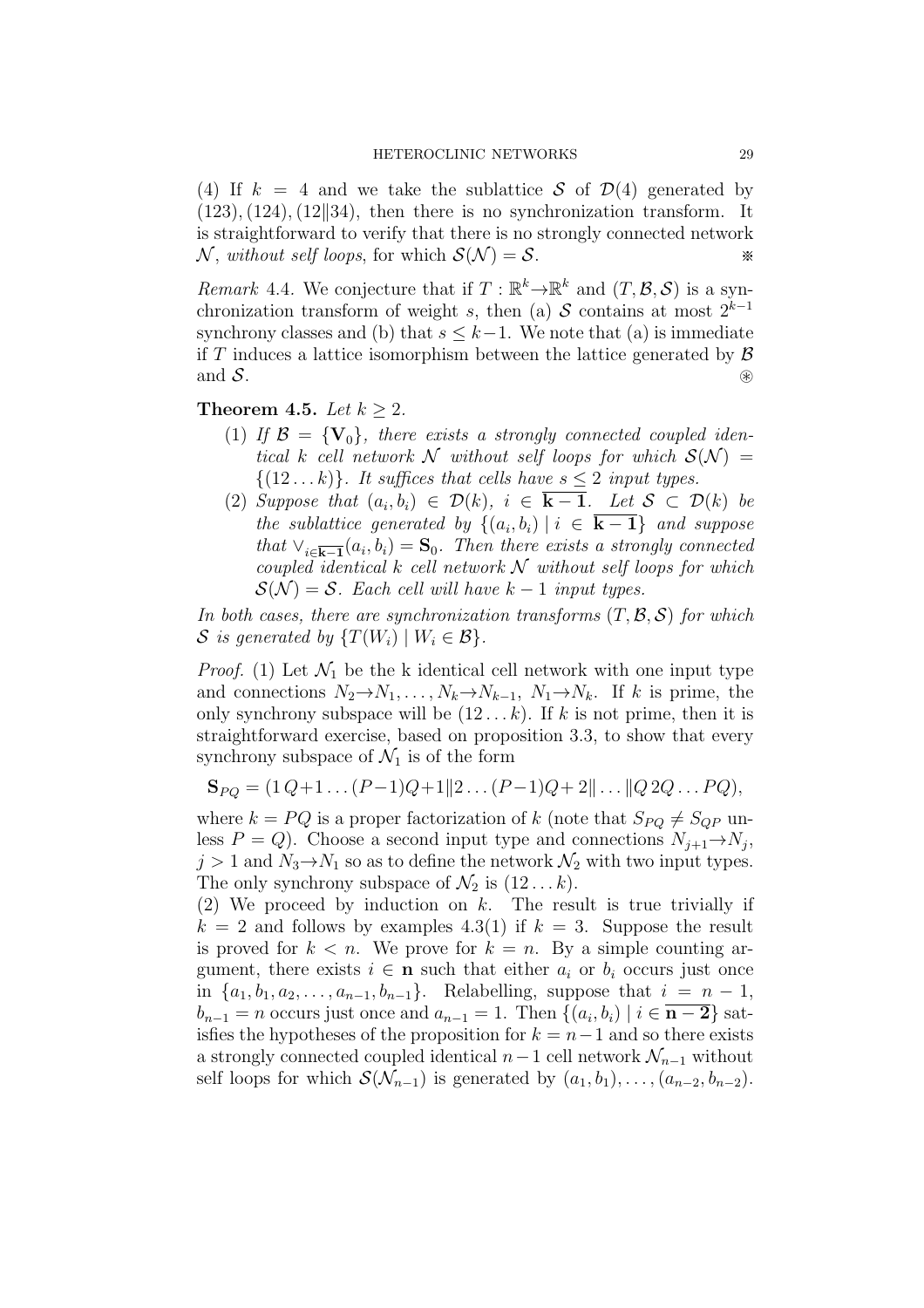(4) If $k = 4$ and we take the sublattice $\mathcal{S}$ of $\mathcal{D}(4)$ generated by $(123), (124), (12\|34)$, then there is no synchronization transform. It is straightforward to verify that there is no strongly connected network $\mathcal{N}$, *without self loops*, for which $\mathcal{S}(\mathcal{N}) = \mathcal{S}$. ※

*Remark* 4.4. We conjecture that if $T : \mathbb{R}^k \to \mathbb{R}^k$ and $(T, \mathcal{B}, \mathcal{S})$ is a synchronization transform of weight $s$, then (a) $\mathcal{S}$ contains at most $2^{k-1}$ synchrony classes and (b) that $s \leq k-1$. We note that (a) is immediate if $T$ induces a lattice isomorphism between the lattice generated by $\mathcal{B}$ and $\mathcal{S}$. ⊛

**Theorem 4.5.** *Let $k \geq 2$.*

1. *If $\mathcal{B} = \{\mathbf{V}_0\}$, there exists a strongly connected coupled identical $k$ cell network $\mathcal{N}$ without self loops for which $\mathcal{S}(\mathcal{N}) = \{(12\ldots k)\}$. It suffices that cells have $s \leq 2$ input types.*
2. *Suppose that $(a_i, b_i) \in \mathcal{D}(k)$, $i \in \overline{\mathbf{k-1}}$. Let $\mathcal{S} \subset \mathcal{D}(k)$ be the sublattice generated by $\{(a_i, b_i) \mid i \in \overline{\mathbf{k-1}}\}$ and suppose that $\vee_{i \in \overline{\mathbf{k-1}}}(a_i, b_i) = \mathbf{S}_0$. Then there exists a strongly connected coupled identical $k$ cell network $\mathcal{N}$ without self loops for which $\mathcal{S}(\mathcal{N}) = \mathcal{S}$. Each cell will have $k-1$ input types.*

*In both cases, there are synchronization transforms $(T, \mathcal{B}, \mathcal{S})$ for which $\mathcal{S}$ is generated by $\{T(W_i) \mid W_i \in \mathcal{B}\}$.*

*Proof.* (1) Let $\mathcal{N}_1$ be the k identical cell network with one input type and connections $N_2 \to N_1, \ldots, N_k \to N_{k-1}$, $N_1 \to N_k$. If $k$ is prime, the only synchrony subspace will be $(12\ldots k)$. If $k$ is not prime, then it is straightforward exercise, based on proposition 3.3, to show that every synchrony subspace of $\mathcal{N}_1$ is of the form

$$\mathbf{S}_{PQ} = (1\,Q{+}1\ldots(P{-}1)Q{+}1\|2\ldots(P{-}1)Q{+}2\|\ldots\|Q\,2Q\ldots PQ),$$

where $k = PQ$ is a proper factorization of $k$ (note that $S_{PQ} \neq S_{QP}$ unless $P = Q$). Choose a second input type and connections $N_{j+1} \to N_j$, $j > 1$ and $N_3 \to N_1$ so as to define the network $\mathcal{N}_2$ with two input types. The only synchrony subspace of $\mathcal{N}_2$ is $(12\ldots k)$.

(2) We proceed by induction on $k$. The result is true trivially if $k = 2$ and follows by examples 4.3(1) if $k = 3$. Suppose the result is proved for $k < n$. We prove for $k = n$. By a simple counting argument, there exists $i \in \mathbf{n}$ such that either $a_i$ or $b_i$ occurs just once in $\{a_1, b_1, a_2, \ldots, a_{n-1}, b_{n-1}\}$. Relabelling, suppose that $i = n-1$, $b_{n-1} = n$ occurs just once and $a_{n-1} = 1$. Then $\{(a_i, b_i) \mid i \in \overline{\mathbf{n-2}}\}$ satisfies the hypotheses of the proposition for $k = n-1$ and so there exists a strongly connected coupled identical $n-1$ cell network $\mathcal{N}_{n-1}$ without self loops for which $\mathcal{S}(\mathcal{N}_{n-1})$ is generated by $(a_1, b_1), \ldots, (a_{n-2}, b_{n-2})$.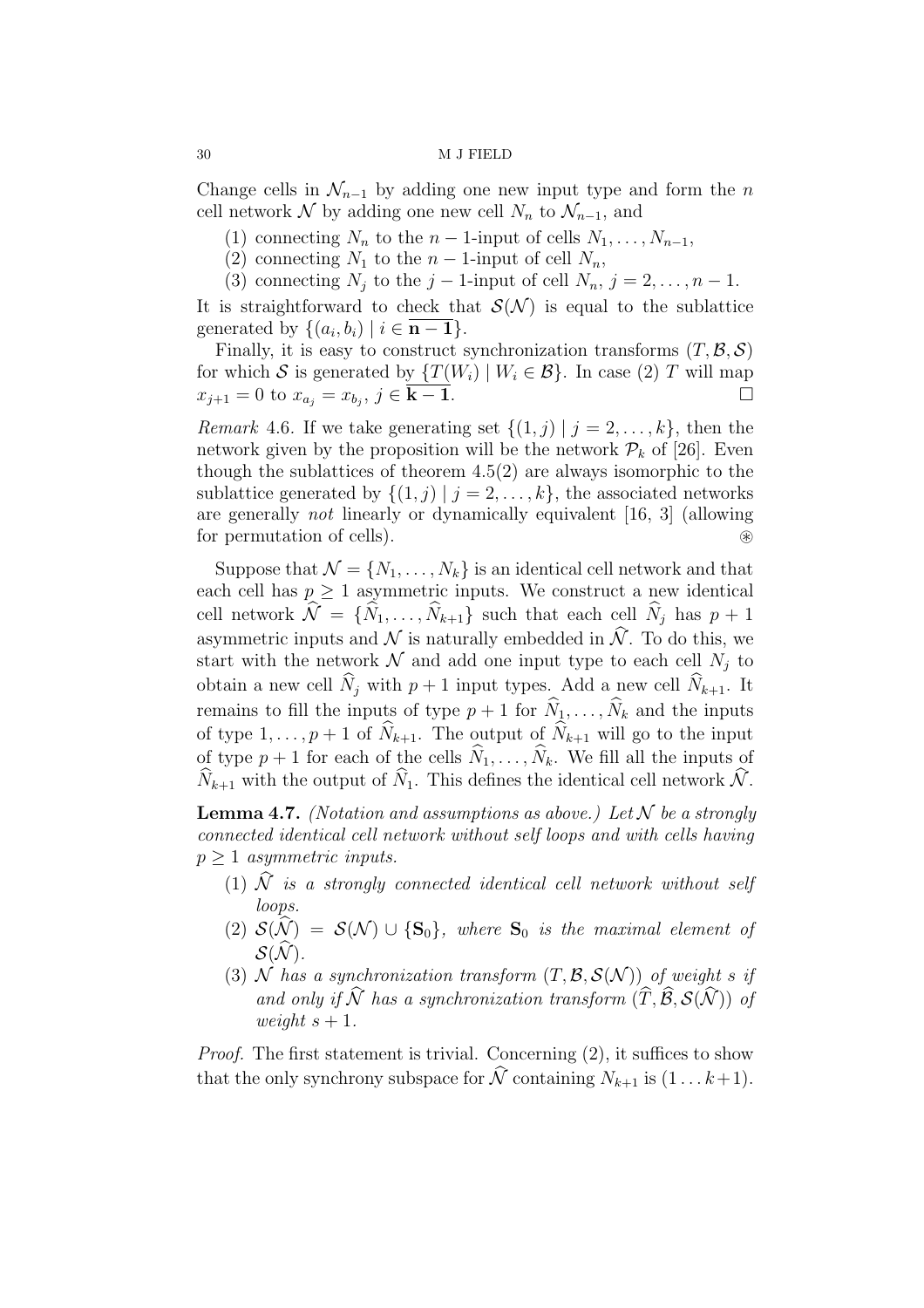Change cells in $\mathcal{N}_{n-1}$ by adding one new input type and form the $n$ cell network $\mathcal{N}$ by adding one new cell $N_n$ to $\mathcal{N}_{n-1}$, and

(1) connecting $N_n$ to the $n-1$-input of cells $N_1, \ldots, N_{n-1}$,
(2) connecting $N_1$ to the $n-1$-input of cell $N_n$,
(3) connecting $N_j$ to the $j-1$-input of cell $N_n$, $j = 2, \ldots, n-1$.

It is straightforward to check that $\mathcal{S}(\mathcal{N})$ is equal to the sublattice generated by $\{(a_i, b_i) \mid i \in \overline{\mathbf{n-1}}\}$.

Finally, it is easy to construct synchronization transforms $(T, \mathcal{B}, \mathcal{S})$ for which $\mathcal{S}$ is generated by $\{T(W_i) \mid W_i \in \mathcal{B}\}$. In case (2) $T$ will map $x_{j+1} = 0$ to $x_{a_j} = x_{b_j}$, $j \in \overline{\mathbf{k-1}}$. □

*Remark* 4.6. If we take generating set $\{(1, j) \mid j = 2, \ldots, k\}$, then the network given by the proposition will be the network $\mathcal{P}_k$ of [26]. Even though the sublattices of theorem 4.5(2) are always isomorphic to the sublattice generated by $\{(1, j) \mid j = 2, \ldots, k\}$, the associated networks are generally *not* linearly or dynamically equivalent [16, 3] (allowing for permutation of cells). ⊛

Suppose that $\mathcal{N} = \{N_1, \ldots, N_k\}$ is an identical cell network and that each cell has $p \geq 1$ asymmetric inputs. We construct a new identical cell network $\widehat{\mathcal{N}} = \{\widehat{N}_1, \ldots, \widehat{N}_{k+1}\}$ such that each cell $\widehat{N}_j$ has $p+1$ asymmetric inputs and $\mathcal{N}$ is naturally embedded in $\widehat{\mathcal{N}}$. To do this, we start with the network $\mathcal{N}$ and add one input type to each cell $N_j$ to obtain a new cell $\widehat{N}_j$ with $p+1$ input types. Add a new cell $\widehat{N}_{k+1}$. It remains to fill the inputs of type $p+1$ for $\widehat{N}_1, \ldots, \widehat{N}_k$ and the inputs of type $1, \ldots, p+1$ of $\widehat{N}_{k+1}$. The output of $\widehat{N}_{k+1}$ will go to the input of type $p+1$ for each of the cells $\widehat{N}_1, \ldots, \widehat{N}_k$. We fill all the inputs of $\widehat{N}_{k+1}$ with the output of $\widehat{N}_1$. This defines the identical cell network $\widehat{\mathcal{N}}$.

**Lemma 4.7.** *(Notation and assumptions as above.) Let $\mathcal{N}$ be a strongly connected identical cell network without self loops and with cells having $p \geq 1$ asymmetric inputs.*

(1) *$\widehat{\mathcal{N}}$ is a strongly connected identical cell network without self loops.*
(2) *$\mathcal{S}(\widehat{\mathcal{N}}) = \mathcal{S}(\mathcal{N}) \cup \{\mathbf{S}_0\}$, where $\mathbf{S}_0$ is the maximal element of $\mathcal{S}(\widehat{\mathcal{N}})$.*
(3) *$\mathcal{N}$ has a synchronization transform $(T, \mathcal{B}, \mathcal{S}(\mathcal{N}))$ of weight $s$ if and only if $\widehat{\mathcal{N}}$ has a synchronization transform $(\widehat{T}, \widehat{\mathcal{B}}, \mathcal{S}(\widehat{\mathcal{N}}))$ of weight $s+1$.*

*Proof.* The first statement is trivial. Concerning (2), it suffices to show that the only synchrony subspace for $\widehat{\mathcal{N}}$ containing $N_{k+1}$ is $(1 \ldots k+1)$.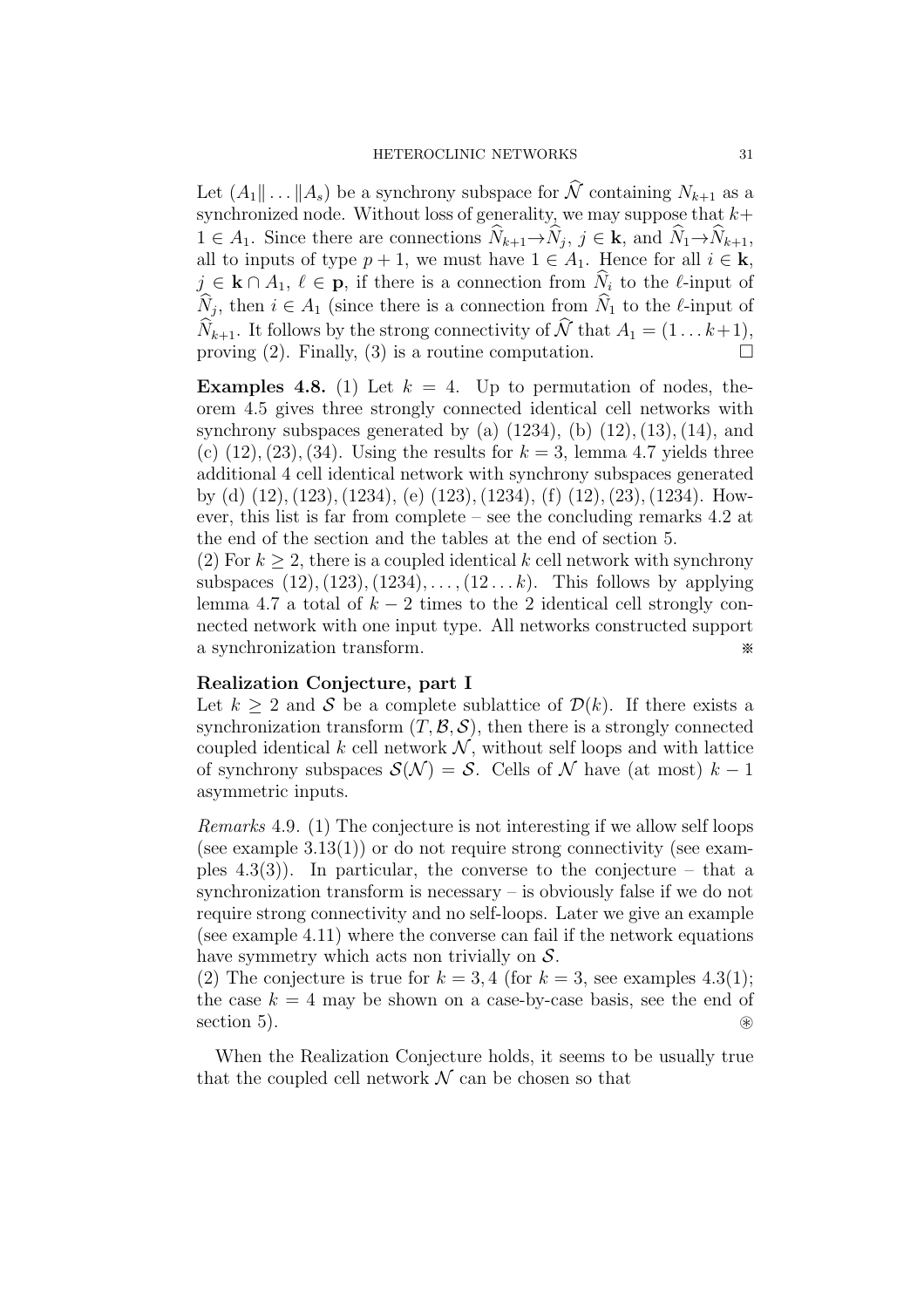Let $(A_1\|\ldots\|A_s)$ be a synchrony subspace for $\widehat{\mathcal{N}}$ containing $N_{k+1}$ as a synchronized node. Without loss of generality, we may suppose that $k+1 \in A_1$. Since there are connections $\widehat{N}_{k+1}\to\widehat{N}_j$, $j \in \mathbf{k}$, and $\widehat{N}_1\to\widehat{N}_{k+1}$, all to inputs of type $p+1$, we must have $1 \in A_1$. Hence for all $i \in \mathbf{k}$, $j \in \mathbf{k} \cap A_1$, $\ell \in \mathbf{p}$, if there is a connection from $\widehat{N}_i$ to the $\ell$-input of $\widehat{N}_j$, then $i \in A_1$ (since there is a connection from $\widehat{N}_1$ to the $\ell$-input of $\widehat{N}_{k+1}$. It follows by the strong connectivity of $\widehat{\mathcal{N}}$ that $A_1 = (1\ldots k{+}1)$, proving (2). Finally, (3) is a routine computation. $\square$

**Examples 4.8.** (1) Let $k = 4$. Up to permutation of nodes, theorem 4.5 gives three strongly connected identical cell networks with synchrony subspaces generated by (a) $(1234)$, (b) $(12), (13), (14)$, and (c) $(12), (23), (34)$. Using the results for $k = 3$, lemma 4.7 yields three additional 4 cell identical network with synchrony subspaces generated by (d) $(12), (123), (1234)$, (e) $(123), (1234)$, (f) $(12), (23), (1234)$. However, this list is far from complete – see the concluding remarks 4.2 at the end of the section and the tables at the end of section 5.
(2) For $k \geq 2$, there is a coupled identical $k$ cell network with synchrony subspaces $(12), (123), (1234), \ldots, (12\ldots k)$. This follows by applying lemma 4.7 a total of $k-2$ times to the 2 identical cell strongly connected network with one input type. All networks constructed support a synchronization transform. ※

**Realization Conjecture, part I**
Let $k \geq 2$ and $\mathcal{S}$ be a complete sublattice of $\mathcal{D}(k)$. If there exists a synchronization transform $(T, \mathcal{B}, \mathcal{S})$, then there is a strongly connected coupled identical $k$ cell network $\mathcal{N}$, without self loops and with lattice of synchrony subspaces $\mathcal{S}(\mathcal{N}) = \mathcal{S}$. Cells of $\mathcal{N}$ have (at most) $k-1$ asymmetric inputs.

*Remarks* 4.9. (1) The conjecture is not interesting if we allow self loops (see example 3.13(1)) or do not require strong connectivity (see examples 4.3(3)). In particular, the converse to the conjecture – that a synchronization transform is necessary – is obviously false if we do not require strong connectivity and no self-loops. Later we give an example (see example 4.11) where the converse can fail if the network equations have symmetry which acts non trivially on $\mathcal{S}$.
(2) The conjecture is true for $k = 3, 4$ (for $k = 3$, see examples 4.3(1); the case $k = 4$ may be shown on a case-by-case basis, see the end of section 5). ⊛

When the Realization Conjecture holds, it seems to be usually true that the coupled cell network $\mathcal{N}$ can be chosen so that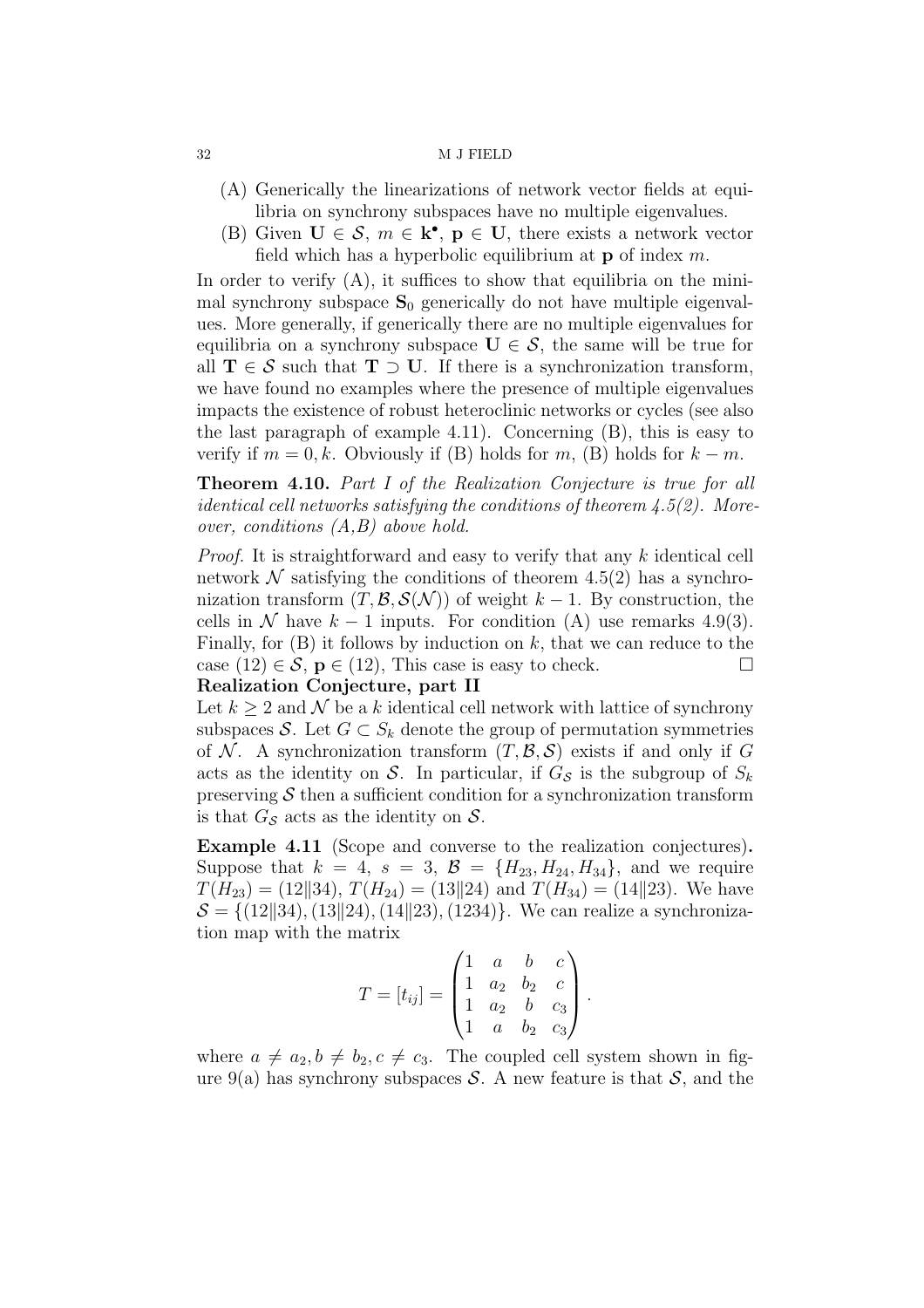(A) Generically the linearizations of network vector fields at equilibria on synchrony subspaces have no multiple eigenvalues.

(B) Given $\mathbf{U} \in \mathcal{S}$, $m \in \mathbf{k}^\bullet$, $\mathbf{p} \in \mathbf{U}$, there exists a network vector field which has a hyperbolic equilibrium at $\mathbf{p}$ of index $m$.

In order to verify (A), it suffices to show that equilibria on the minimal synchrony subspace $\mathbf{S}_0$ generically do not have multiple eigenvalues. More generally, if generically there are no multiple eigenvalues for equilibria on a synchrony subspace $\mathbf{U} \in \mathcal{S}$, the same will be true for all $\mathbf{T} \in \mathcal{S}$ such that $\mathbf{T} \supset \mathbf{U}$. If there is a synchronization transform, we have found no examples where the presence of multiple eigenvalues impacts the existence of robust heteroclinic networks or cycles (see also the last paragraph of example 4.11). Concerning (B), this is easy to verify if $m = 0, k$. Obviously if (B) holds for $m$, (B) holds for $k - m$.

**Theorem 4.10.** *Part I of the Realization Conjecture is true for all identical cell networks satisfying the conditions of theorem 4.5(2). Moreover, conditions (A,B) above hold.*

*Proof.* It is straightforward and easy to verify that any $k$ identical cell network $\mathcal{N}$ satisfying the conditions of theorem 4.5(2) has a synchronization transform $(T, \mathcal{B}, \mathcal{S}(\mathcal{N}))$ of weight $k-1$. By construction, the cells in $\mathcal{N}$ have $k-1$ inputs. For condition (A) use remarks 4.9(3). Finally, for (B) it follows by induction on $k$, that we can reduce to the case $(12) \in \mathcal{S}$, $\mathbf{p} \in (12)$, This case is easy to check. $\square$

**Realization Conjecture, part II**

Let $k \geq 2$ and $\mathcal{N}$ be a $k$ identical cell network with lattice of synchrony subspaces $\mathcal{S}$. Let $G \subset S_k$ denote the group of permutation symmetries of $\mathcal{N}$. A synchronization transform $(T, \mathcal{B}, \mathcal{S})$ exists if and only if $G$ acts as the identity on $\mathcal{S}$. In particular, if $G_{\mathcal{S}}$ is the subgroup of $S_k$ preserving $\mathcal{S}$ then a sufficient condition for a synchronization transform is that $G_{\mathcal{S}}$ acts as the identity on $\mathcal{S}$.

**Example 4.11** (Scope and converse to the realization conjectures)**.** Suppose that $k = 4$, $s = 3$, $\mathcal{B} = \{H_{23}, H_{24}, H_{34}\}$, and we require $T(H_{23}) = (12\|34)$, $T(H_{24}) = (13\|24)$ and $T(H_{34}) = (14\|23)$. We have $\mathcal{S} = \{(12\|34), (13\|24), (14\|23), (1234)\}$. We can realize a synchronization map with the matrix

$$T = [t_{ij}] = \begin{pmatrix} 1 & a & b & c \\ 1 & a_2 & b_2 & c \\ 1 & a_2 & b & c_3 \\ 1 & a & b_2 & c_3 \end{pmatrix}.$$

where $a \neq a_2, b \neq b_2, c \neq c_3$. The coupled cell system shown in figure 9(a) has synchrony subspaces $\mathcal{S}$. A new feature is that $\mathcal{S}$, and the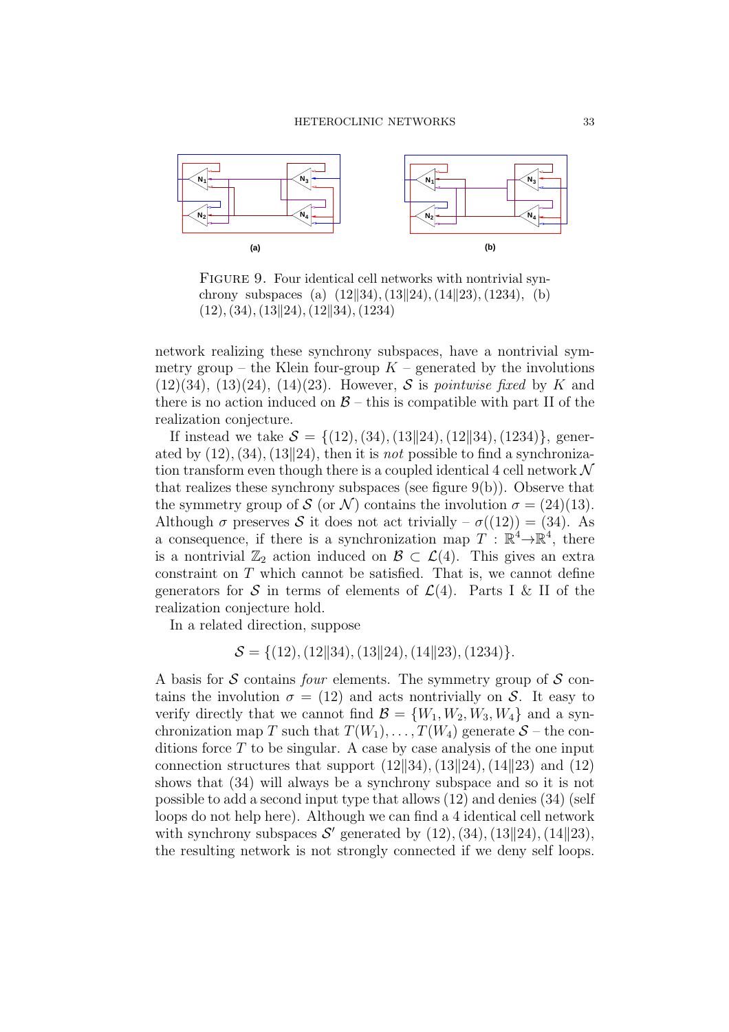FIGURE 9. Four identical cell networks with nontrivial synchrony subspaces (a) $(12\|34), (13\|24), (14\|23), (1234)$, (b) $(12), (34), (13\|24), (12\|34), (1234)$

network realizing these synchrony subspaces, have a nontrivial symmetry group – the Klein four-group $K$ – generated by the involutions $(12)(34)$, $(13)(24)$, $(14)(23)$. However, $\mathcal{S}$ is *pointwise fixed* by $K$ and there is no action induced on $\mathcal{B}$ – this is compatible with part II of the realization conjecture.

If instead we take $\mathcal{S} = \{(12), (34), (13\|24), (12\|34), (1234)\}$, generated by $(12), (34), (13\|24)$, then it is *not* possible to find a synchronization transform even though there is a coupled identical 4 cell network $\mathcal{N}$ that realizes these synchrony subspaces (see figure 9(b)). Observe that the symmetry group of $\mathcal{S}$ (or $\mathcal{N}$) contains the involution $\sigma = (24)(13)$. Although $\sigma$ preserves $\mathcal{S}$ it does not act trivially – $\sigma((12)) = (34)$. As a consequence, if there is a synchronization map $T : \mathbb{R}^4 \to \mathbb{R}^4$, there is a nontrivial $\mathbb{Z}_2$ action induced on $\mathcal{B} \subset \mathcal{L}(4)$. This gives an extra constraint on $T$ which cannot be satisfied. That is, we cannot define generators for $\mathcal{S}$ in terms of elements of $\mathcal{L}(4)$. Parts I & II of the realization conjecture hold.

In a related direction, suppose

$$\mathcal{S} = \{(12), (12\|34), (13\|24), (14\|23), (1234)\}.$$

A basis for $\mathcal{S}$ contains *four* elements. The symmetry group of $\mathcal{S}$ contains the involution $\sigma = (12)$ and acts nontrivially on $\mathcal{S}$. It easy to verify directly that we cannot find $\mathcal{B} = \{W_1, W_2, W_3, W_4\}$ and a synchronization map $T$ such that $T(W_1), \ldots, T(W_4)$ generate $\mathcal{S}$ – the conditions force $T$ to be singular. A case by case analysis of the one input connection structures that support $(12\|34), (13\|24), (14\|23)$ and $(12)$ shows that $(34)$ will always be a synchrony subspace and so it is not possible to add a second input type that allows $(12)$ and denies $(34)$ (self loops do not help here). Although we can find a 4 identical cell network with synchrony subspaces $\mathcal{S}'$ generated by $(12), (34), (13\|24), (14\|23)$, the resulting network is not strongly connected if we deny self loops.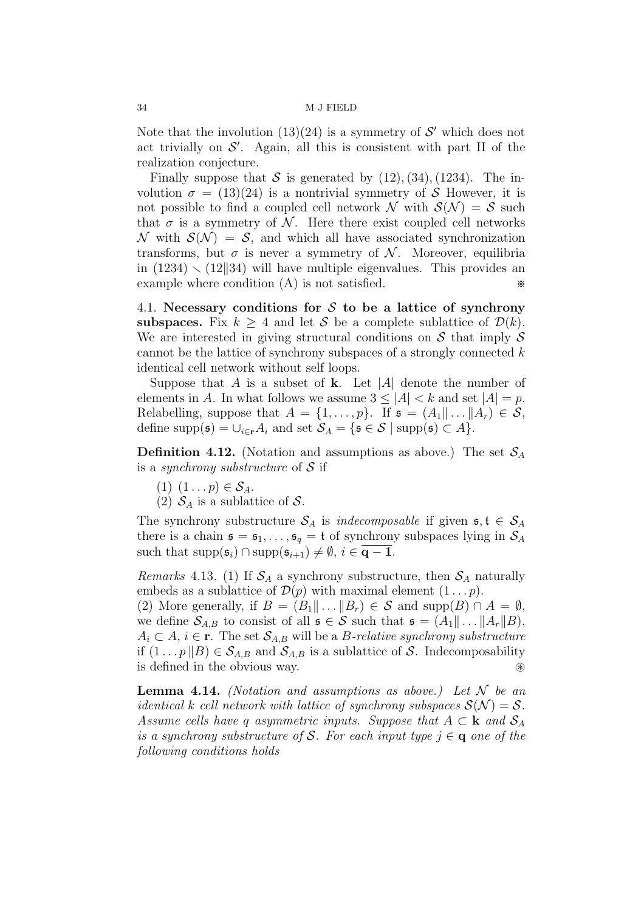Note that the involution $(13)(24)$ is a symmetry of $\mathcal{S}'$ which does not act trivially on $\mathcal{S}'$. Again, all this is consistent with part II of the realization conjecture.

Finally suppose that $\mathcal{S}$ is generated by $(12), (34), (1234)$. The involution $\sigma = (13)(24)$ is a nontrivial symmetry of $\mathcal{S}$ However, it is not possible to find a coupled cell network $\mathcal{N}$ with $\mathcal{S}(\mathcal{N}) = \mathcal{S}$ such that $\sigma$ is a symmetry of $\mathcal{N}$. Here there exist coupled cell networks $\mathcal{N}$ with $\mathcal{S}(\mathcal{N}) = \mathcal{S}$, and which all have associated synchronization transforms, but $\sigma$ is never a symmetry of $\mathcal{N}$. Moreover, equilibria in $(1234) \setminus (12\|34)$ will have multiple eigenvalues. This provides an example where condition (A) is not satisfied. ※

4.1. **Necessary conditions for $\mathcal{S}$ to be a lattice of synchrony subspaces.** Fix $k \geq 4$ and let $\mathcal{S}$ be a complete sublattice of $\mathcal{D}(k)$. We are interested in giving structural conditions on $\mathcal{S}$ that imply $\mathcal{S}$ cannot be the lattice of synchrony subspaces of a strongly connected $k$ identical cell network without self loops.

Suppose that $A$ is a subset of $\mathbf{k}$. Let $|A|$ denote the number of elements in $A$. In what follows we assume $3 \leq |A| < k$ and set $|A| = p$. Relabelling, suppose that $A = \{1, \ldots, p\}$. If $\mathfrak{s} = (A_1\| \ldots \|A_r) \in \mathcal{S}$, define $\mathrm{supp}(\mathfrak{s}) = \cup_{i \in \mathbf{r}} A_i$ and set $\mathcal{S}_A = \{\mathfrak{s} \in \mathcal{S} \mid \mathrm{supp}(\mathfrak{s}) \subset A\}$.

**Definition 4.12.** (Notation and assumptions as above.) The set $\mathcal{S}_A$ is a *synchrony substructure* of $\mathcal{S}$ if

(1) $(1 \ldots p) \in \mathcal{S}_A$.
(2) $\mathcal{S}_A$ is a sublattice of $\mathcal{S}$.

The synchrony substructure $\mathcal{S}_A$ is *indecomposable* if given $\mathfrak{s}, \mathfrak{t} \in \mathcal{S}_A$ there is a chain $\mathfrak{s} = \mathfrak{s}_1, \ldots, \mathfrak{s}_q = \mathfrak{t}$ of synchrony subspaces lying in $\mathcal{S}_A$ such that $\mathrm{supp}(\mathfrak{s}_i) \cap \mathrm{supp}(\mathfrak{s}_{i+1}) \neq \emptyset$, $i \in \overline{\mathbf{q-1}}$.

*Remarks* 4.13. (1) If $\mathcal{S}_A$ a synchrony substructure, then $\mathcal{S}_A$ naturally embeds as a sublattice of $\mathcal{D}(p)$ with maximal element $(1 \ldots p)$.
(2) More generally, if $B = (B_1\| \ldots \|B_r) \in \mathcal{S}$ and $\mathrm{supp}(B) \cap A = \emptyset$, we define $\mathcal{S}_{A,B}$ to consist of all $\mathfrak{s} \in \mathcal{S}$ such that $\mathfrak{s} = (A_1\| \ldots \|A_r\|B)$, $A_i \subset A$, $i \in \mathbf{r}$. The set $\mathcal{S}_{A,B}$ will be a *$B$-relative synchrony substructure* if $(1 \ldots p\,\|B) \in \mathcal{S}_{A,B}$ and $\mathcal{S}_{A,B}$ is a sublattice of $\mathcal{S}$. Indecomposability is defined in the obvious way. ⊛

**Lemma 4.14.** *(Notation and assumptions as above.) Let $\mathcal{N}$ be an identical $k$ cell network with lattice of synchrony subspaces $\mathcal{S}(\mathcal{N}) = \mathcal{S}$. Assume cells have $q$ asymmetric inputs. Suppose that $A \subset \mathbf{k}$ and $\mathcal{S}_A$ is a synchrony substructure of $\mathcal{S}$. For each input type $j \in \mathbf{q}$ one of the following conditions holds*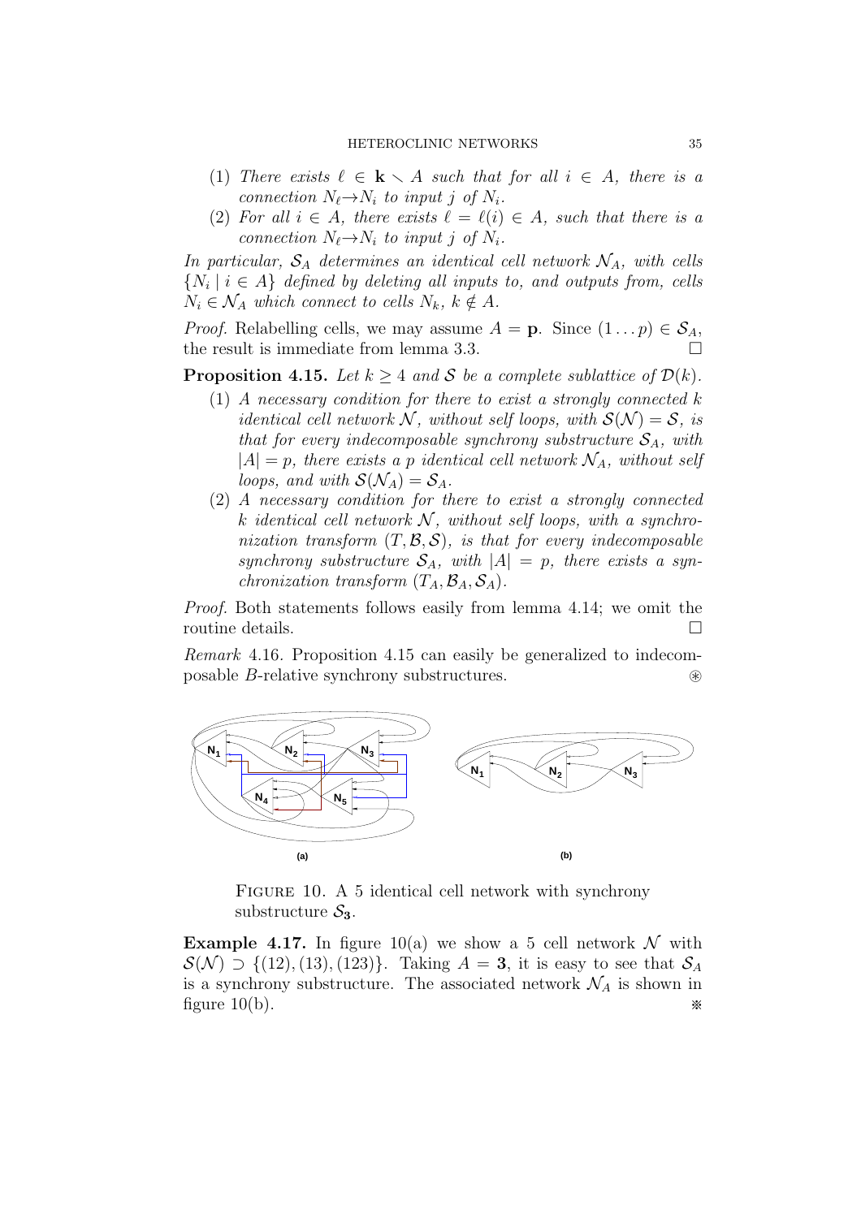(1) *There exists* $\ell \in \mathbf{k} \smallsetminus A$ *such that for all* $i \in A$*, there is a connection* $N_\ell \to N_i$ *to input* $j$ *of* $N_i$*.*

(2) *For all* $i \in A$*, there exists* $\ell = \ell(i) \in A$*, such that there is a connection* $N_\ell \to N_i$ *to input* $j$ *of* $N_i$*.*

*In particular,* $\mathcal{S}_A$ *determines an identical cell network* $\mathcal{N}_A$*, with cells* $\{N_i \mid i \in A\}$ *defined by deleting all inputs to, and outputs from, cells* $N_i \in \mathcal{N}_A$ *which connect to cells* $N_k$*,* $k \notin A$*.*

*Proof.* Relabelling cells, we may assume $A = \mathbf{p}$. Since $(1 \dots p) \in \mathcal{S}_A$, the result is immediate from lemma 3.3. □

**Proposition 4.15.** *Let* $k \geq 4$ *and* $\mathcal{S}$ *be a complete sublattice of* $\mathcal{D}(k)$*.*

(1) *A necessary condition for there to exist a strongly connected* $k$ *identical cell network* $\mathcal{N}$*, without self loops, with* $\mathcal{S}(\mathcal{N}) = \mathcal{S}$*, is that for every indecomposable synchrony substructure* $\mathcal{S}_A$*, with* $|A| = p$*, there exists a* $p$ *identical cell network* $\mathcal{N}_A$*, without self loops, and with* $\mathcal{S}(\mathcal{N}_A) = \mathcal{S}_A$*.*

(2) *A necessary condition for there to exist a strongly connected* $k$ *identical cell network* $\mathcal{N}$*, without self loops, with a synchronization transform* $(T, \mathcal{B}, \mathcal{S})$*, is that for every indecomposable synchrony substructure* $\mathcal{S}_A$*, with* $|A| = p$*, there exists a synchronization transform* $(T_A, \mathcal{B}_A, \mathcal{S}_A)$*.*

*Proof.* Both statements follows easily from lemma 4.14; we omit the routine details. □

*Remark* 4.16. Proposition 4.15 can easily be generalized to indecomposable $B$-relative synchrony substructures. ⊛

FIGURE 10. A 5 identical cell network with synchrony substructure $\mathcal{S}_{\mathbf{3}}$.

**Example 4.17.** In figure 10(a) we show a 5 cell network $\mathcal{N}$ with $\mathcal{S}(\mathcal{N}) \supset \{(12), (13), (123)\}$. Taking $A = \mathbf{3}$, it is easy to see that $\mathcal{S}_A$ is a synchrony substructure. The associated network $\mathcal{N}_A$ is shown in figure 10(b). ※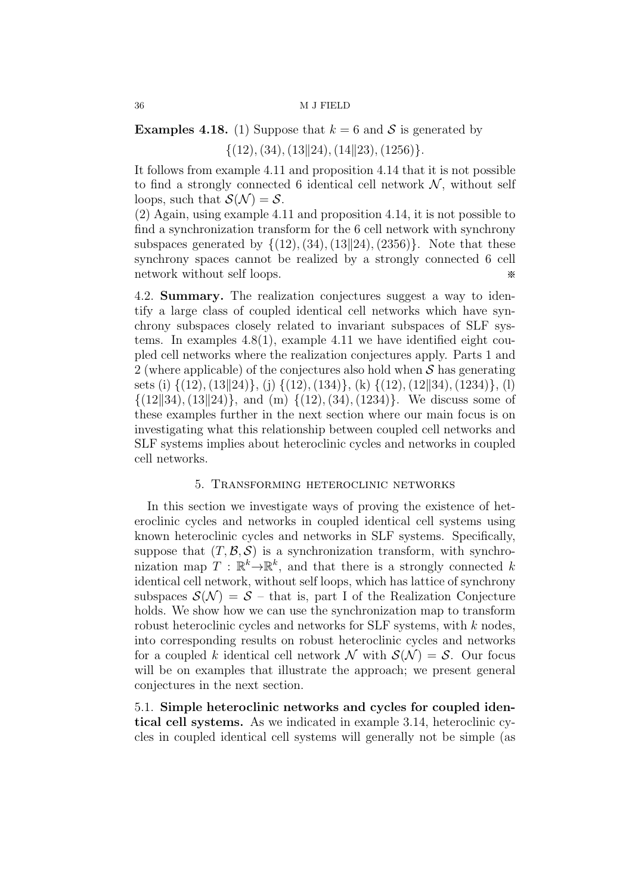**Examples 4.18.** (1) Suppose that $k = 6$ and $\mathcal{S}$ is generated by

$$\{(12), (34), (13\|24), (14\|23), (1256)\}.$$

It follows from example 4.11 and proposition 4.14 that it is not possible to find a strongly connected 6 identical cell network $\mathcal{N}$, without self loops, such that $\mathcal{S}(\mathcal{N}) = \mathcal{S}$.

(2) Again, using example 4.11 and proposition 4.14, it is not possible to find a synchronization transform for the 6 cell network with synchrony subspaces generated by $\{(12), (34), (13\|24), (2356)\}$. Note that these synchrony spaces cannot be realized by a strongly connected 6 cell network without self loops. ※

4.2. **Summary.** The realization conjectures suggest a way to identify a large class of coupled identical cell networks which have synchrony subspaces closely related to invariant subspaces of SLF systems. In examples 4.8(1), example 4.11 we have identified eight coupled cell networks where the realization conjectures apply. Parts 1 and 2 (where applicable) of the conjectures also hold when $\mathcal{S}$ has generating sets (i) $\{(12), (13\|24)\}$, (j) $\{(12), (134)\}$, (k) $\{(12), (12\|34), (1234)\}$, (l) $\{(12\|34), (13\|24)\}$, and (m) $\{(12), (34), (1234)\}$. We discuss some of these examples further in the next section where our main focus is on investigating what this relationship between coupled cell networks and SLF systems implies about heteroclinic cycles and networks in coupled cell networks.

## 5. Transforming heteroclinic networks

In this section we investigate ways of proving the existence of heteroclinic cycles and networks in coupled identical cell systems using known heteroclinic cycles and networks in SLF systems. Specifically, suppose that $(T, \mathcal{B}, \mathcal{S})$ is a synchronization transform, with synchronization map $T : \mathbb{R}^k \to \mathbb{R}^k$, and that there is a strongly connected $k$ identical cell network, without self loops, which has lattice of synchrony subspaces $\mathcal{S}(\mathcal{N}) = \mathcal{S}$ – that is, part I of the Realization Conjecture holds. We show how we can use the synchronization map to transform robust heteroclinic cycles and networks for SLF systems, with $k$ nodes, into corresponding results on robust heteroclinic cycles and networks for a coupled $k$ identical cell network $\mathcal{N}$ with $\mathcal{S}(\mathcal{N}) = \mathcal{S}$. Our focus will be on examples that illustrate the approach; we present general conjectures in the next section.

5.1. **Simple heteroclinic networks and cycles for coupled identical cell systems.** As we indicated in example 3.14, heteroclinic cycles in coupled identical cell systems will generally not be simple (as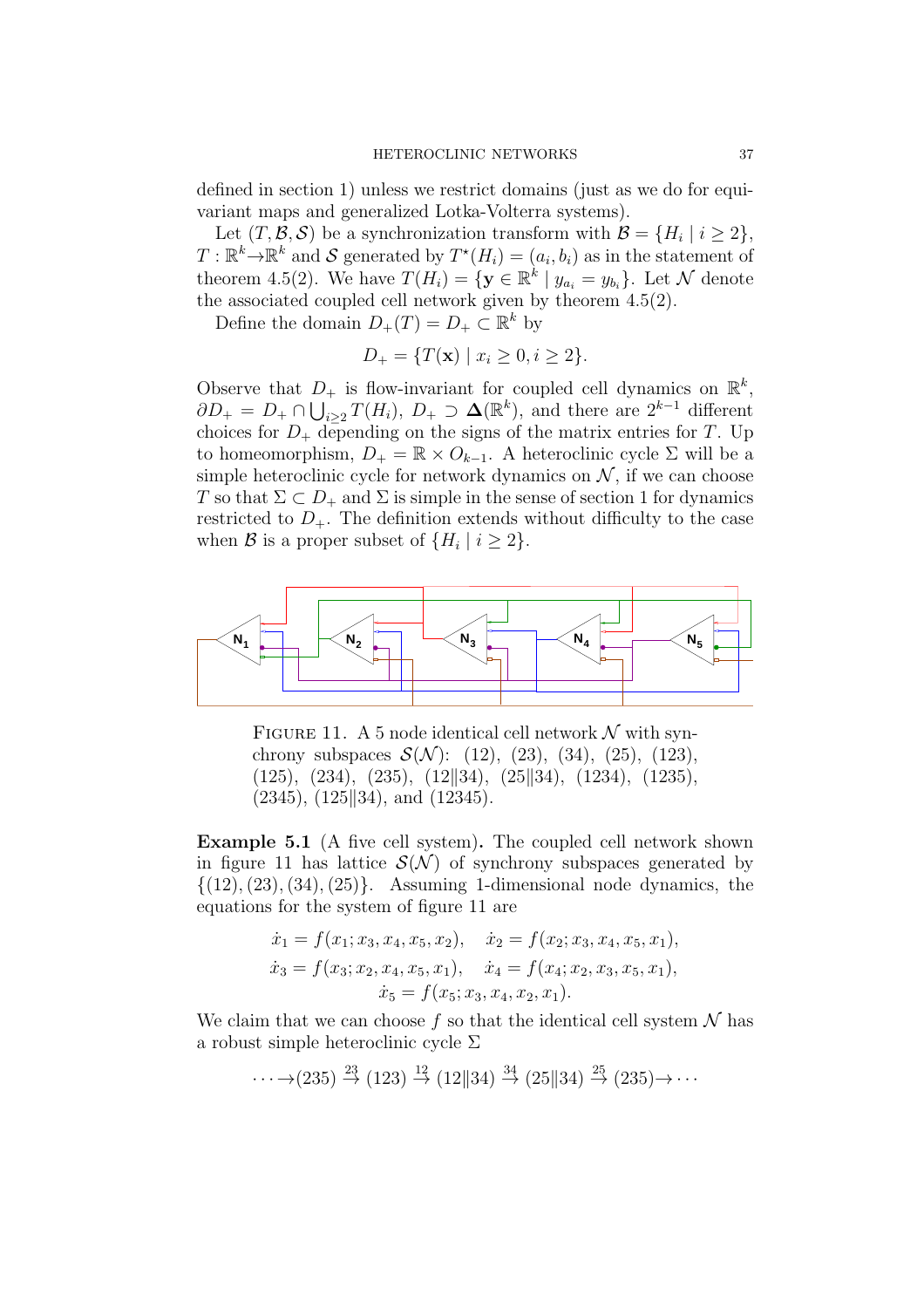defined in section 1) unless we restrict domains (just as we do for equivariant maps and generalized Lotka-Volterra systems).

Let $(T, \mathcal{B}, \mathcal{S})$ be a synchronization transform with $\mathcal{B} = \{H_i \mid i \geq 2\}$, $T : \mathbb{R}^k \to \mathbb{R}^k$ and $\mathcal{S}$ generated by $T^\star(H_i) = (a_i, b_i)$ as in the statement of theorem 4.5(2). We have $T(H_i) = \{\mathbf{y} \in \mathbb{R}^k \mid y_{a_i} = y_{b_i}\}$. Let $\mathcal{N}$ denote the associated coupled cell network given by theorem 4.5(2).

Define the domain $D_+(T) = D_+ \subset \mathbb{R}^k$ by

$$D_+ = \{T(\mathbf{x}) \mid x_i \geq 0, i \geq 2\}.$$

Observe that $D_+$ is flow-invariant for coupled cell dynamics on $\mathbb{R}^k$, $\partial D_+ = D_+ \cap \bigcup_{i \geq 2} T(H_i)$, $D_+ \supset \mathbf{\Delta}(\mathbb{R}^k)$, and there are $2^{k-1}$ different choices for $D_+$ depending on the signs of the matrix entries for $T$. Up to homeomorphism, $D_+ = \mathbb{R} \times O_{k-1}$. A heteroclinic cycle $\Sigma$ will be a simple heteroclinic cycle for network dynamics on $\mathcal{N}$, if we can choose $T$ so that $\Sigma \subset D_+$ and $\Sigma$ is simple in the sense of section 1 for dynamics restricted to $D_+$. The definition extends without difficulty to the case when $\mathcal{B}$ is a proper subset of $\{H_i \mid i \geq 2\}$.

FIGURE 11. A 5 node identical cell network $\mathcal{N}$ with synchrony subspaces $\mathcal{S}(\mathcal{N})$: (12), (23), (34), (25), (123), (125), (234), (235), (12‖34), (25‖34), (1234), (1235), (2345), (125‖34), and (12345).

**Example 5.1** (A five cell system)**.** The coupled cell network shown in figure 11 has lattice $\mathcal{S}(\mathcal{N})$ of synchrony subspaces generated by $\{(12), (23), (34), (25)\}$. Assuming 1-dimensional node dynamics, the equations for the system of figure 11 are

$$\dot{x}_1 = f(x_1; x_3, x_4, x_5, x_2), \quad \dot{x}_2 = f(x_2; x_3, x_4, x_5, x_1),$$
$$\dot{x}_3 = f(x_3; x_2, x_4, x_5, x_1), \quad \dot{x}_4 = f(x_4; x_2, x_3, x_5, x_1),$$
$$\dot{x}_5 = f(x_5; x_3, x_4, x_2, x_1).$$

We claim that we can choose $f$ so that the identical cell system $\mathcal{N}$ has a robust simple heteroclinic cycle $\Sigma$

$$\cdots \to (235) \overset{23}{\to} (123) \overset{12}{\to} (12\|34) \overset{34}{\to} (25\|34) \overset{25}{\to} (235) \to \cdots$$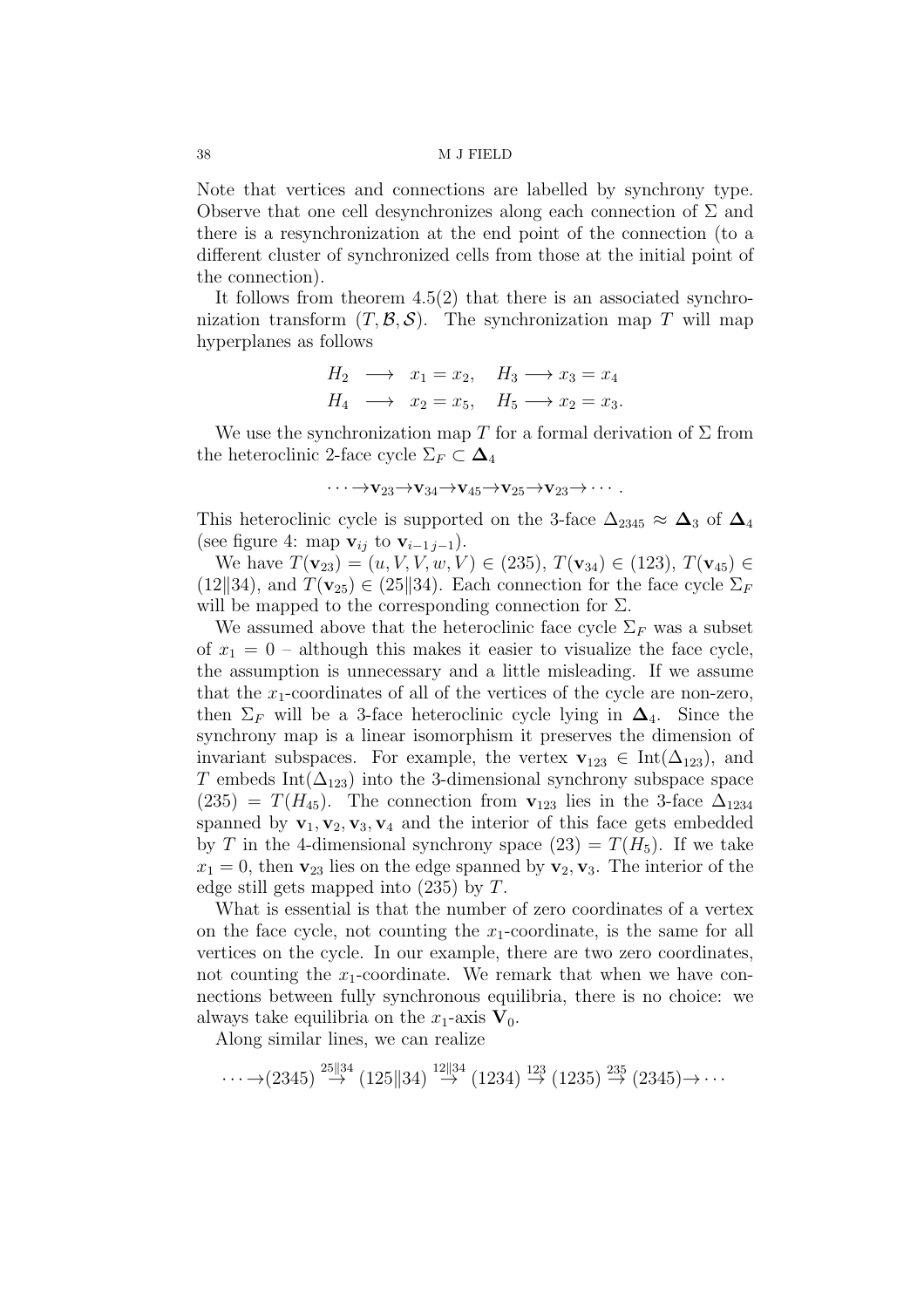Note that vertices and connections are labelled by synchrony type. Observe that one cell desynchronizes along each connection of $\Sigma$ and there is a resynchronization at the end point of the connection (to a different cluster of synchronized cells from those at the initial point of the connection).

It follows from theorem 4.5(2) that there is an associated synchronization transform $(T, \mathcal{B}, \mathcal{S})$. The synchronization map $T$ will map hyperplanes as follows

$$
\begin{aligned}
H_2 &\longrightarrow x_1 = x_2, \quad H_3 \longrightarrow x_3 = x_4 \\
H_4 &\longrightarrow x_2 = x_5, \quad H_5 \longrightarrow x_2 = x_3.
\end{aligned}
$$

We use the synchronization map $T$ for a formal derivation of $\Sigma$ from the heteroclinic 2-face cycle $\Sigma_F \subset \mathbf{\Delta}_4$

$$
\cdots \rightarrow \mathbf{v}_{23} \rightarrow \mathbf{v}_{34} \rightarrow \mathbf{v}_{45} \rightarrow \mathbf{v}_{25} \rightarrow \mathbf{v}_{23} \rightarrow \cdots .
$$

This heteroclinic cycle is supported on the 3-face $\Delta_{2345} \approx \mathbf{\Delta}_3$ of $\mathbf{\Delta}_4$ (see figure 4: map $\mathbf{v}_{ij}$ to $\mathbf{v}_{i-1\, j-1}$).

We have $T(\mathbf{v}_{23}) = (u, V, V, w, V) \in (235)$, $T(\mathbf{v}_{34}) \in (123)$, $T(\mathbf{v}_{45}) \in (12\|34)$, and $T(\mathbf{v}_{25}) \in (25\|34)$. Each connection for the face cycle $\Sigma_F$ will be mapped to the corresponding connection for $\Sigma$.

We assumed above that the heteroclinic face cycle $\Sigma_F$ was a subset of $x_1 = 0$ – although this makes it easier to visualize the face cycle, the assumption is unnecessary and a little misleading. If we assume that the $x_1$-coordinates of all of the vertices of the cycle are non-zero, then $\Sigma_F$ will be a 3-face heteroclinic cycle lying in $\mathbf{\Delta}_4$. Since the synchrony map is a linear isomorphism it preserves the dimension of invariant subspaces. For example, the vertex $\mathbf{v}_{123} \in \text{Int}(\Delta_{123})$, and $T$ embeds $\text{Int}(\Delta_{123})$ into the 3-dimensional synchrony subspace space $(235) = T(H_{45})$. The connection from $\mathbf{v}_{123}$ lies in the 3-face $\Delta_{1234}$ spanned by $\mathbf{v}_1, \mathbf{v}_2, \mathbf{v}_3, \mathbf{v}_4$ and the interior of this face gets embedded by $T$ in the 4-dimensional synchrony space $(23) = T(H_5)$. If we take $x_1 = 0$, then $\mathbf{v}_{23}$ lies on the edge spanned by $\mathbf{v}_2, \mathbf{v}_3$. The interior of the edge still gets mapped into $(235)$ by $T$.

What is essential is that the number of zero coordinates of a vertex on the face cycle, not counting the $x_1$-coordinate, is the same for all vertices on the cycle. In our example, there are two zero coordinates, not counting the $x_1$-coordinate. We remark that when we have connections between fully synchronous equilibria, there is no choice: we always take equilibria on the $x_1$-axis $\mathbf{V}_0$.

Along similar lines, we can realize

$$
\cdots \rightarrow (2345) \overset{25\|34}{\rightarrow} (125\|34) \overset{12\|34}{\rightarrow} (1234) \overset{123}{\rightarrow} (1235) \overset{235}{\rightarrow} (2345) \rightarrow \cdots
$$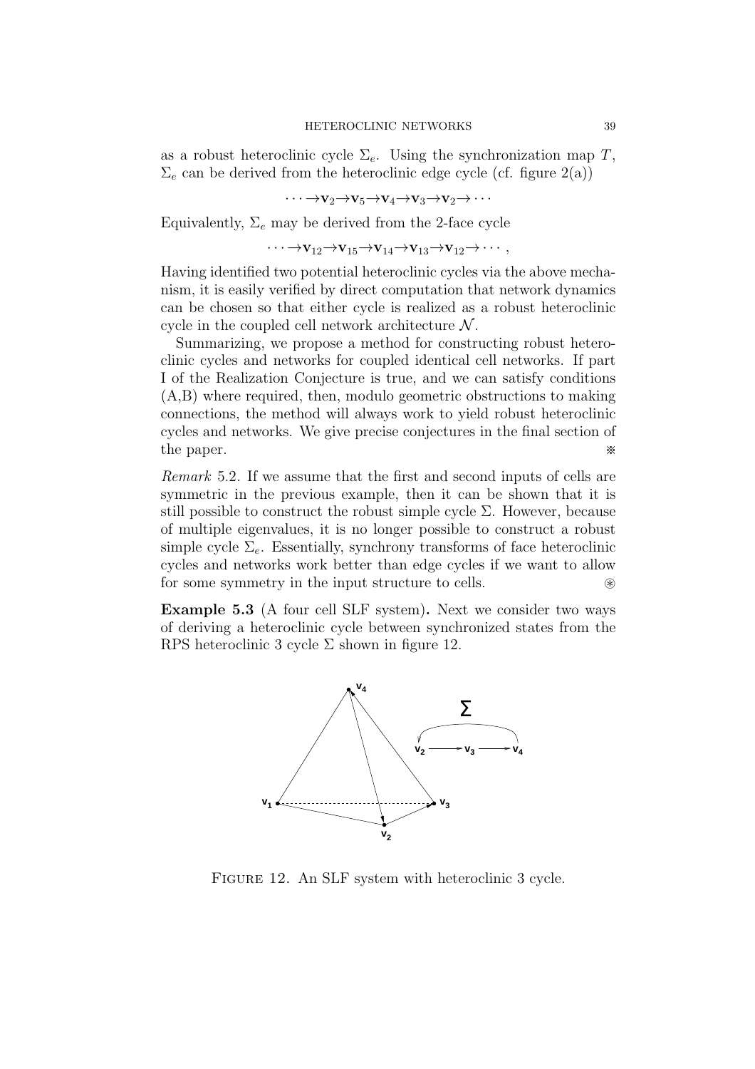as a robust heteroclinic cycle $\Sigma_e$. Using the synchronization map $T$, $\Sigma_e$ can be derived from the heteroclinic edge cycle (cf. figure 2(a))

$$\cdots \to \mathbf{v}_2 \to \mathbf{v}_5 \to \mathbf{v}_4 \to \mathbf{v}_3 \to \mathbf{v}_2 \to \cdots$$

Equivalently, $\Sigma_e$ may be derived from the 2-face cycle

$$\cdots \to \mathbf{v}_{12} \to \mathbf{v}_{15} \to \mathbf{v}_{14} \to \mathbf{v}_{13} \to \mathbf{v}_{12} \to \cdots ,$$

Having identified two potential heteroclinic cycles via the above mechanism, it is easily verified by direct computation that network dynamics can be chosen so that either cycle is realized as a robust heteroclinic cycle in the coupled cell network architecture $\mathcal{N}$.

Summarizing, we propose a method for constructing robust heteroclinic cycles and networks for coupled identical cell networks. If part I of the Realization Conjecture is true, and we can satisfy conditions (A,B) where required, then, modulo geometric obstructions to making connections, the method will always work to yield robust heteroclinic cycles and networks. We give precise conjectures in the final section of the paper. ※

*Remark* 5.2. If we assume that the first and second inputs of cells are symmetric in the previous example, then it can be shown that it is still possible to construct the robust simple cycle $\Sigma$. However, because of multiple eigenvalues, it is no longer possible to construct a robust simple cycle $\Sigma_e$. Essentially, synchrony transforms of face heteroclinic cycles and networks work better than edge cycles if we want to allow for some symmetry in the input structure to cells. ⊛

**Example 5.3** (A four cell SLF system)**.** Next we consider two ways of deriving a heteroclinic cycle between synchronized states from the RPS heteroclinic 3 cycle $\Sigma$ shown in figure 12.

FIGURE 12. An SLF system with heteroclinic 3 cycle.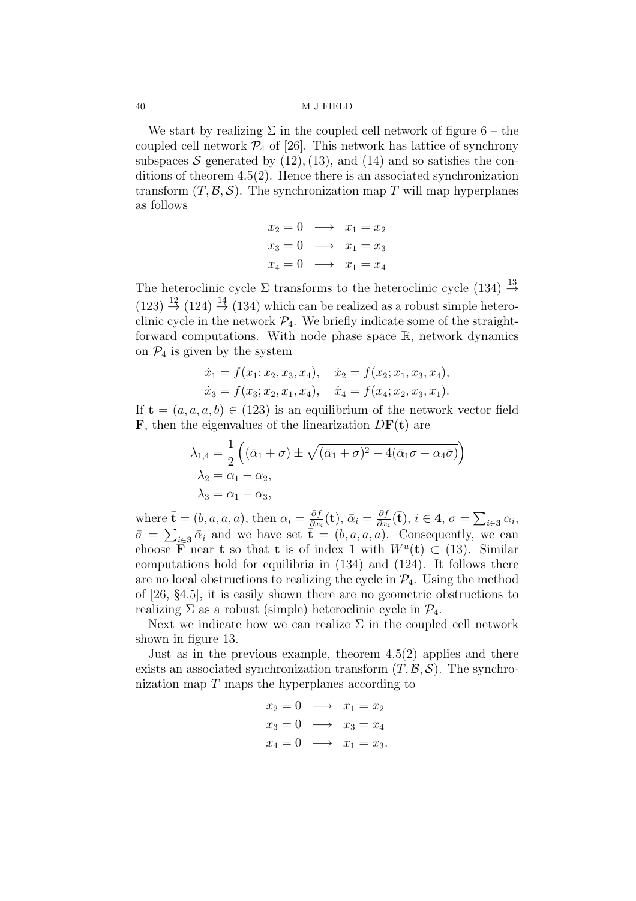We start by realizing $\Sigma$ in the coupled cell network of figure 6 – the coupled cell network $\mathcal{P}_4$ of [26]. This network has lattice of synchrony subspaces $\mathcal{S}$ generated by (12), (13), and (14) and so satisfies the conditions of theorem 4.5(2). Hence there is an associated synchronization transform $(T, \mathcal{B}, \mathcal{S})$. The synchronization map $T$ will map hyperplanes as follows

$$
\begin{aligned}
x_2 = 0 &\longrightarrow x_1 = x_2 \\
x_3 = 0 &\longrightarrow x_1 = x_3 \\
x_4 = 0 &\longrightarrow x_1 = x_4
\end{aligned}
$$

The heteroclinic cycle $\Sigma$ transforms to the heteroclinic cycle $(134) \stackrel{13}{\to} (123) \stackrel{12}{\to} (124) \stackrel{14}{\to} (134)$ which can be realized as a robust simple heteroclinic cycle in the network $\mathcal{P}_4$. We briefly indicate some of the straightforward computations. With node phase space $\mathbb{R}$, network dynamics on $\mathcal{P}_4$ is given by the system

$$
\begin{aligned}
\dot{x}_1 &= f(x_1; x_2, x_3, x_4), \quad \dot{x}_2 = f(x_2; x_1, x_3, x_4), \\
\dot{x}_3 &= f(x_3; x_2, x_1, x_4), \quad \dot{x}_4 = f(x_4; x_2, x_3, x_1).
\end{aligned}
$$

If $\mathbf{t} = (a, a, a, b) \in (123)$ is an equilibrium of the network vector field $\mathbf{F}$, then the eigenvalues of the linearization $D\mathbf{F}(\mathbf{t})$ are

$$
\begin{aligned}
\lambda_{1,4} &= \frac{1}{2}\left((\bar{\alpha}_1 + \sigma) \pm \sqrt{(\bar{\alpha}_1 + \sigma)^2 - 4(\bar{\alpha}_1 \sigma - \alpha_4 \bar{\sigma})}\right) \\
\lambda_2 &= \alpha_1 - \alpha_2, \\
\lambda_3 &= \alpha_1 - \alpha_3,
\end{aligned}
$$

where $\bar{\mathbf{t}} = (b, a, a, a)$, then $\alpha_i = \frac{\partial f}{\partial x_i}(\mathbf{t})$, $\bar{\alpha}_i = \frac{\partial f}{\partial x_i}(\bar{\mathbf{t}})$, $i \in \mathbf{4}$, $\sigma = \sum_{i \in \mathbf{3}} \alpha_i$, $\bar{\sigma} = \sum_{i \in \mathbf{3}} \bar{\alpha}_i$ and we have set $\bar{\mathbf{t}} = (b, a, a, a)$. Consequently, we can choose $\mathbf{F}$ near $\mathbf{t}$ so that $\mathbf{t}$ is of index 1 with $W^u(\mathbf{t}) \subset (13)$. Similar computations hold for equilibria in (134) and (124). It follows there are no local obstructions to realizing the cycle in $\mathcal{P}_4$. Using the method of [26, §4.5], it is easily shown there are no geometric obstructions to realizing $\Sigma$ as a robust (simple) heteroclinic cycle in $\mathcal{P}_4$.

Next we indicate how we can realize $\Sigma$ in the coupled cell network shown in figure 13.

Just as in the previous example, theorem 4.5(2) applies and there exists an associated synchronization transform $(T, \mathcal{B}, \mathcal{S})$. The synchronization map $T$ maps the hyperplanes according to

$$
\begin{aligned}
x_2 = 0 &\longrightarrow x_1 = x_2 \\
x_3 = 0 &\longrightarrow x_3 = x_4 \\
x_4 = 0 &\longrightarrow x_1 = x_3.
\end{aligned}
$$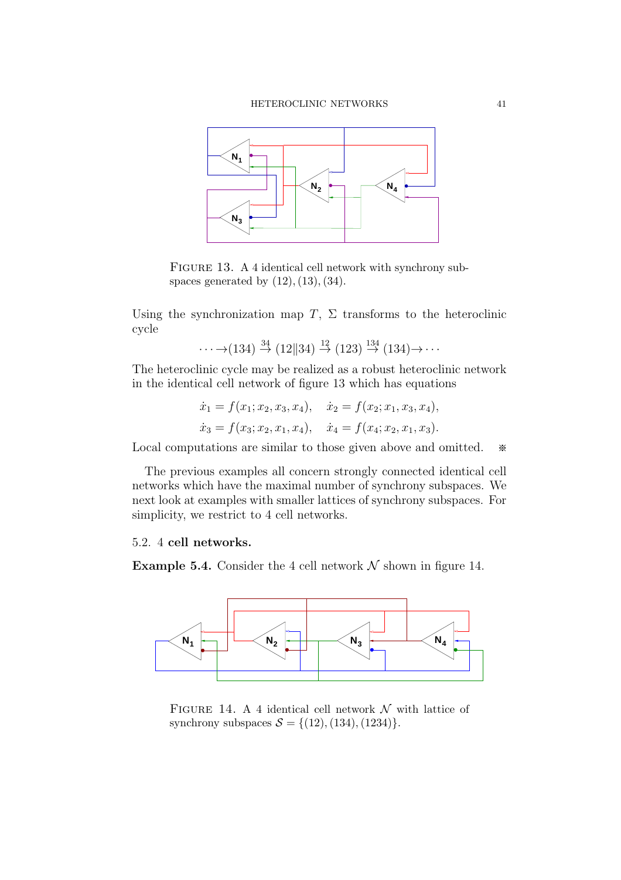FIGURE 13. A 4 identical cell network with synchrony subspaces generated by (12), (13), (34).

Using the synchronization map $T$, $\Sigma$ transforms to the heteroclinic cycle

$$\cdots \to (134) \stackrel{34}{\to} (12\|34) \stackrel{12}{\to} (123) \stackrel{134}{\to} (134) \to \cdots$$

The heteroclinic cycle may be realized as a robust heteroclinic network in the identical cell network of figure 13 which has equations

$$\dot{x}_1 = f(x_1; x_2, x_3, x_4), \quad \dot{x}_2 = f(x_2; x_1, x_3, x_4),$$
$$\dot{x}_3 = f(x_3; x_2, x_1, x_4), \quad \dot{x}_4 = f(x_4; x_2, x_1, x_3).$$

Local computations are similar to those given above and omitted. ※

The previous examples all concern strongly connected identical cell networks which have the maximal number of synchrony subspaces. We next look at examples with smaller lattices of synchrony subspaces. For simplicity, we restrict to 4 cell networks.

### 5.2. 4 cell networks.

**Example 5.4.** Consider the 4 cell network $\mathcal{N}$ shown in figure 14.

FIGURE 14. A 4 identical cell network $\mathcal{N}$ with lattice of synchrony subspaces $\mathcal{S} = \{(12), (134), (1234)\}$.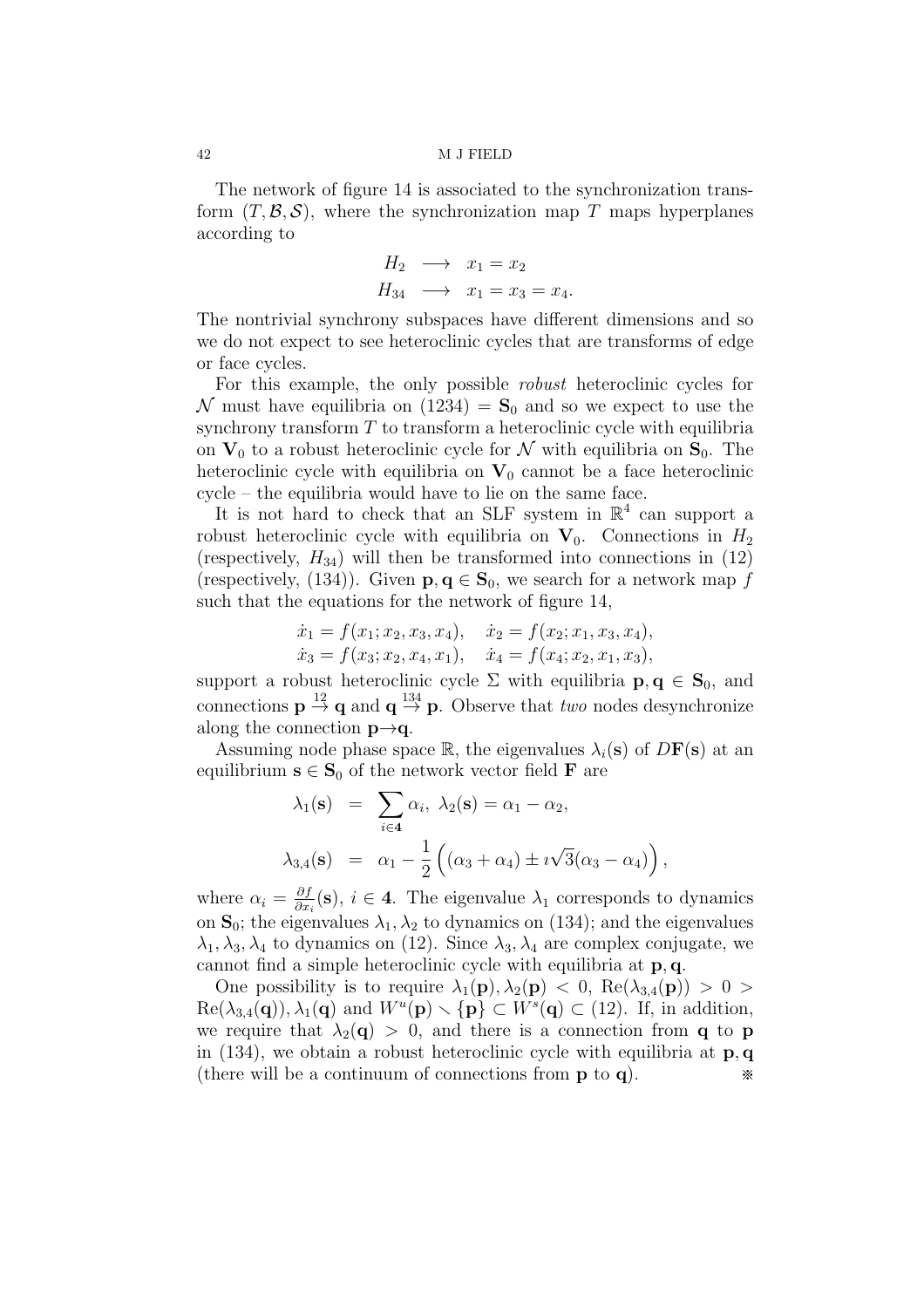The network of figure 14 is associated to the synchronization transform $(T, \mathcal{B}, \mathcal{S})$, where the synchronization map $T$ maps hyperplanes according to

$$
\begin{aligned}
H_2 &\longrightarrow x_1 = x_2 \\
H_{34} &\longrightarrow x_1 = x_3 = x_4.
\end{aligned}
$$

The nontrivial synchrony subspaces have different dimensions and so we do not expect to see heteroclinic cycles that are transforms of edge or face cycles.

For this example, the only possible *robust* heteroclinic cycles for $\mathcal{N}$ must have equilibria on $(1234) = \mathbf{S}_0$ and so we expect to use the synchrony transform $T$ to transform a heteroclinic cycle with equilibria on $\mathbf{V}_0$ to a robust heteroclinic cycle for $\mathcal{N}$ with equilibria on $\mathbf{S}_0$. The heteroclinic cycle with equilibria on $\mathbf{V}_0$ cannot be a face heteroclinic cycle – the equilibria would have to lie on the same face.

It is not hard to check that an SLF system in $\mathbb{R}^4$ can support a robust heteroclinic cycle with equilibria on $\mathbf{V}_0$. Connections in $H_2$ (respectively, $H_{34}$) will then be transformed into connections in $(12)$ (respectively, $(134)$). Given $\mathbf{p}, \mathbf{q} \in \mathbf{S}_0$, we search for a network map $f$ such that the equations for the network of figure 14,

$$
\begin{aligned}
\dot{x}_1 = f(x_1; x_2, x_3, x_4), &\quad \dot{x}_2 = f(x_2; x_1, x_3, x_4), \\
\dot{x}_3 = f(x_3; x_2, x_4, x_1), &\quad \dot{x}_4 = f(x_4; x_2, x_1, x_3),
\end{aligned}
$$

support a robust heteroclinic cycle $\Sigma$ with equilibria $\mathbf{p}, \mathbf{q} \in \mathbf{S}_0$, and connections $\mathbf{p} \overset{12}{\to} \mathbf{q}$ and $\mathbf{q} \overset{134}{\to} \mathbf{p}$. Observe that *two* nodes desynchronize along the connection $\mathbf{p} \to \mathbf{q}$.

Assuming node phase space $\mathbb{R}$, the eigenvalues $\lambda_i(\mathbf{s})$ of $D\mathbf{F}(\mathbf{s})$ at an equilibrium $\mathbf{s} \in \mathbf{S}_0$ of the network vector field $\mathbf{F}$ are

$$
\begin{aligned}
\lambda_1(\mathbf{s}) &= \sum_{i \in \mathbf{4}} \alpha_i, \ \lambda_2(\mathbf{s}) = \alpha_1 - \alpha_2, \\
\lambda_{3,4}(\mathbf{s}) &= \alpha_1 - \frac{1}{2}\left( (\alpha_3 + \alpha_4) \pm \imath\sqrt{3}(\alpha_3 - \alpha_4) \right),
\end{aligned}
$$

where $\alpha_i = \frac{\partial f}{\partial x_i}(\mathbf{s})$, $i \in \mathbf{4}$. The eigenvalue $\lambda_1$ corresponds to dynamics on $\mathbf{S}_0$; the eigenvalues $\lambda_1, \lambda_2$ to dynamics on $(134)$; and the eigenvalues $\lambda_1, \lambda_3, \lambda_4$ to dynamics on $(12)$. Since $\lambda_3, \lambda_4$ are complex conjugate, we cannot find a simple heteroclinic cycle with equilibria at $\mathbf{p}, \mathbf{q}$.

One possibility is to require $\lambda_1(\mathbf{p}), \lambda_2(\mathbf{p}) < 0$, $\mathrm{Re}(\lambda_{3,4}(\mathbf{p})) > 0 > \mathrm{Re}(\lambda_{3,4}(\mathbf{q})), \lambda_1(\mathbf{q})$ and $W^u(\mathbf{p}) \smallsetminus \{\mathbf{p}\} \subset W^s(\mathbf{q}) \subset (12)$. If, in addition, we require that $\lambda_2(\mathbf{q}) > 0$, and there is a connection from $\mathbf{q}$ to $\mathbf{p}$ in $(134)$, we obtain a robust heteroclinic cycle with equilibria at $\mathbf{p}, \mathbf{q}$ (there will be a continuum of connections from $\mathbf{p}$ to $\mathbf{q}$). ※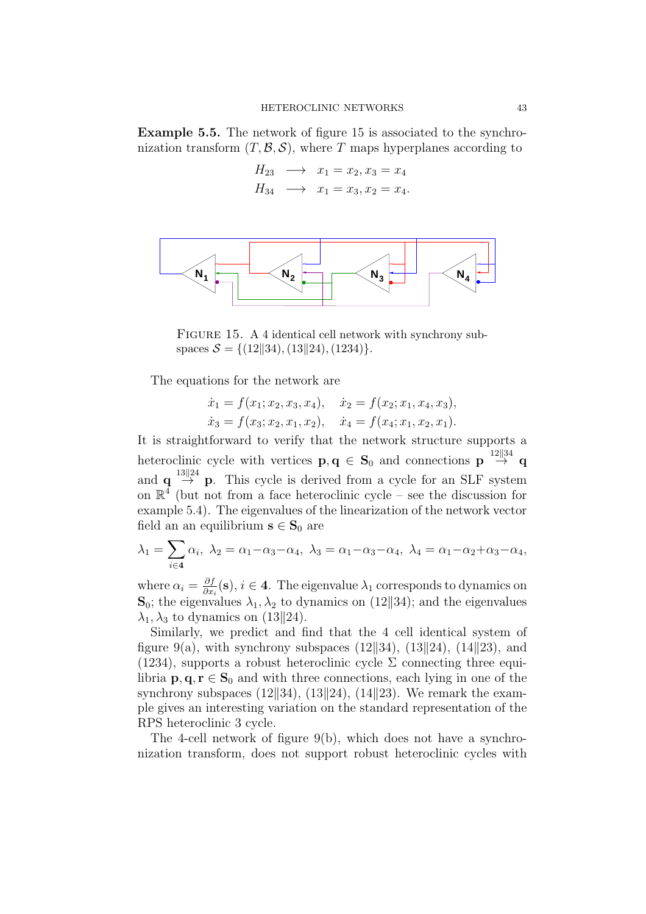**Example 5.5.** The network of figure 15 is associated to the synchronization transform $(T, \mathcal{B}, \mathcal{S})$, where $T$ maps hyperplanes according to

$$\begin{aligned} H_{23} &\longrightarrow x_1 = x_2, x_3 = x_4 \\ H_{34} &\longrightarrow x_1 = x_3, x_2 = x_4. \end{aligned}$$

FIGURE 15. A 4 identical cell network with synchrony subspaces $\mathcal{S} = \{(12\|34), (13\|24), (1234)\}$.

The equations for the network are

$$\begin{aligned} \dot{x}_1 &= f(x_1; x_2, x_3, x_4), \quad \dot{x}_2 = f(x_2; x_1, x_4, x_3), \\ \dot{x}_3 &= f(x_3; x_2, x_1, x_2), \quad \dot{x}_4 = f(x_4; x_1, x_2, x_1). \end{aligned}$$

It is straightforward to verify that the network structure supports a heteroclinic cycle with vertices $\mathbf{p}, \mathbf{q} \in \mathbf{S}_0$ and connections $\mathbf{p} \overset{12\|34}{\to} \mathbf{q}$ and $\mathbf{q} \overset{13\|24}{\to} \mathbf{p}$. This cycle is derived from a cycle for an SLF system on $\mathbb{R}^4$ (but not from a face heteroclinic cycle – see the discussion for example 5.4). The eigenvalues of the linearization of the network vector field an an equilibrium $\mathbf{s} \in \mathbf{S}_0$ are

$$\lambda_1 = \sum_{i \in \mathbf{4}} \alpha_i, \ \lambda_2 = \alpha_1 - \alpha_3 - \alpha_4, \ \lambda_3 = \alpha_1 - \alpha_3 - \alpha_4, \ \lambda_4 = \alpha_1 - \alpha_2 + \alpha_3 - \alpha_4,$$

where $\alpha_i = \frac{\partial f}{\partial x_i}(\mathbf{s})$, $i \in \mathbf{4}$. The eigenvalue $\lambda_1$ corresponds to dynamics on $\mathbf{S}_0$; the eigenvalues $\lambda_1, \lambda_2$ to dynamics on $(12\|34)$; and the eigenvalues $\lambda_1, \lambda_3$ to dynamics on $(13\|24)$.

Similarly, we predict and find that the 4 cell identical system of figure 9(a), with synchrony subspaces $(12\|34)$, $(13\|24)$, $(14\|23)$, and $(1234)$, supports a robust heteroclinic cycle $\Sigma$ connecting three equilibria $\mathbf{p}, \mathbf{q}, \mathbf{r} \in \mathbf{S}_0$ and with three connections, each lying in one of the synchrony subspaces $(12\|34)$, $(13\|24)$, $(14\|23)$. We remark the example gives an interesting variation on the standard representation of the RPS heteroclinic 3 cycle.

The 4-cell network of figure 9(b), which does not have a synchronization transform, does not support robust heteroclinic cycles with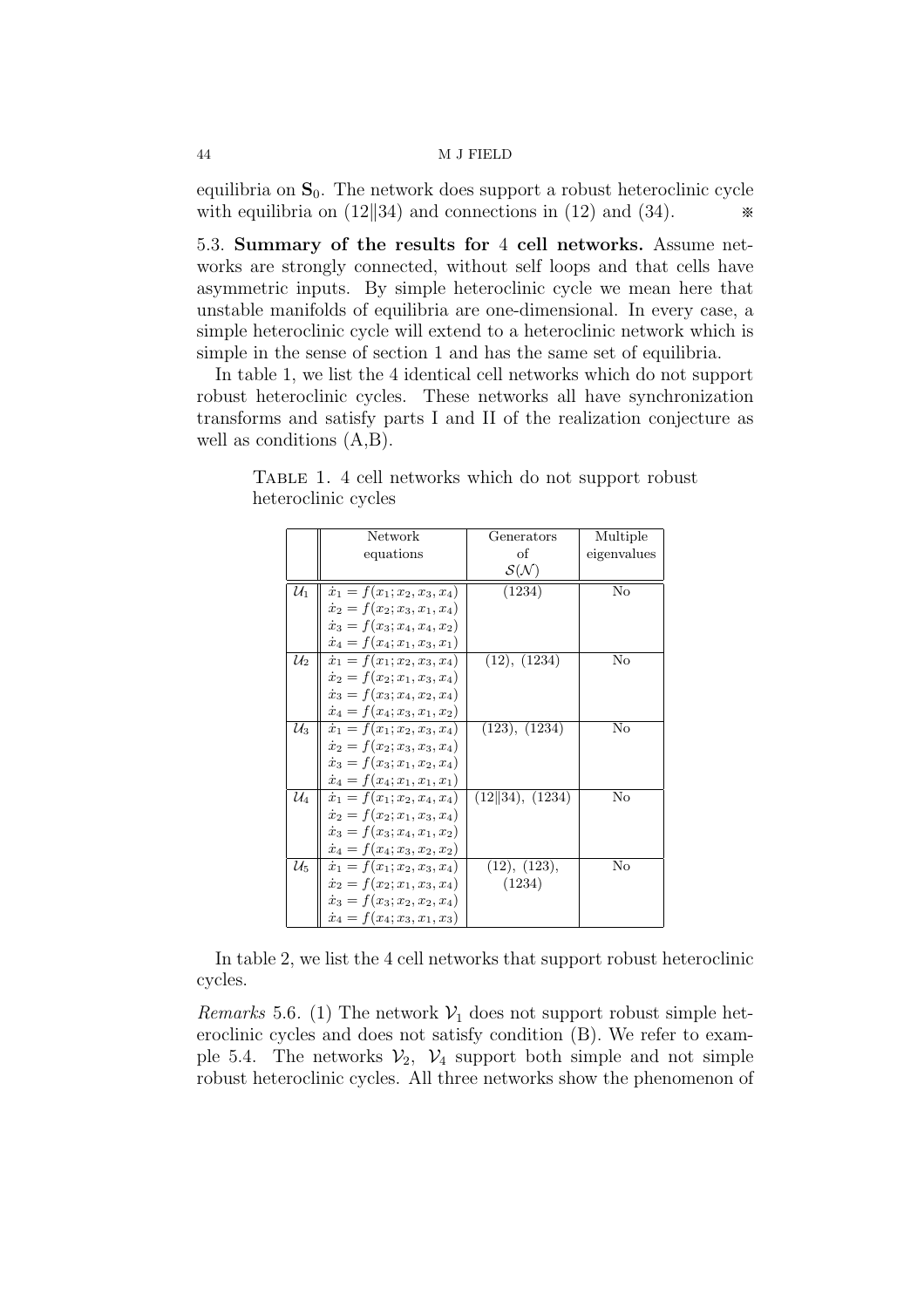equilibria on $\mathbf{S}_0$. The network does support a robust heteroclinic cycle with equilibria on $(12\|34)$ and connections in $(12)$ and $(34)$. ※

5.3. **Summary of the results for 4 cell networks.** Assume networks are strongly connected, without self loops and that cells have asymmetric inputs. By simple heteroclinic cycle we mean here that unstable manifolds of equilibria are one-dimensional. In every case, a simple heteroclinic cycle will extend to a heteroclinic network which is simple in the sense of section 1 and has the same set of equilibria.

In table 1, we list the 4 identical cell networks which do not support robust heteroclinic cycles. These networks all have synchronization transforms and satisfy parts I and II of the realization conjecture as well as conditions (A,B).

Table 1. 4 cell networks which do not support robust heteroclinic cycles

| | Network equations | Generators of $\mathcal{S}(\mathcal{N})$ | Multiple eigenvalues |
|---|---|---|---|
| $\mathcal{U}_1$ | $\dot{x}_1 = f(x_1; x_2, x_3, x_4)$ <br> $\dot{x}_2 = f(x_2; x_3, x_1, x_4)$ <br> $\dot{x}_3 = f(x_3; x_4, x_4, x_2)$ <br> $\dot{x}_4 = f(x_4; x_1, x_3, x_1)$ | $(1234)$ | No |
| $\mathcal{U}_2$ | $\dot{x}_1 = f(x_1; x_2, x_3, x_4)$ <br> $\dot{x}_2 = f(x_2; x_1, x_3, x_4)$ <br> $\dot{x}_3 = f(x_3; x_4, x_2, x_4)$ <br> $\dot{x}_4 = f(x_4; x_3, x_1, x_2)$ | $(12)$, $(1234)$ | No |
| $\mathcal{U}_3$ | $\dot{x}_1 = f(x_1; x_2, x_3, x_4)$ <br> $\dot{x}_2 = f(x_2; x_3, x_3, x_4)$ <br> $\dot{x}_3 = f(x_3; x_1, x_2, x_4)$ <br> $\dot{x}_4 = f(x_4; x_1, x_1, x_1)$ | $(123)$, $(1234)$ | No |
| $\mathcal{U}_4$ | $\dot{x}_1 = f(x_1; x_2, x_4, x_4)$ <br> $\dot{x}_2 = f(x_2; x_1, x_3, x_4)$ <br> $\dot{x}_3 = f(x_3; x_4, x_1, x_2)$ <br> $\dot{x}_4 = f(x_4; x_3, x_2, x_2)$ | $(12\|34)$, $(1234)$ | No |
| $\mathcal{U}_5$ | $\dot{x}_1 = f(x_1; x_2, x_3, x_4)$ <br> $\dot{x}_2 = f(x_2; x_1, x_3, x_4)$ <br> $\dot{x}_3 = f(x_3; x_2, x_2, x_4)$ <br> $\dot{x}_4 = f(x_4; x_3, x_1, x_3)$ | $(12)$, $(123)$, $(1234)$ | No |

In table 2, we list the 4 cell networks that support robust heteroclinic cycles.

*Remarks* 5.6. (1) The network $\mathcal{V}_1$ does not support robust simple heteroclinic cycles and does not satisfy condition (B). We refer to example 5.4. The networks $\mathcal{V}_2$, $\mathcal{V}_4$ support both simple and not simple robust heteroclinic cycles. All three networks show the phenomenon of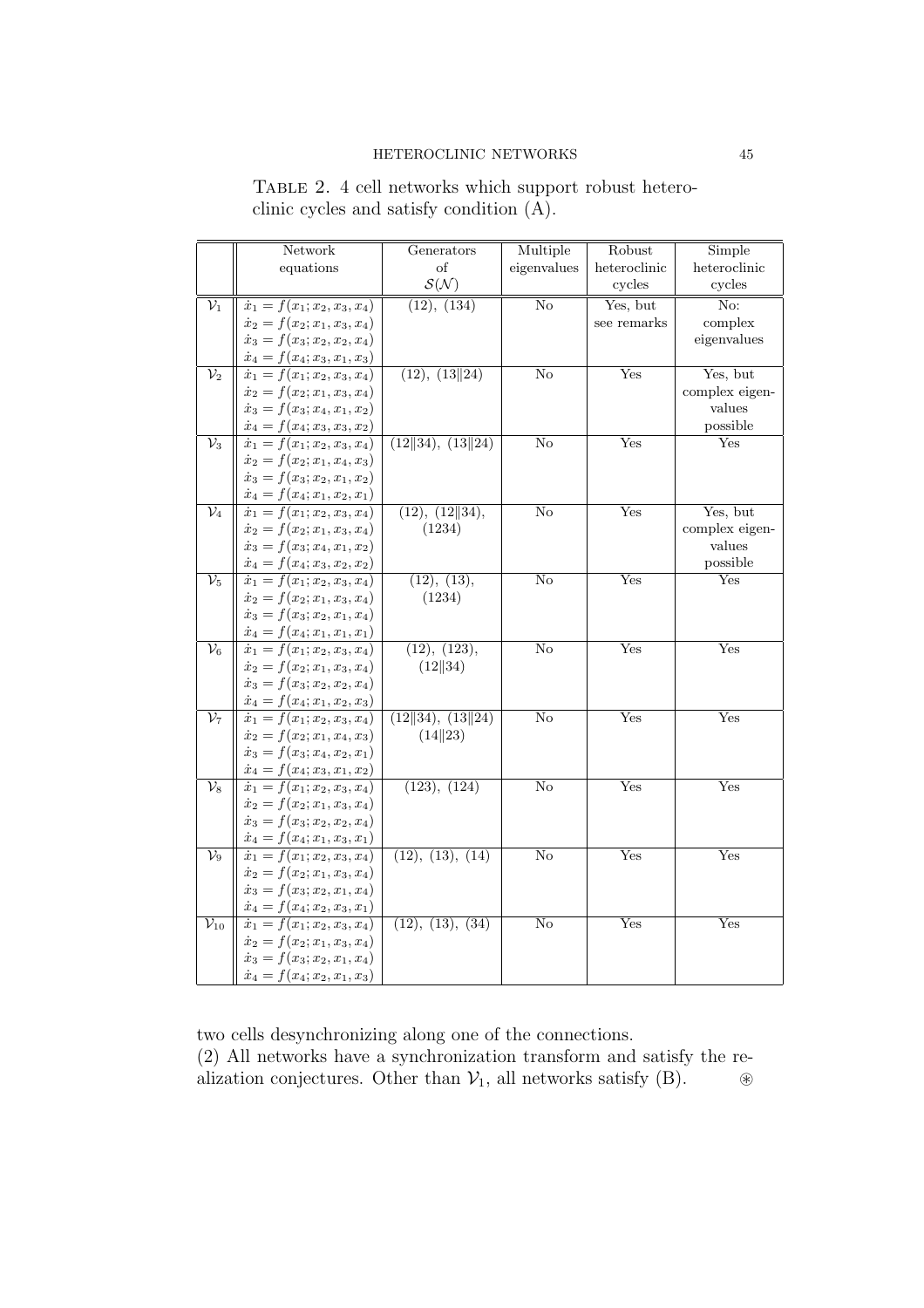TABLE 2. 4 cell networks which support robust heteroclinic cycles and satisfy condition (A).

| | Network equations | Generators of $\mathcal{S}(\mathcal{N})$ | Multiple eigenvalues | Robust heteroclinic cycles | Simple heteroclinic cycles |
|---|---|---|---|---|---|
| $\mathcal{V}_1$ | $\dot{x}_1 = f(x_1; x_2, x_3, x_4)$ <br> $\dot{x}_2 = f(x_2; x_1, x_3, x_4)$ <br> $\dot{x}_3 = f(x_3; x_2, x_2, x_4)$ <br> $\dot{x}_4 = f(x_4; x_3, x_1, x_3)$ | (12), (134) | No | Yes, but see remarks | No: complex eigenvalues |
| $\mathcal{V}_2$ | $\dot{x}_1 = f(x_1; x_2, x_3, x_4)$ <br> $\dot{x}_2 = f(x_2; x_1, x_3, x_4)$ <br> $\dot{x}_3 = f(x_3; x_4, x_1, x_2)$ <br> $\dot{x}_4 = f(x_4; x_3, x_3, x_2)$ | (12), (13‖24) | No | Yes | Yes, but complex eigenvalues possible |
| $\mathcal{V}_3$ | $\dot{x}_1 = f(x_1; x_2, x_3, x_4)$ <br> $\dot{x}_2 = f(x_2; x_1, x_4, x_3)$ <br> $\dot{x}_3 = f(x_3; x_2, x_1, x_2)$ <br> $\dot{x}_4 = f(x_4; x_1, x_2, x_1)$ | (12‖34), (13‖24) | No | Yes | Yes |
| $\mathcal{V}_4$ | $\dot{x}_1 = f(x_1; x_2, x_3, x_4)$ <br> $\dot{x}_2 = f(x_2; x_1, x_3, x_4)$ <br> $\dot{x}_3 = f(x_3; x_4, x_1, x_2)$ <br> $\dot{x}_4 = f(x_4; x_3, x_2, x_2)$ | (12), (12‖34), (1234) | No | Yes | Yes, but complex eigenvalues possible |
| $\mathcal{V}_5$ | $\dot{x}_1 = f(x_1; x_2, x_3, x_4)$ <br> $\dot{x}_2 = f(x_2; x_1, x_3, x_4)$ <br> $\dot{x}_3 = f(x_3; x_2, x_1, x_4)$ <br> $\dot{x}_4 = f(x_4; x_1, x_1, x_1)$ | (12), (13), (1234) | No | Yes | Yes |
| $\mathcal{V}_6$ | $\dot{x}_1 = f(x_1; x_2, x_3, x_4)$ <br> $\dot{x}_2 = f(x_2; x_1, x_3, x_4)$ <br> $\dot{x}_3 = f(x_3; x_2, x_2, x_4)$ <br> $\dot{x}_4 = f(x_4; x_1, x_2, x_3)$ | (12), (123), (12‖34) | No | Yes | Yes |
| $\mathcal{V}_7$ | $\dot{x}_1 = f(x_1; x_2, x_3, x_4)$ <br> $\dot{x}_2 = f(x_2; x_1, x_4, x_3)$ <br> $\dot{x}_3 = f(x_3; x_4, x_2, x_1)$ <br> $\dot{x}_4 = f(x_4; x_3, x_1, x_2)$ | (12‖34), (13‖24) (14‖23) | No | Yes | Yes |
| $\mathcal{V}_8$ | $\dot{x}_1 = f(x_1; x_2, x_3, x_4)$ <br> $\dot{x}_2 = f(x_2; x_1, x_3, x_4)$ <br> $\dot{x}_3 = f(x_3; x_2, x_2, x_4)$ <br> $\dot{x}_4 = f(x_4; x_1, x_3, x_1)$ | (123), (124) | No | Yes | Yes |
| $\mathcal{V}_9$ | $\dot{x}_1 = f(x_1; x_2, x_3, x_4)$ <br> $\dot{x}_2 = f(x_2; x_1, x_3, x_4)$ <br> $\dot{x}_3 = f(x_3; x_2, x_1, x_4)$ <br> $\dot{x}_4 = f(x_4; x_2, x_3, x_1)$ | (12), (13), (14) | No | Yes | Yes |
| $\mathcal{V}_{10}$ | $\dot{x}_1 = f(x_1; x_2, x_3, x_4)$ <br> $\dot{x}_2 = f(x_2; x_1, x_3, x_4)$ <br> $\dot{x}_3 = f(x_3; x_2, x_1, x_4)$ <br> $\dot{x}_4 = f(x_4; x_2, x_1, x_3)$ | (12), (13), (34) | No | Yes | Yes |

two cells desynchronizing along one of the connections.
(2) All networks have a synchronization transform and satisfy the realization conjectures. Other than $\mathcal{V}_1$, all networks satisfy (B). ⊛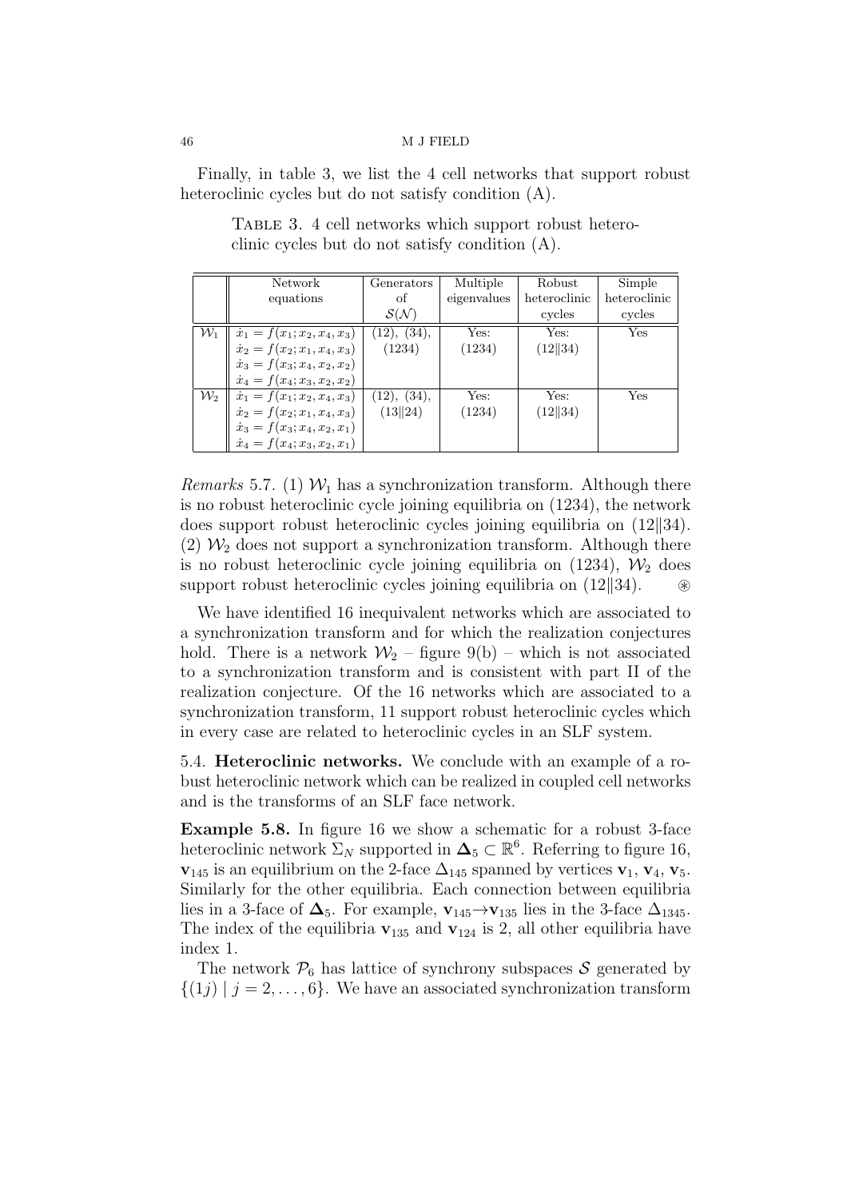Finally, in table 3, we list the 4 cell networks that support robust heteroclinic cycles but do not satisfy condition (A).

TABLE 3. 4 cell networks which support robust heteroclinic cycles but do not satisfy condition (A).

| | Network equations | Generators of $\mathcal{S}(\mathcal{N})$ | Multiple eigenvalues | Robust heteroclinic cycles | Simple heteroclinic cycles |
|---|---|---|---|---|---|
| $\mathcal{W}_1$ | $\dot{x}_1 = f(x_1; x_2, x_4, x_3)$<br>$\dot{x}_2 = f(x_2; x_1, x_4, x_3)$<br>$\dot{x}_3 = f(x_3; x_4, x_2, x_2)$<br>$\dot{x}_4 = f(x_4; x_3, x_2, x_2)$ | (12), (34), (1234) | Yes: (1234) | Yes: (12‖34) | Yes |
| $\mathcal{W}_2$ | $\dot{x}_1 = f(x_1; x_2, x_4, x_3)$<br>$\dot{x}_2 = f(x_2; x_1, x_4, x_3)$<br>$\dot{x}_3 = f(x_3; x_4, x_2, x_1)$<br>$\dot{x}_4 = f(x_4; x_3, x_2, x_1)$ | (12), (34), (13‖24) | Yes: (1234) | Yes: (12‖34) | Yes |

*Remarks* 5.7. (1) $\mathcal{W}_1$ has a synchronization transform. Although there is no robust heteroclinic cycle joining equilibria on (1234), the network does support robust heteroclinic cycles joining equilibria on (12‖34).
(2) $\mathcal{W}_2$ does not support a synchronization transform. Although there is no robust heteroclinic cycle joining equilibria on (1234), $\mathcal{W}_2$ does support robust heteroclinic cycles joining equilibria on (12‖34). ⊛

We have identified 16 inequivalent networks which are associated to a synchronization transform and for which the realization conjectures hold. There is a network $\mathcal{W}_2$ – figure 9(b) – which is not associated to a synchronization transform and is consistent with part II of the realization conjecture. Of the 16 networks which are associated to a synchronization transform, 11 support robust heteroclinic cycles which in every case are related to heteroclinic cycles in an SLF system.

5.4. **Heteroclinic networks.** We conclude with an example of a robust heteroclinic network which can be realized in coupled cell networks and is the transforms of an SLF face network.

**Example 5.8.** In figure 16 we show a schematic for a robust 3-face heteroclinic network $\Sigma_N$ supported in $\mathbf{\Delta}_5 \subset \mathbb{R}^6$. Referring to figure 16, $\mathbf{v}_{145}$ is an equilibrium on the 2-face $\Delta_{145}$ spanned by vertices $\mathbf{v}_1$, $\mathbf{v}_4$, $\mathbf{v}_5$. Similarly for the other equilibria. Each connection between equilibria lies in a 3-face of $\mathbf{\Delta}_5$. For example, $\mathbf{v}_{145} \to \mathbf{v}_{135}$ lies in the 3-face $\Delta_{1345}$. The index of the equilibria $\mathbf{v}_{135}$ and $\mathbf{v}_{124}$ is 2, all other equilibria have index 1.

The network $\mathcal{P}_6$ has lattice of synchrony subspaces $\mathcal{S}$ generated by $\{(1j) \mid j = 2, \ldots, 6\}$. We have an associated synchronization transform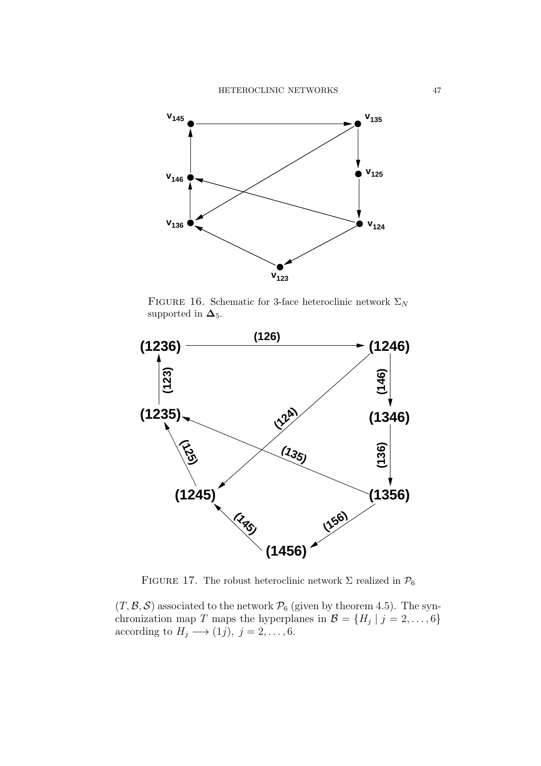Figure 16. Schematic for 3-face heteroclinic network $\Sigma_N$ supported in $\mathbf{\Delta}_5$.

Figure 17. The robust heteroclinic network $\Sigma$ realized in $\mathcal{P}_6$

$(T, \mathcal{B}, \mathcal{S})$ associated to the network $\mathcal{P}_6$ (given by theorem 4.5). The synchronization map $T$ maps the hyperplanes in $\mathcal{B} = \{H_j \mid j = 2, \ldots, 6\}$ according to $H_j \longrightarrow (1j),\ j = 2, \ldots, 6.$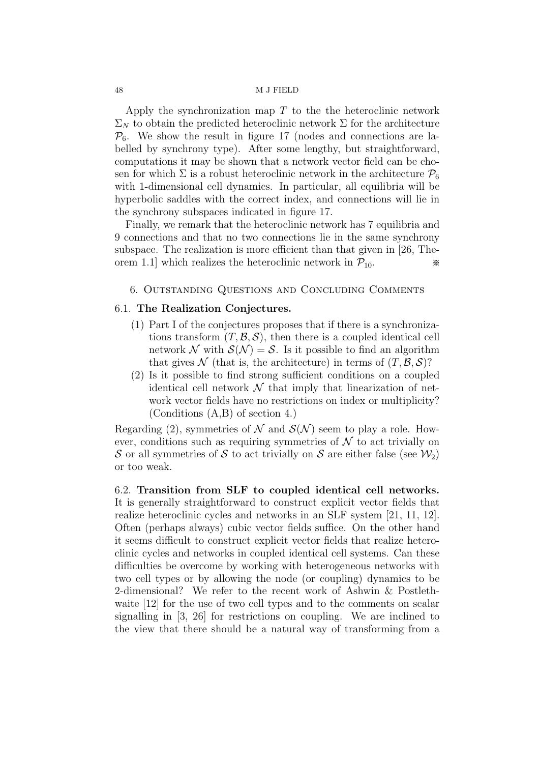Apply the synchronization map $T$ to the the heteroclinic network $\Sigma_N$ to obtain the predicted heteroclinic network $\Sigma$ for the architecture $\mathcal{P}_6$. We show the result in figure 17 (nodes and connections are labelled by synchrony type). After some lengthy, but straightforward, computations it may be shown that a network vector field can be chosen for which $\Sigma$ is a robust heteroclinic network in the architecture $\mathcal{P}_6$ with 1-dimensional cell dynamics. In particular, all equilibria will be hyperbolic saddles with the correct index, and connections will lie in the synchrony subspaces indicated in figure 17.

Finally, we remark that the heteroclinic network has 7 equilibria and 9 connections and that no two connections lie in the same synchrony subspace. The realization is more efficient than that given in [26, Theorem 1.1] which realizes the heteroclinic network in $\mathcal{P}_{10}$. ※

## 6. Outstanding Questions and Concluding Comments

### 6.1. **The Realization Conjectures.**

(1) Part I of the conjectures proposes that if there is a synchronizations transform $(T, \mathcal{B}, \mathcal{S})$, then there is a coupled identical cell network $\mathcal{N}$ with $\mathcal{S}(\mathcal{N}) = \mathcal{S}$. Is it possible to find an algorithm that gives $\mathcal{N}$ (that is, the architecture) in terms of $(T, \mathcal{B}, \mathcal{S})$?

(2) Is it possible to find strong sufficient conditions on a coupled identical cell network $\mathcal{N}$ that imply that linearization of network vector fields have no restrictions on index or multiplicity? (Conditions (A,B) of section 4.)

Regarding (2), symmetries of $\mathcal{N}$ and $\mathcal{S}(\mathcal{N})$ seem to play a role. However, conditions such as requiring symmetries of $\mathcal{N}$ to act trivially on $\mathcal{S}$ or all symmetries of $\mathcal{S}$ to act trivially on $\mathcal{S}$ are either false (see $\mathcal{W}_2$) or too weak.

6.2. **Transition from SLF to coupled identical cell networks.** It is generally straightforward to construct explicit vector fields that realize heteroclinic cycles and networks in an SLF system [21, 11, 12]. Often (perhaps always) cubic vector fields suffice. On the other hand it seems difficult to construct explicit vector fields that realize heteroclinic cycles and networks in coupled identical cell systems. Can these difficulties be overcome by working with heterogeneous networks with two cell types or by allowing the node (or coupling) dynamics to be 2-dimensional? We refer to the recent work of Ashwin & Postlethwaite [12] for the use of two cell types and to the comments on scalar signalling in [3, 26] for restrictions on coupling. We are inclined to the view that there should be a natural way of transforming from a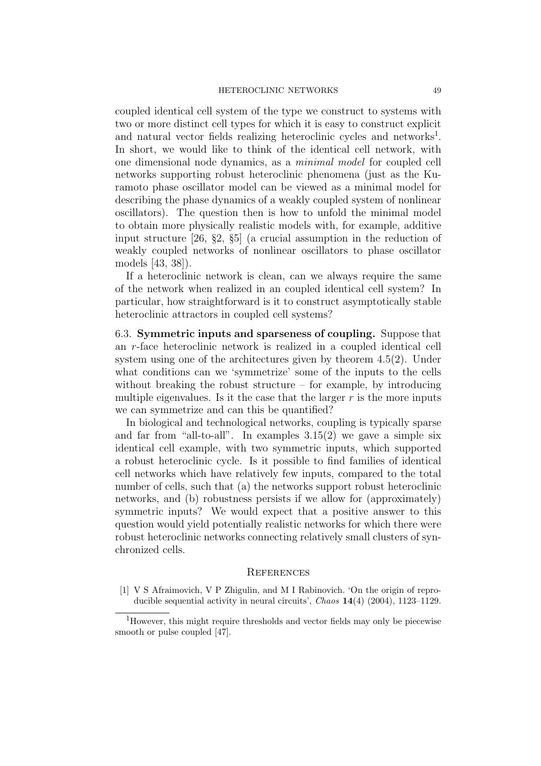coupled identical cell system of the type we construct to systems with two or more distinct cell types for which it is easy to construct explicit and natural vector fields realizing heteroclinic cycles and networks[1]. In short, we would like to think of the identical cell network, with one dimensional node dynamics, as a *minimal model* for coupled cell networks supporting robust heteroclinic phenomena (just as the Kuramoto phase oscillator model can be viewed as a minimal model for describing the phase dynamics of a weakly coupled system of nonlinear oscillators). The question then is how to unfold the minimal model to obtain more physically realistic models with, for example, additive input structure [26, §2, §5] (a crucial assumption in the reduction of weakly coupled networks of nonlinear oscillators to phase oscillator models [43, 38]).

If a heteroclinic network is clean, can we always require the same of the network when realized in an coupled identical cell system? In particular, how straightforward is it to construct asymptotically stable heteroclinic attractors in coupled cell systems?

6.3. **Symmetric inputs and sparseness of coupling.** Suppose that an $r$-face heteroclinic network is realized in a coupled identical cell system using one of the architectures given by theorem 4.5(2). Under what conditions can we 'symmetrize' some of the inputs to the cells without breaking the robust structure – for example, by introducing multiple eigenvalues. Is it the case that the larger $r$ is the more inputs we can symmetrize and can this be quantified?

In biological and technological networks, coupling is typically sparse and far from "all-to-all". In examples 3.15(2) we gave a simple six identical cell example, with two symmetric inputs, which supported a robust heteroclinic cycle. Is it possible to find families of identical cell networks which have relatively few inputs, compared to the total number of cells, such that (a) the networks support robust heteroclinic networks, and (b) robustness persists if we allow for (approximately) symmetric inputs? We would expect that a positive answer to this question would yield potentially realistic networks for which there were robust heteroclinic networks connecting relatively small clusters of synchronized cells.

## References

[1] V S Afraimovich, V P Zhigulin, and M I Rabinovich. 'On the origin of reproducible sequential activity in neural circuits', *Chaos* **14**(4) (2004), 1123–1129.

[1] However, this might require thresholds and vector fields may only be piecewise smooth or pulse coupled [47].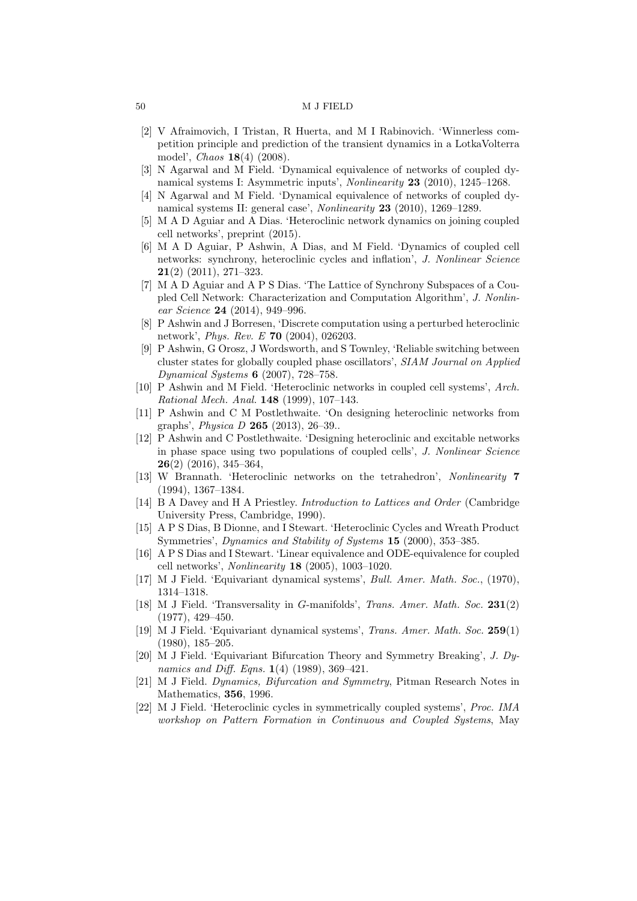- [2] V Afraimovich, I Tristan, R Huerta, and M I Rabinovich. 'Winnerless competition principle and prediction of the transient dynamics in a LotkaVolterra model', *Chaos* **18**(4) (2008).
- [3] N Agarwal and M Field. 'Dynamical equivalence of networks of coupled dynamical systems I: Asymmetric inputs', *Nonlinearity* **23** (2010), 1245–1268.
- [4] N Agarwal and M Field. 'Dynamical equivalence of networks of coupled dynamical systems II: general case', *Nonlinearity* **23** (2010), 1269–1289.
- [5] M A D Aguiar and A Dias. 'Heteroclinic network dynamics on joining coupled cell networks', preprint (2015).
- [6] M A D Aguiar, P Ashwin, A Dias, and M Field. 'Dynamics of coupled cell networks: synchrony, heteroclinic cycles and inflation', *J. Nonlinear Science* **21**(2) (2011), 271–323.
- [7] M A D Aguiar and A P S Dias. 'The Lattice of Synchrony Subspaces of a Coupled Cell Network: Characterization and Computation Algorithm', *J. Nonlinear Science* **24** (2014), 949–996.
- [8] P Ashwin and J Borresen, 'Discrete computation using a perturbed heteroclinic network', *Phys. Rev. E* **70** (2004), 026203.
- [9] P Ashwin, G Orosz, J Wordsworth, and S Townley, 'Reliable switching between cluster states for globally coupled phase oscillators', *SIAM Journal on Applied Dynamical Systems* **6** (2007), 728–758.
- [10] P Ashwin and M Field. 'Heteroclinic networks in coupled cell systems', *Arch. Rational Mech. Anal.* **148** (1999), 107–143.
- [11] P Ashwin and C M Postlethwaite. 'On designing heteroclinic networks from graphs', *Physica D* **265** (2013), 26–39..
- [12] P Ashwin and C Postlethwaite. 'Designing heteroclinic and excitable networks in phase space using two populations of coupled cells', *J. Nonlinear Science* **26**(2) (2016), 345–364,
- [13] W Brannath. 'Heteroclinic networks on the tetrahedron', *Nonlinearity* **7** (1994), 1367–1384.
- [14] B A Davey and H A Priestley. *Introduction to Lattices and Order* (Cambridge University Press, Cambridge, 1990).
- [15] A P S Dias, B Dionne, and I Stewart. 'Heteroclinic Cycles and Wreath Product Symmetries', *Dynamics and Stability of Systems* **15** (2000), 353–385.
- [16] A P S Dias and I Stewart. 'Linear equivalence and ODE-equivalence for coupled cell networks', *Nonlinearity* **18** (2005), 1003–1020.
- [17] M J Field. 'Equivariant dynamical systems', *Bull. Amer. Math. Soc.*, (1970), 1314–1318.
- [18] M J Field. 'Transversality in $G$-manifolds', *Trans. Amer. Math. Soc.* **231**(2) (1977), 429–450.
- [19] M J Field. 'Equivariant dynamical systems', *Trans. Amer. Math. Soc.* **259**(1) (1980), 185–205.
- [20] M J Field. 'Equivariant Bifurcation Theory and Symmetry Breaking', *J. Dynamics and Diff. Eqns.* **1**(4) (1989), 369–421.
- [21] M J Field. *Dynamics, Bifurcation and Symmetry*, Pitman Research Notes in Mathematics, **356**, 1996.
- [22] M J Field. 'Heteroclinic cycles in symmetrically coupled systems', *Proc. IMA workshop on Pattern Formation in Continuous and Coupled Systems*, May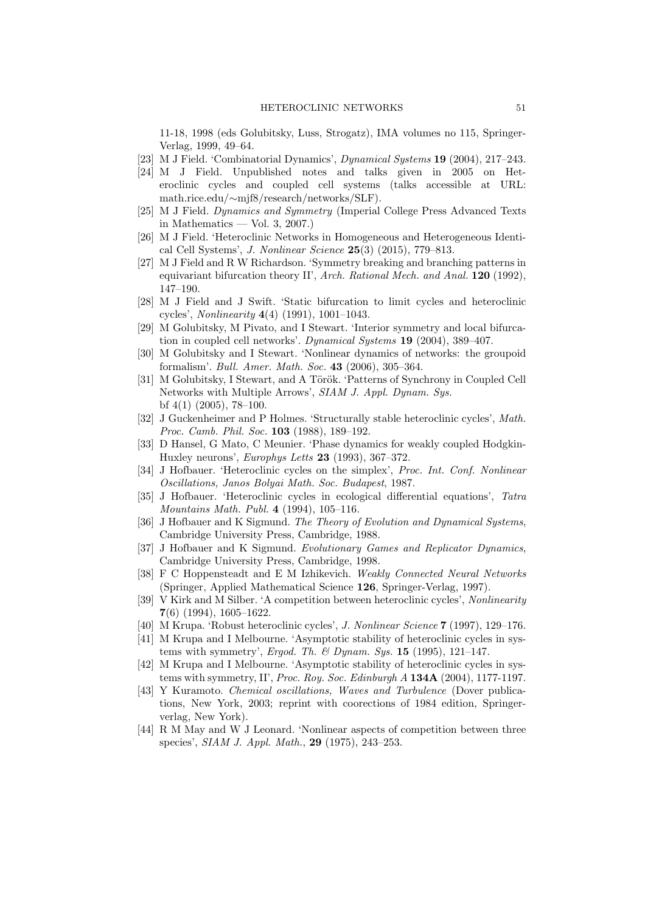11-18, 1998 (eds Golubitsky, Luss, Strogatz), IMA volumes no 115, Springer-Verlag, 1999, 49–64.

[23] M J Field. 'Combinatorial Dynamics', *Dynamical Systems* **19** (2004), 217–243.

[24] M J Field. Unpublished notes and talks given in 2005 on Heteroclinic cycles and coupled cell systems (talks accessible at URL: math.rice.edu/∼mjf8/research/networks/SLF).

[25] M J Field. *Dynamics and Symmetry* (Imperial College Press Advanced Texts in Mathematics — Vol. 3, 2007.)

[26] M J Field. 'Heteroclinic Networks in Homogeneous and Heterogeneous Identical Cell Systems', *J. Nonlinear Science* **25**(3) (2015), 779–813.

[27] M J Field and R W Richardson. 'Symmetry breaking and branching patterns in equivariant bifurcation theory II', *Arch. Rational Mech. and Anal.* **120** (1992), 147–190.

[28] M J Field and J Swift. 'Static bifurcation to limit cycles and heteroclinic cycles', *Nonlinearity* **4**(4) (1991), 1001–1043.

[29] M Golubitsky, M Pivato, and I Stewart. 'Interior symmetry and local bifurcation in coupled cell networks'. *Dynamical Systems* **19** (2004), 389–407.

[30] M Golubitsky and I Stewart. 'Nonlinear dynamics of networks: the groupoid formalism'. *Bull. Amer. Math. Soc.* **43** (2006), 305–364.

[31] M Golubitsky, I Stewart, and A Török. 'Patterns of Synchrony in Coupled Cell Networks with Multiple Arrows', *SIAM J. Appl. Dynam. Sys.* bf 4(1) (2005), 78–100.

[32] J Guckenheimer and P Holmes. 'Structurally stable heteroclinic cycles', *Math. Proc. Camb. Phil. Soc.* **103** (1988), 189–192.

[33] D Hansel, G Mato, C Meunier. 'Phase dynamics for weakly coupled Hodgkin-Huxley neurons', *Europhys Letts* **23** (1993), 367–372.

[34] J Hofbauer. 'Heteroclinic cycles on the simplex', *Proc. Int. Conf. Nonlinear Oscillations, Janos Bolyai Math. Soc. Budapest*, 1987.

[35] J Hofbauer. 'Heteroclinic cycles in ecological differential equations', *Tatra Mountains Math. Publ.* **4** (1994), 105–116.

[36] J Hofbauer and K Sigmund. *The Theory of Evolution and Dynamical Systems*, Cambridge University Press, Cambridge, 1988.

[37] J Hofbauer and K Sigmund. *Evolutionary Games and Replicator Dynamics*, Cambridge University Press, Cambridge, 1998.

[38] F C Hoppensteadt and E M Izhikevich. *Weakly Connected Neural Networks* (Springer, Applied Mathematical Science **126**, Springer-Verlag, 1997).

[39] V Kirk and M Silber. 'A competition between heteroclinic cycles', *Nonlinearity* **7**(6) (1994), 1605–1622.

[40] M Krupa. 'Robust heteroclinic cycles', *J. Nonlinear Science* **7** (1997), 129–176.

[41] M Krupa and I Melbourne. 'Asymptotic stability of heteroclinic cycles in systems with symmetry', *Ergod. Th. & Dynam. Sys.* **15** (1995), 121–147.

[42] M Krupa and I Melbourne. 'Asymptotic stability of heteroclinic cycles in systems with symmetry, II', *Proc. Roy. Soc. Edinburgh A* **134A** (2004), 1177-1197.

[43] Y Kuramoto. *Chemical oscillations, Waves and Turbulence* (Dover publications, New York, 2003; reprint with coorections of 1984 edition, Springer-verlag, New York).

[44] R M May and W J Leonard. 'Nonlinear aspects of competition between three species', *SIAM J. Appl. Math.*, **29** (1975), 243–253.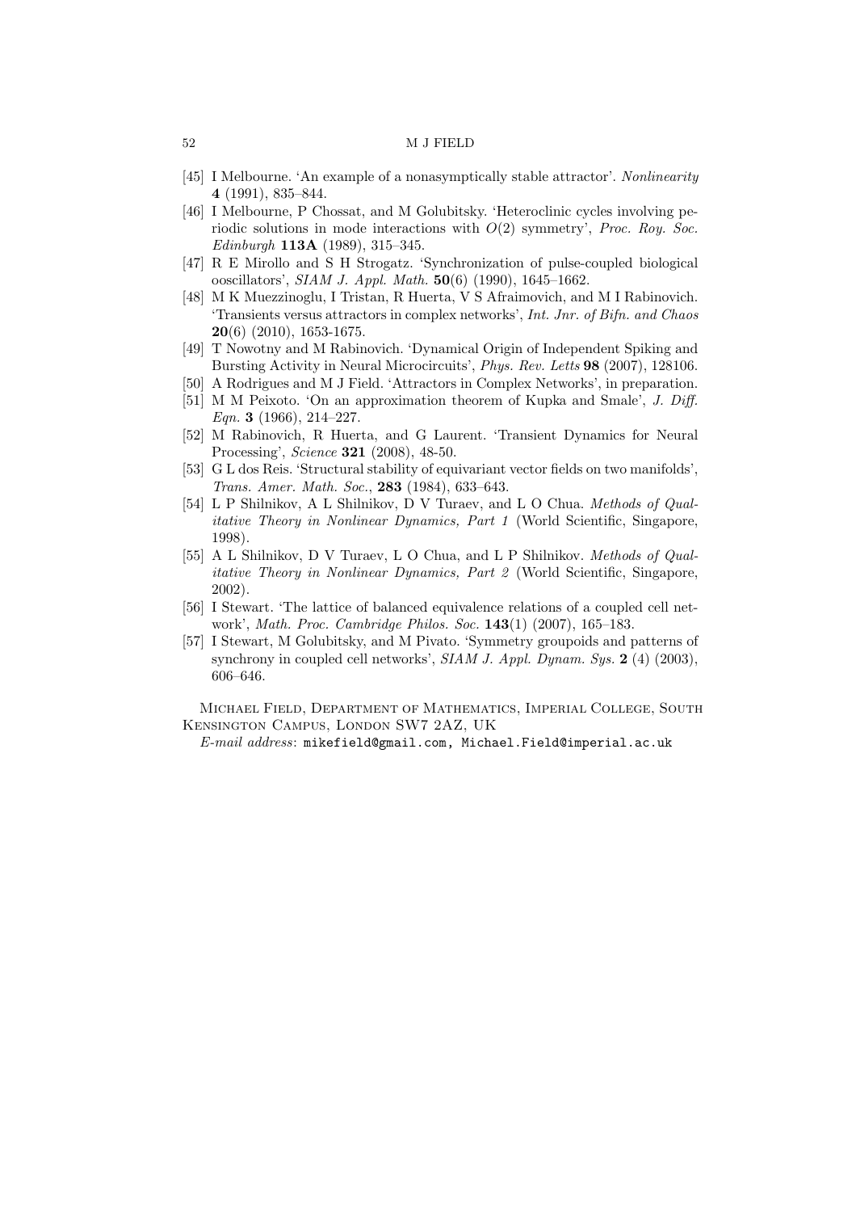[45] I Melbourne. 'An example of a nonasymptically stable attractor'. *Nonlinearity* **4** (1991), 835–844.

[46] I Melbourne, P Chossat, and M Golubitsky. 'Heteroclinic cycles involving periodic solutions in mode interactions with $O(2)$ symmetry', *Proc. Roy. Soc. Edinburgh* **113A** (1989), 315–345.

[47] R E Mirollo and S H Strogatz. 'Synchronization of pulse-coupled biological oscillators', *SIAM J. Appl. Math.* **50**(6) (1990), 1645–1662.

[48] M K Muezzinoglu, I Tristan, R Huerta, V S Afraimovich, and M I Rabinovich. 'Transients versus attractors in complex networks', *Int. Jnr. of Bifn. and Chaos* **20**(6) (2010), 1653-1675.

[49] T Nowotny and M Rabinovich. 'Dynamical Origin of Independent Spiking and Bursting Activity in Neural Microcircuits', *Phys. Rev. Letts* **98** (2007), 128106.

[50] A Rodrigues and M J Field. 'Attractors in Complex Networks', in preparation.

[51] M M Peixoto. 'On an approximation theorem of Kupka and Smale', *J. Diff. Eqn.* **3** (1966), 214–227.

[52] M Rabinovich, R Huerta, and G Laurent. 'Transient Dynamics for Neural Processing', *Science* **321** (2008), 48-50.

[53] G L dos Reis. 'Structural stability of equivariant vector fields on two manifolds', *Trans. Amer. Math. Soc.*, **283** (1984), 633–643.

[54] L P Shilnikov, A L Shilnikov, D V Turaev, and L O Chua. *Methods of Qualitative Theory in Nonlinear Dynamics, Part 1* (World Scientific, Singapore, 1998).

[55] A L Shilnikov, D V Turaev, L O Chua, and L P Shilnikov. *Methods of Qualitative Theory in Nonlinear Dynamics, Part 2* (World Scientific, Singapore, 2002).

[56] I Stewart. 'The lattice of balanced equivalence relations of a coupled cell network', *Math. Proc. Cambridge Philos. Soc.* **143**(1) (2007), 165–183.

[57] I Stewart, M Golubitsky, and M Pivato. 'Symmetry groupoids and patterns of synchrony in coupled cell networks', *SIAM J. Appl. Dynam. Sys.* **2** (4) (2003), 606–646.

Michael Field, Department of Mathematics, Imperial College, South Kensington Campus, London SW7 2AZ, UK

*E-mail address*: mikefield@gmail.com, Michael.Field@imperial.ac.uk